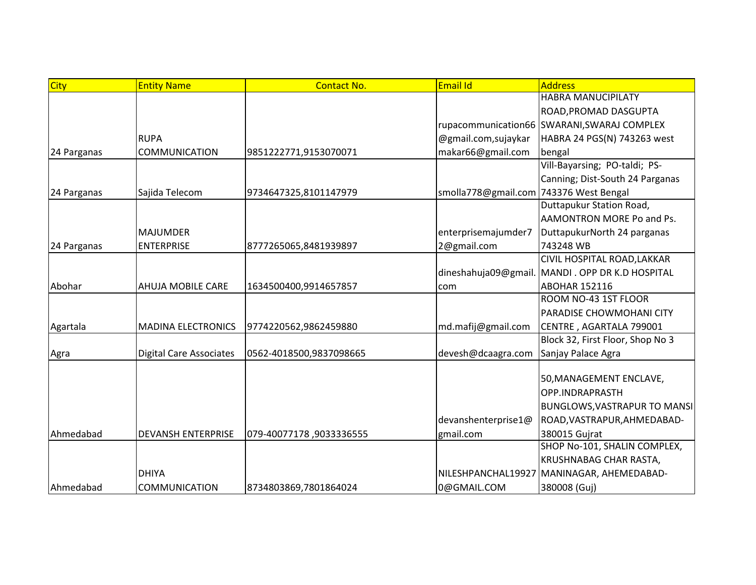| City | Entity Name | Contact No. | Email Id | Address |
| --- | --- | --- | --- | --- |
| 24 Parganas | RUPA COMMUNICATION | 9851222771,9153070071 | rupacommunication66@gmail.com,sujaykarmakar66@gmail.com | HABRA MANUCIPILATY ROAD,PROMAD DASGUPTA SWARANI,SWARAJ COMPLEX HABRA 24 PGS(N) 743263 west bengal |
| 24 Parganas | Sajida Telecom | 9734647325,8101147979 | smolla778@gmail.com | Vill-Bayarsing; PO-taldi; PS-Canning; Dist-South 24 Parganas 743376 West Bengal |
| 24 Parganas | MAJUMDER ENTERPRISE | 8777265065,8481939897 | enterprisemajumder72@gmail.com | Duttapukur Station Road, AAMONTRON MORE Po and Ps. DuttapukurNorth 24 parganas 743248 WB |
| Abohar | AHUJA MOBILE CARE | 1634500400,9914657857 | dineshahuja09@gmail.com | CIVIL HOSPITAL ROAD,LAKKAR MANDI . OPP DR K.D HOSPITAL ABOHAR 152116 |
| Agartala | MADINA ELECTRONICS | 9774220562,9862459880 | md.mafij@gmail.com | ROOM NO-43 1ST FLOOR PARADISE CHOWMOHANI CITY CENTRE , AGARTALA 799001 |
| Agra | Digital Care Associates | 0562-4018500,9837098665 | devesh@dcaagra.com | Block 32, First Floor, Shop No 3 Sanjay Palace Agra |
| Ahmedabad | DEVANSH ENTERPRISE | 079-40077178 ,9033336555 | devanshenterprise1@gmail.com | 50,MANAGEMENT ENCLAVE, OPP.INDRAPRASTH BUNGLOWS,VASTRAPUR TO MANSI ROAD,VASTRAPUR,AHMEDABAD-380015 Gujrat |
| Ahmedabad | DHIYA COMMUNICATION | 8734803869,7801864024 | NILESHPANCHAL199270@GMAIL.COM | SHOP No-101, SHALIN COMPLEX, KRUSHNABAG CHAR RASTA, MANINAGAR, AHEMEDABAD-380008 (Guj) |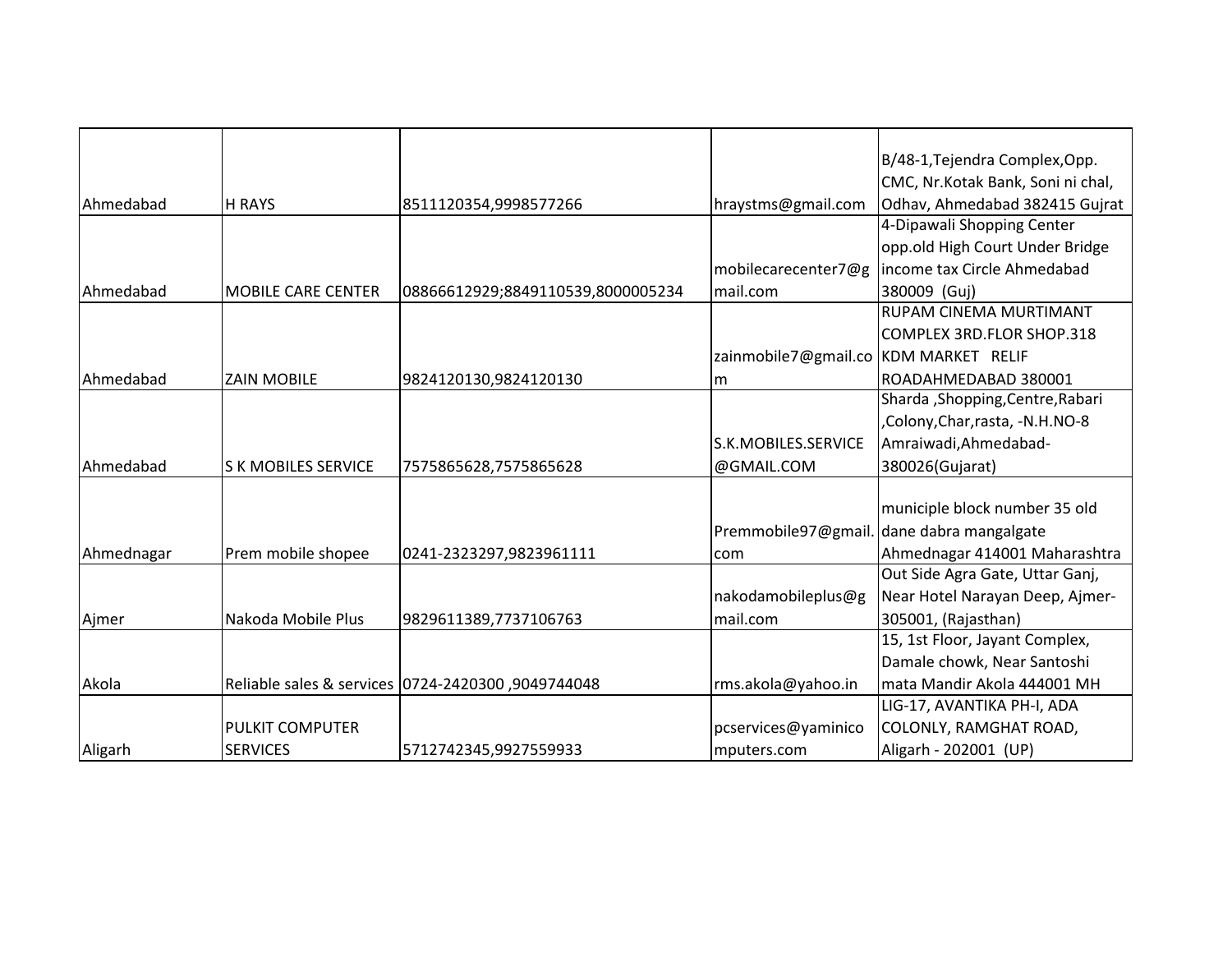| | | | | |
|---|---|---|---|---|
| Ahmedabad | H RAYS | 8511120354,9998577266 | hraystms@gmail.com | B/48-1,Tejendra Complex,Opp. CMC, Nr.Kotak Bank, Soni ni chal, Odhav, Ahmedabad 382415 Gujrat |
| Ahmedabad | MOBILE CARE CENTER | 08866612929;8849110539,8000005234 | mobilecarecenter7@gmail.com | 4-Dipawali Shopping Center opp.old High Court Under Bridge income tax Circle Ahmedabad 380009 (Guj) |
| Ahmedabad | ZAIN MOBILE | 9824120130,9824120130 | zainmobile7@gmail.com | RUPAM CINEMA MURTIMANT COMPLEX 3RD.FLOR SHOP.318 KDM MARKET RELIF ROADAHMEDABAD 380001 |
| Ahmedabad | S K MOBILES SERVICE | 7575865628,7575865628 | S.K.MOBILES.SERVICE@GMAIL.COM | Sharda ,Shopping,Centre,Rabari ,Colony,Char,rasta, -N.H.NO-8 Amraiwadi,Ahmedabad-380026(Gujarat) |
| Ahmednagar | Prem mobile shopee | 0241-2323297,9823961111 | Premmobile97@gmail.com | municiple block number 35 old dane dabra mangalgate Ahmednagar 414001 Maharashtra |
| Ajmer | Nakoda Mobile Plus | 9829611389,7737106763 | nakodamobileplus@gmail.com | Out Side Agra Gate, Uttar Ganj, Near Hotel Narayan Deep, Ajmer-305001, (Rajasthan) |
| Akola | Reliable sales & services | 0724-2420300 ,9049744048 | rms.akola@yahoo.in | 15, 1st Floor, Jayant Complex, Damale chowk, Near Santoshi mata Mandir Akola 444001 MH |
| Aligarh | PULKIT COMPUTER SERVICES | 5712742345,9927559933 | pcservices@yaminicomputers.com | LIG-17, AVANTIKA PH-I, ADA COLONLY, RAMGHAT ROAD, Aligarh - 202001 (UP) |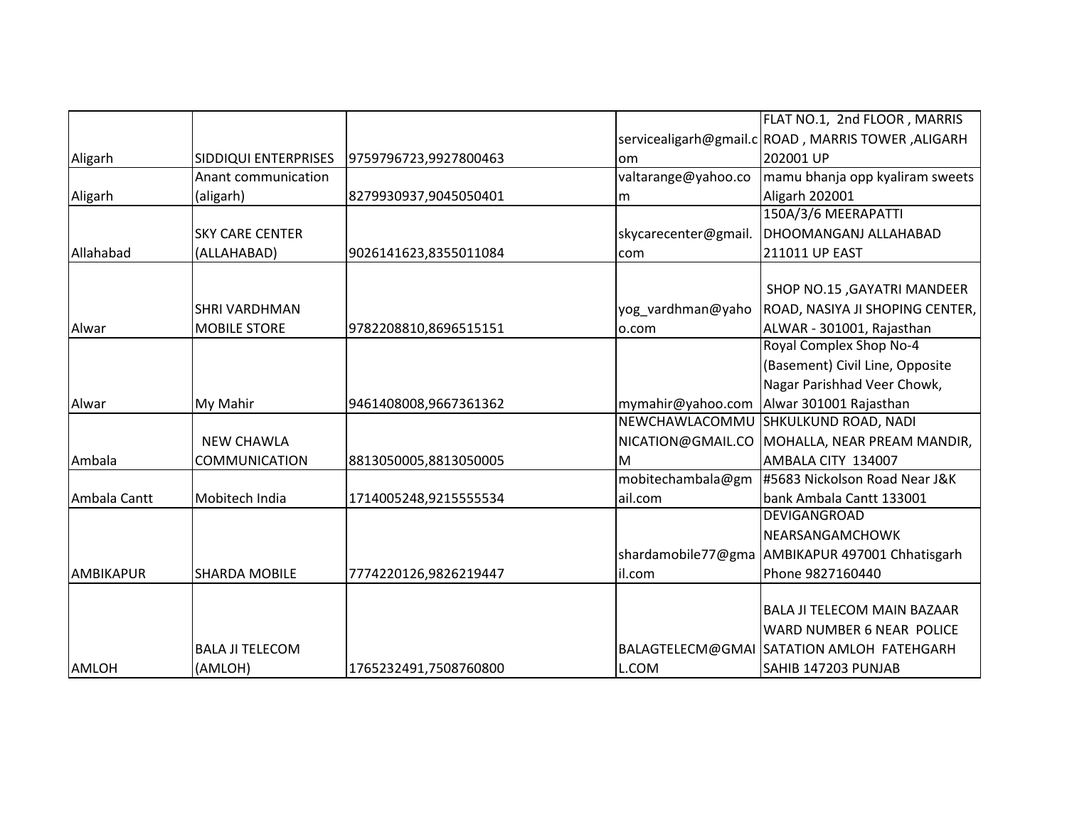| | | | | |
|---|---|---|---|---|
| Aligarh | SIDDIQUI ENTERPRISES | 9759796723,9927800463 | servicealigarh@gmail.com | FLAT NO.1, 2nd FLOOR , MARRIS ROAD , MARRIS TOWER ,ALIGARH 202001 UP |
| Aligarh | Anant communication (aligarh) | 8279930937,9045050401 | valtarange@yahoo.com | mamu bhanja opp kyaliram sweets Aligarh 202001 |
| Allahabad | SKY CARE CENTER (ALLAHABAD) | 9026141623,8355011084 | skycarecenter@gmail.com | 150A/3/6 MEERAPATTI DHOOMANGANJ ALLAHABAD 211011 UP EAST |
| Alwar | SHRI VARDHMAN MOBILE STORE | 9782208810,8696515151 | yog_vardhman@yahoo.com | SHOP NO.15 ,GAYATRI MANDEER ROAD, NASIYA JI SHOPING CENTER, ALWAR - 301001, Rajasthan |
| Alwar | My Mahir | 9461408008,9667361362 | mymahir@yahoo.com | Royal Complex Shop No-4 (Basement) Civil Line, Opposite Nagar Parishhad Veer Chowk, Alwar 301001 Rajasthan |
| Ambala | NEW CHAWLA COMMUNICATION | 8813050005,8813050005 | NEWCHAWLACOMMUNICATION@GMAIL.COM | SHKULKUND ROAD, NADI MOHALLA, NEAR PREAM MANDIR, AMBALA CITY 134007 |
| Ambala Cantt | Mobitech India | 1714005248,9215555534 | mobitechambala@gmail.com | #5683 Nickolson Road Near J&K bank Ambala Cantt 133001 |
| AMBIKAPUR | SHARDA MOBILE | 7774220126,9826219447 | shardamobile77@gmail.com | DEVIGANGROAD NEARSANGAMCHOWK AMBIKAPUR 497001 Chhatisgarh Phone 9827160440 |
| AMLOH | BALA JI TELECOM (AMLOH) | 1765232491,7508760800 | BALAGTELECM@GMAIL.COM | BALA JI TELECOM MAIN BAZAAR WARD NUMBER 6 NEAR POLICE SATATION AMLOH FATEHGARH SAHIB 147203 PUNJAB |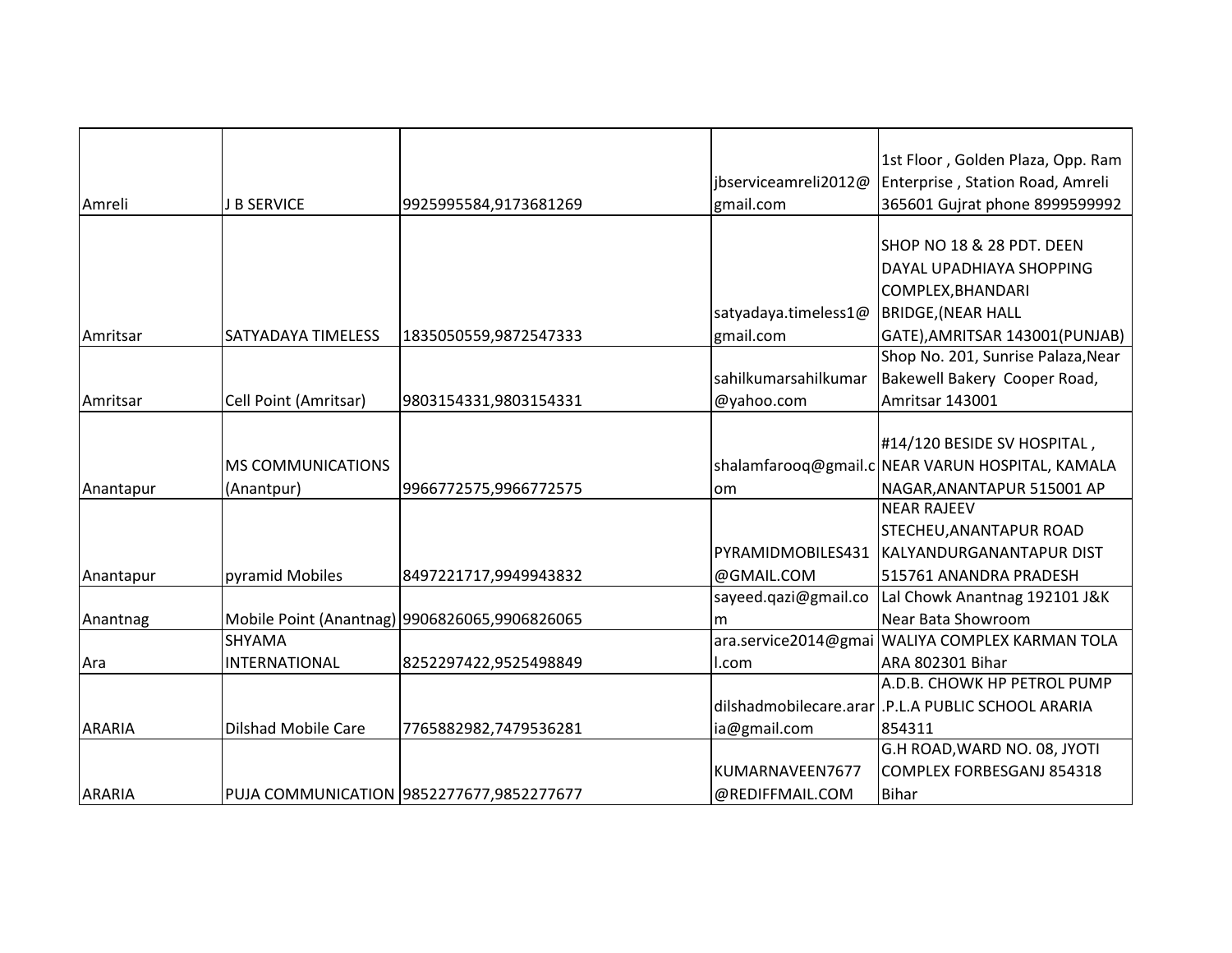| | | | | |
|---|---|---|---|---|
| Amreli | J B SERVICE | 9925995584,9173681269 | jbserviceamreli2012@gmail.com | 1st Floor , Golden Plaza, Opp. Ram Enterprise , Station Road, Amreli 365601 Gujrat phone 8999599992 |
| Amritsar | SATYADAYA TIMELESS | 1835050559,9872547333 | satyadaya.timeless1@gmail.com | SHOP NO 18 & 28 PDT. DEEN DAYAL UPADHIAYA SHOPPING COMPLEX,BHANDARI BRIDGE,(NEAR HALL GATE),AMRITSAR 143001(PUNJAB) |
| Amritsar | Cell Point (Amritsar) | 9803154331,9803154331 | sahilkumarsahilkumar@yahoo.com | Shop No. 201, Sunrise Palaza,Near Bakewell Bakery Cooper Road, Amritsar 143001 |
| Anantapur | MS COMMUNICATIONS (Anantpur) | 9966772575,9966772575 | shalamfarooq@gmail.com | #14/120 BESIDE SV HOSPITAL , NEAR VARUN HOSPITAL, KAMALA NAGAR,ANANTAPUR 515001 AP |
| Anantapur | pyramid Mobiles | 8497221717,9949943832 | PYRAMIDMOBILES431@GMAIL.COM | NEAR RAJEEV STECHEU,ANANTAPUR ROAD KALYANDURGANANTAPUR DIST 515761 ANANDRA PRADESH |
| Anantnag | Mobile Point (Anantnag) | 9906826065,9906826065 | sayeed.qazi@gmail.com | Lal Chowk Anantnag 192101 J&K Near Bata Showroom |
| Ara | SHYAMA INTERNATIONAL | 8252297422,9525498849 | ara.service2014@gmail.com | WALIYA COMPLEX KARMAN TOLA ARA 802301 Bihar |
| ARARIA | Dilshad Mobile Care | 7765882982,7479536281 | dilshadmobilecare.araria@gmail.com | A.D.B. CHOWK HP PETROL PUMP .P.L.A PUBLIC SCHOOL ARARIA 854311 |
| ARARIA | PUJA COMMUNICATION | 9852277677,9852277677 | KUMARNAVEEN7677@REDIFFMAIL.COM | G.H ROAD,WARD NO. 08, JYOTI COMPLEX FORBESGANJ 854318 Bihar |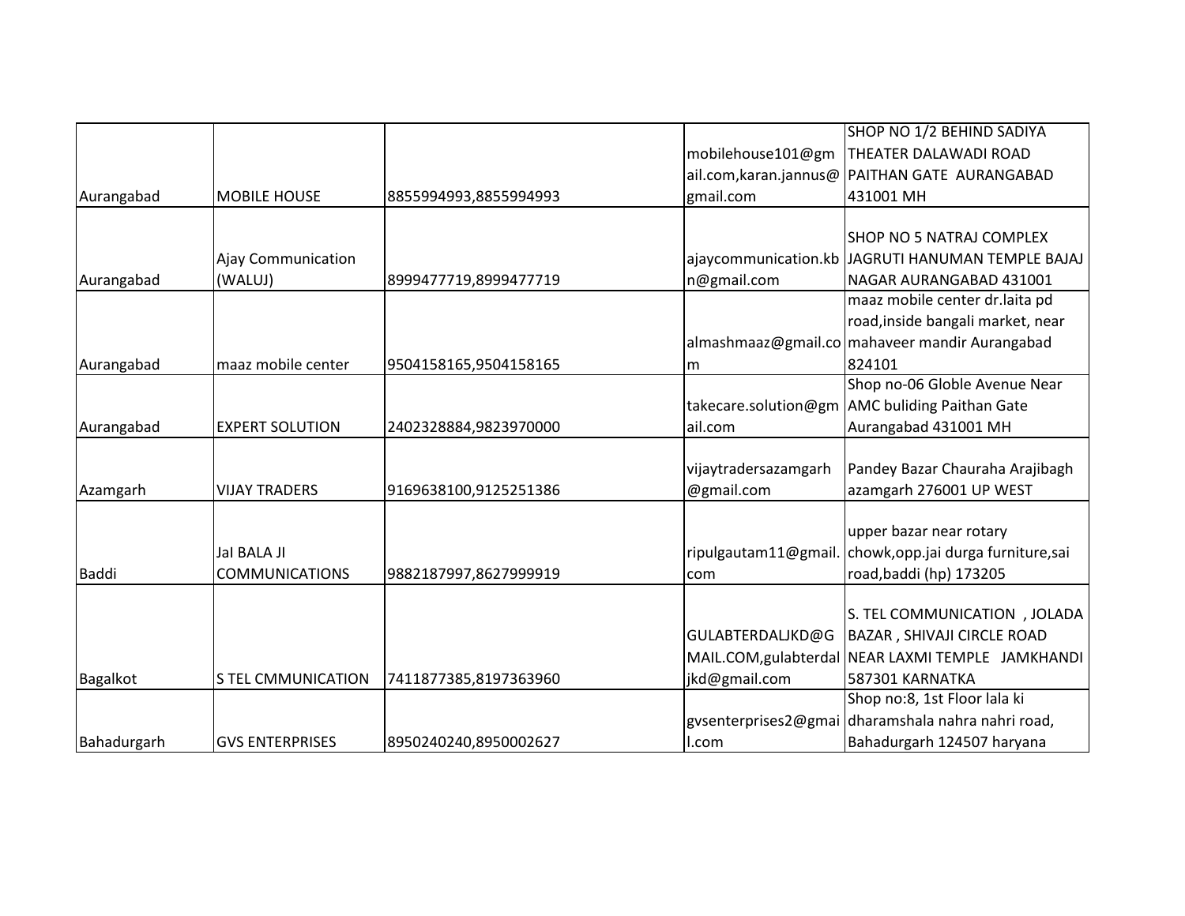| | | | | |
|---|---|---|---|---|
| Aurangabad | MOBILE HOUSE | 8855994993,8855994993 | mobilehouse101@gmail.com,karan.jannus@gmail.com | SHOP NO 1/2 BEHIND SADIYA THEATER DALAWADI ROAD PAITHAN GATE AURANGABAD 431001 MH |
| Aurangabad | Ajay Communication (WALUJ) | 8999477719,8999477719 | ajaycommunication.kbn@gmail.com | SHOP NO 5 NATRAJ COMPLEX JAGRUTI HANUMAN TEMPLE BAJAJ NAGAR AURANGABAD 431001 |
| Aurangabad | maaz mobile center | 9504158165,9504158165 | almashmaaz@gmail.com | maaz mobile center dr.laita pd road,inside bangali market, near mahaveer mandir Aurangabad 824101 |
| Aurangabad | EXPERT SOLUTION | 2402328884,9823970000 | takecare.solution@gmail.com | Shop no-06 Globle Avenue Near AMC buliding Paithan Gate Aurangabad 431001 MH |
| Azamgarh | VIJAY TRADERS | 9169638100,9125251386 | vijaytradersazamgarh@gmail.com | Pandey Bazar Chauraha Arajibagh azamgarh 276001 UP WEST |
| Baddi | JaI BALA JI COMMUNICATIONS | 9882187997,8627999919 | ripulgautam11@gmail.com | upper bazar near rotary chowk,opp.jai durga furniture,sai road,baddi (hp) 173205 |
| Bagalkot | S TEL CMMUNICATION | 7411877385,8197363960 | GULABTERDALJKD@GMAIL.COM,gulabterdaljkd@gmail.com | S. TEL COMMUNICATION , JOLADA BAZAR , SHIVAJI CIRCLE ROAD NEAR LAXMI TEMPLE JAMKHANDI 587301 KARNATKA |
| Bahadurgarh | GVS ENTERPRISES | 8950240240,8950002627 | gvsenterprises2@gmail.com | Shop no:8, 1st Floor lala ki dharamshala nahra nahri road, Bahadurgarh 124507 haryana |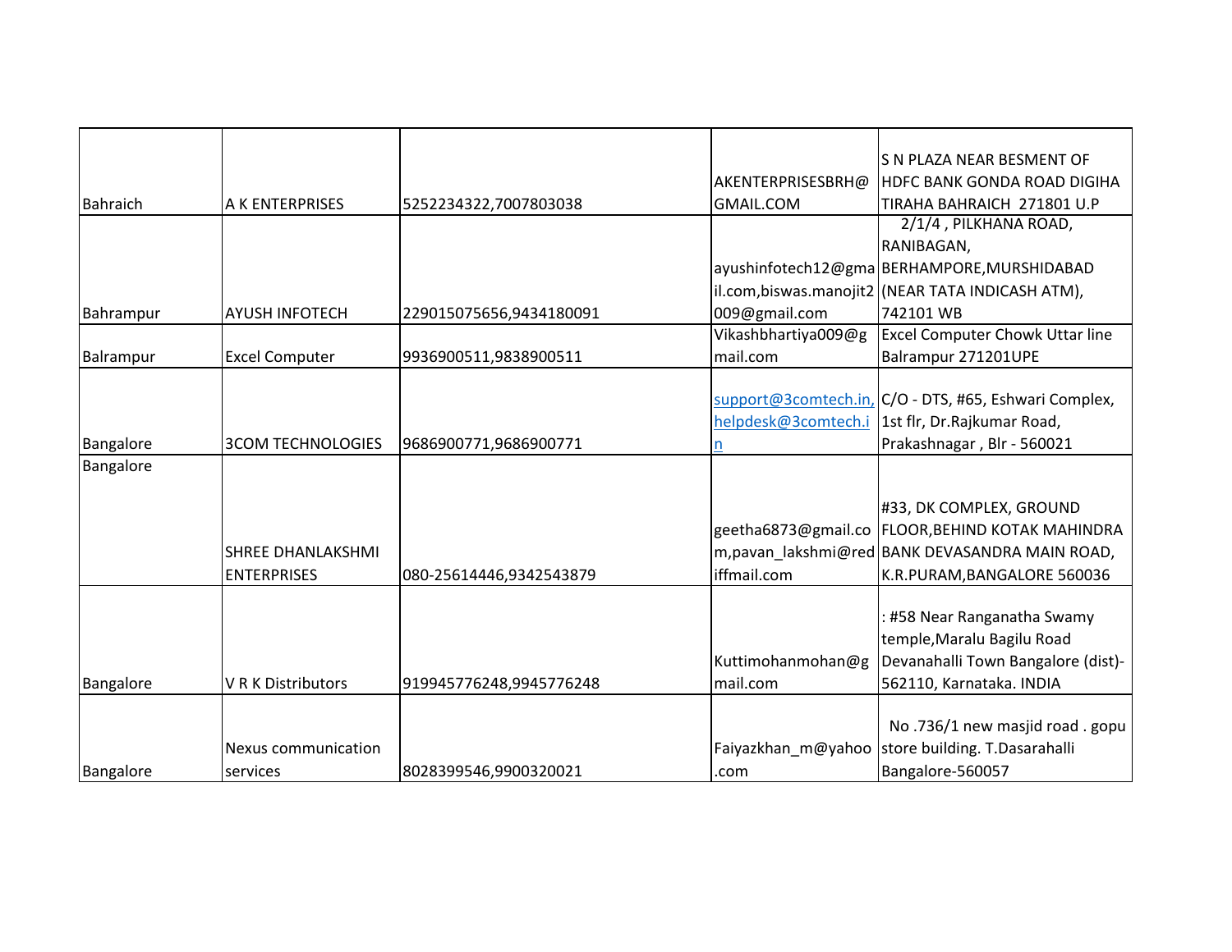| | | | | |
|---|---|---|---|---|
| Bahraich | A K ENTERPRISES | 5252234322,7007803038 | AKENTERPRISESBRH@GMAIL.COM | S N PLAZA NEAR BESMENT OF HDFC BANK GONDA ROAD DIGIHA TIRAHA BAHRAICH 271801 U.P |
| Bahrampur | AYUSH INFOTECH | 229015075656,9434180091 | ayushinfotech12@gmail.com,biswas.manojit2009@gmail.com | 2/1/4 , PILKHANA ROAD, RANIBAGAN, BERHAMPORE,MURSHIDABAD (NEAR TATA INDICASH ATM), 742101 WB |
| Balrampur | Excel Computer | 9936900511,9838900511 | Vikashbhartiya009@gmail.com | Excel Computer Chowk Uttar line Balrampur 271201UPE |
| Bangalore | 3COM TECHNOLOGIES | 9686900771,9686900771 | support@3comtech.in, helpdesk@3comtech.in | C/O - DTS, #65, Eshwari Complex, 1st flr, Dr.Rajkumar Road, Prakashnagar , Blr - 560021 |
| Bangalore | SHREE DHANLAKSHMI ENTERPRISES | 080-25614446,9342543879 | geetha6873@gmail.com,pavan_lakshmi@rediffmail.com | #33, DK COMPLEX, GROUND FLOOR,BEHIND KOTAK MAHINDRA BANK DEVASANDRA MAIN ROAD, K.R.PURAM,BANGALORE 560036 |
| Bangalore | V R K Distributors | 919945776248,9945776248 | Kuttimohanmohan@gmail.com | : #58 Near Ranganatha Swamy temple,Maralu Bagilu Road Devanahalli Town Bangalore (dist)-562110, Karnataka. INDIA |
| Bangalore | Nexus communication services | 8028399546,9900320021 | Faiyazkhan_m@yahoo.com | No .736/1 new masjid road . gopu store building. T.Dasarahalli Bangalore-560057 |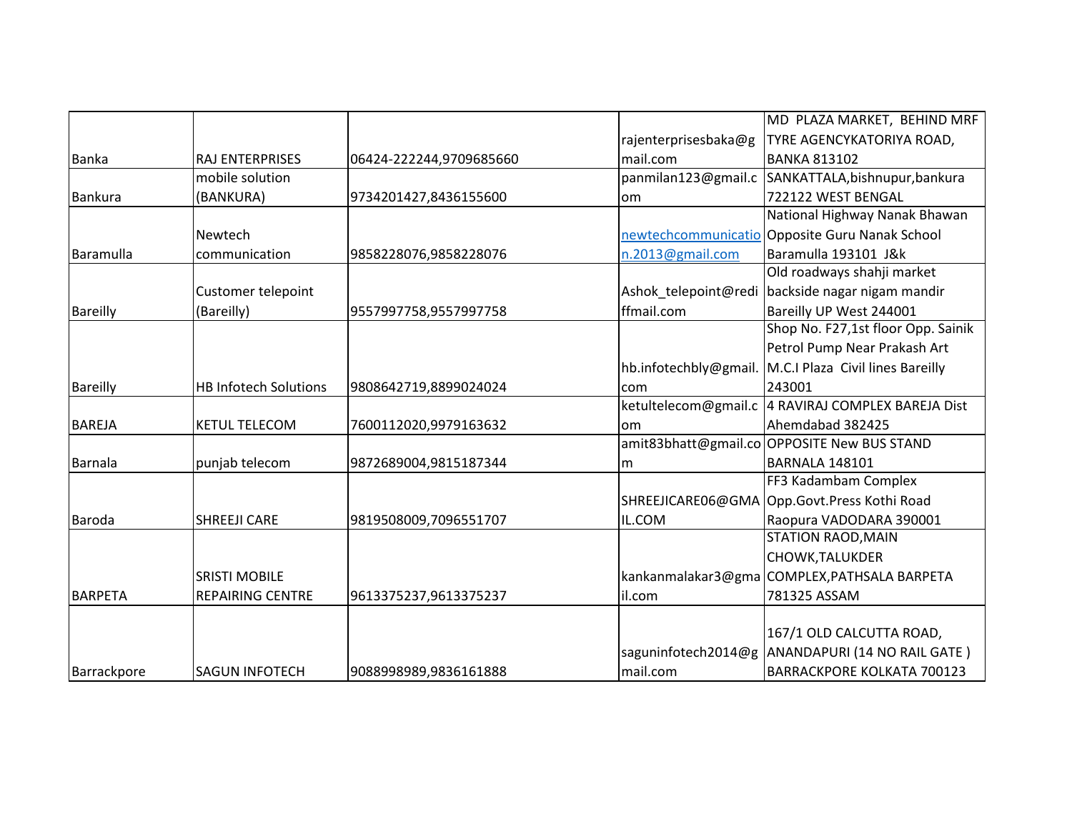| | | | | |
|---|---|---|---|---|
| Banka | RAJ ENTERPRISES | 06424-222244,9709685660 | rajenterprisesbaka@gmail.com | MD PLAZA MARKET, BEHIND MRF TYRE AGENCYKATORIYA ROAD, BANKA 813102 |
| Bankura | mobile solution (BANKURA) | 9734201427,8436155600 | panmilan123@gmail.com | SANKATTALA,bishnupur,bankura 722122 WEST BENGAL |
| Baramulla | Newtech communication | 9858228076,9858228076 | newtechcommunication.2013@gmail.com | National Highway Nanak Bhawan Opposite Guru Nanak School Baramulla 193101 J&k |
| Bareilly | Customer telepoint (Bareilly) | 9557997758,9557997758 | Ashok_telepoint@rediffmail.com | Old roadways shahji market backside nagar nigam mandir Bareilly UP West 244001 |
| Bareilly | HB Infotech Solutions | 9808642719,8899024024 | hb.infotechbly@gmail.com | Shop No. F27,1st floor Opp. Sainik Petrol Pump Near Prakash Art M.C.I Plaza Civil lines Bareilly 243001 |
| BAREJA | KETUL TELECOM | 7600112020,9979163632 | ketultelecom@gmail.com | 4 RAVIRAJ COMPLEX BAREJA Dist Ahemdabad 382425 |
| Barnala | punjab telecom | 9872689004,9815187344 | amit83bhatt@gmail.com | OPPOSITE New BUS STAND BARNALA 148101 |
| Baroda | SHREEJI CARE | 9819508009,7096551707 | SHREEJICARE06@GMAIL.COM | FF3 Kadambam Complex Opp.Govt.Press Kothi Road Raopura VADODARA 390001 |
| BARPETA | SRISTI MOBILE REPAIRING CENTRE | 9613375237,9613375237 | kankanmalakar3@gmail.com | STATION RAOD,MAIN CHOWK,TALUKDER COMPLEX,PATHSALA BARPETA 781325 ASSAM |
| Barrackpore | SAGUN INFOTECH | 9088998989,9836161888 | saguninfotech2014@gmail.com | 167/1 OLD CALCUTTA ROAD, ANANDAPURI (14 NO RAIL GATE ) BARRACKPORE KOLKATA 700123 |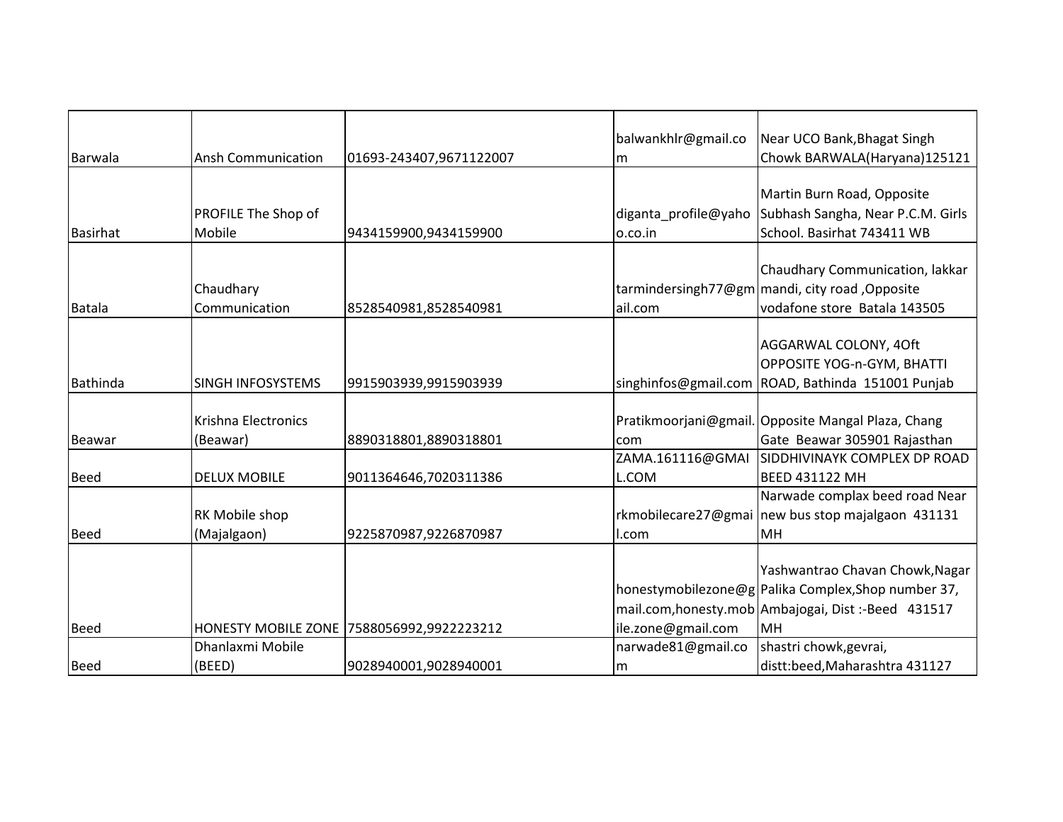| | | | | |
|---|---|---|---|---|
| Barwala | Ansh Communication | 01693-243407,9671122007 | balwankhlr@gmail.com | Near UCO Bank,Bhagat Singh Chowk BARWALA(Haryana)125121 |
| Basirhat | PROFILE The Shop of Mobile | 9434159900,9434159900 | diganta_profile@yahoo.co.in | Martin Burn Road, Opposite Subhash Sangha, Near P.C.M. Girls School. Basirhat 743411 WB |
| Batala | Chaudhary Communication | 8528540981,8528540981 | tarmindersingh77@gmail.com | Chaudhary Communication, lakkar mandi, city road ,Opposite vodafone store Batala 143505 |
| Bathinda | SINGH INFOSYSTEMS | 9915903939,9915903939 | singhinfos@gmail.com | AGGARWAL COLONY, 4Oft OPPOSITE YOG-n-GYM, BHATTI ROAD, Bathinda 151001 Punjab |
| Beawar | Krishna Electronics (Beawar) | 8890318801,8890318801 | Pratikmoorjani@gmail.com | Opposite Mangal Plaza, Chang Gate Beawar 305901 Rajasthan |
| Beed | DELUX MOBILE | 9011364646,7020311386 | ZAMA.161116@GMAIL.COM | SIDDHIVINAYK COMPLEX DP ROAD BEED 431122 MH |
| Beed | RK Mobile shop (Majalgaon) | 9225870987,9226870987 | rkmobilecare27@gmail.com | Narwade complax beed road Near new bus stop majalgaon 431131 MH |
| Beed | HONESTY MOBILE ZONE | 7588056992,9922223212 | honestymobilezone@gmail.com,honesty.mobile.zone@gmail.com | Yashwantrao Chavan Chowk,Nagar Palika Complex,Shop number 37, Ambajogai, Dist :-Beed 431517 MH |
| Beed | Dhanlaxmi Mobile (BEED) | 9028940001,9028940001 | narwade81@gmail.com | shastri chowk,gevrai, distt:beed,Maharashtra 431127 |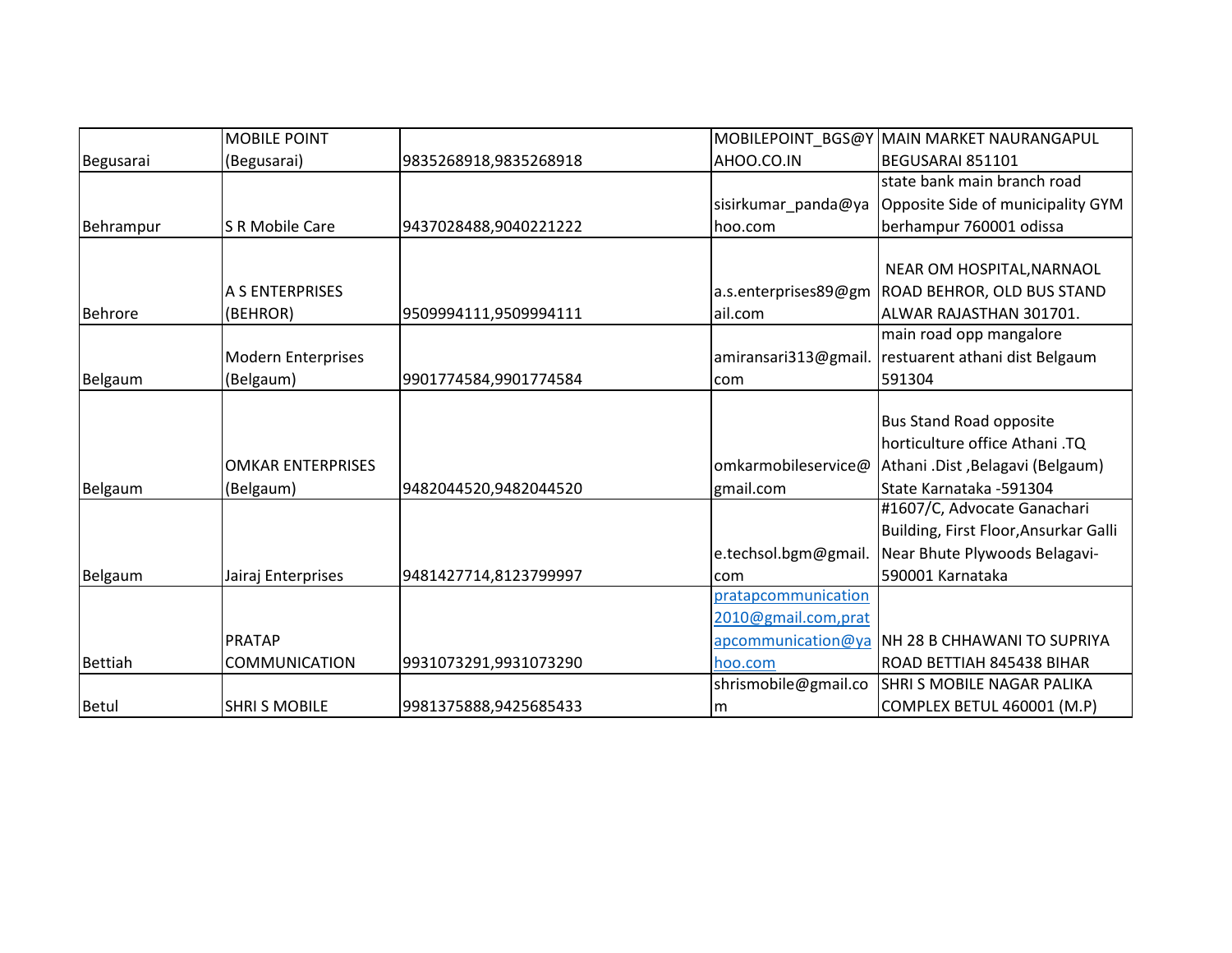| | | | | |
|---|---|---|---|---|
| Begusarai | MOBILE POINT (Begusarai) | 9835268918,9835268918 | MOBILEPOINT_BGS@YAHOO.CO.IN | MAIN MARKET NAURANGAPUL BEGUSARAI 851101 |
| Behrampur | S R Mobile Care | 9437028488,9040221222 | sisirkumar_panda@yahoo.com | state bank main branch road Opposite Side of municipality GYM berhampur 760001 odissa |
| Behrore | A S ENTERPRISES (BEHROR) | 9509994111,9509994111 | a.s.enterprises89@gmail.com | NEAR OM HOSPITAL,NARNAOL ROAD BEHROR, OLD BUS STAND ALWAR RAJASTHAN 301701. |
| Belgaum | Modern Enterprises (Belgaum) | 9901774584,9901774584 | amiransari313@gmail.com | main road opp mangalore restuarent athani dist Belgaum 591304 |
| Belgaum | OMKAR ENTERPRISES (Belgaum) | 9482044520,9482044520 | omkarmobileservice@gmail.com | Bus Stand Road opposite horticulture office Athani .TQ Athani .Dist ,Belagavi (Belgaum) State Karnataka -591304 |
| Belgaum | Jairaj Enterprises | 9481427714,8123799997 | e.techsol.bgm@gmail.com | #1607/C, Advocate Ganachari Building, First Floor,Ansurkar Galli Near Bhute Plywoods Belagavi-590001 Karnataka |
| Bettiah | PRATAP COMMUNICATION | 9931073291,9931073290 | pratapcommunication2010@gmail.com,pratapcommunication@yahoo.com | NH 28 B CHHAWANI TO SUPRIYA ROAD BETTIAH 845438 BIHAR |
| Betul | SHRI S MOBILE | 9981375888,9425685433 | shrismobile@gmail.com | SHRI S MOBILE NAGAR PALIKA COMPLEX BETUL 460001 (M.P) |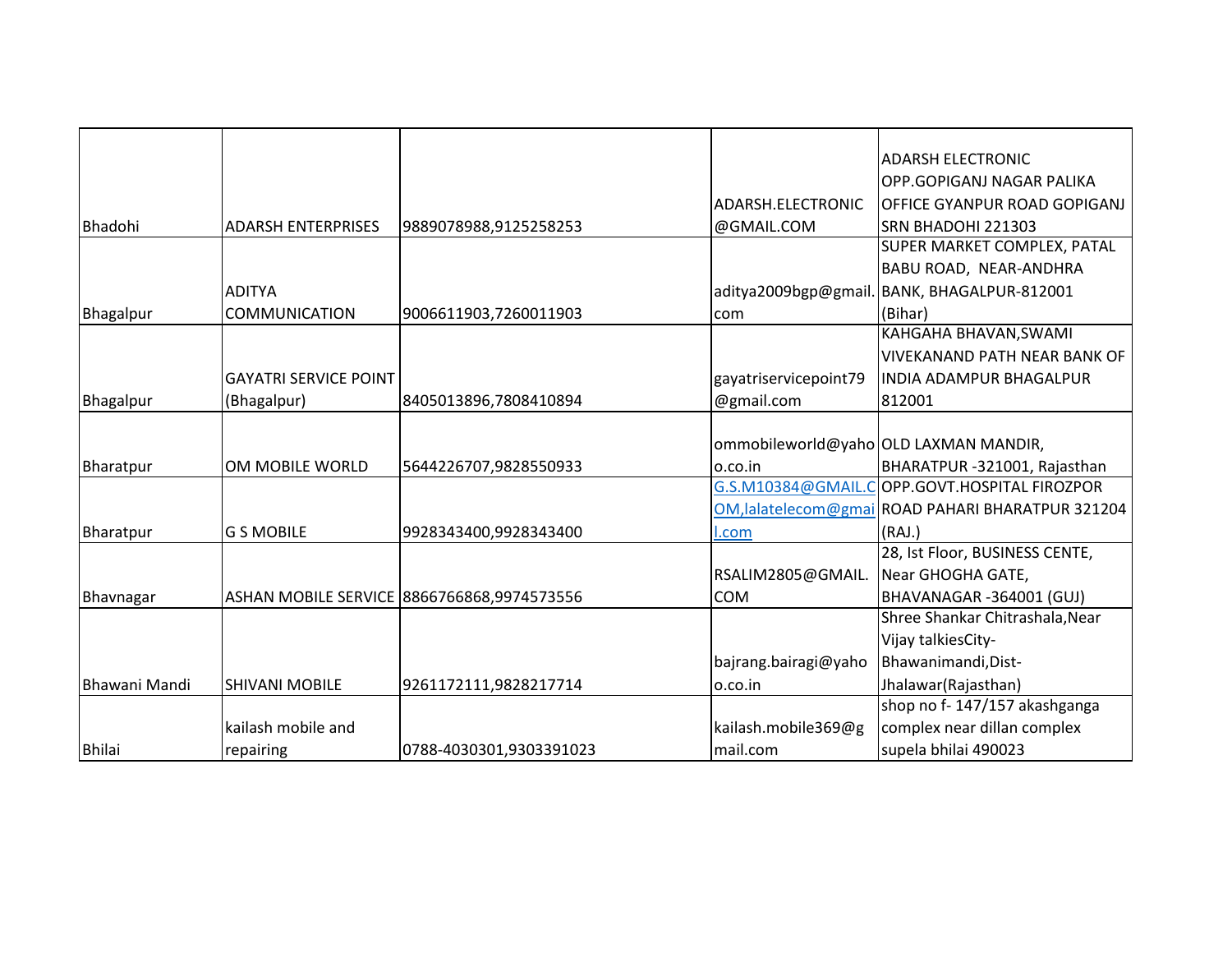| | | | | |
|---|---|---|---|---|
| Bhadohi | ADARSH ENTERPRISES | 9889078988,9125258253 | ADARSH.ELECTRONIC@GMAIL.COM | ADARSH ELECTRONIC OPP.GOPIGANJ NAGAR PALIKA OFFICE GYANPUR ROAD GOPIGANJ SRN BHADOHI 221303 |
| Bhagalpur | ADITYA COMMUNICATION | 9006611903,7260011903 | aditya2009bgp@gmail.com | SUPER MARKET COMPLEX, PATAL BABU ROAD, NEAR-ANDHRA BANK, BHAGALPUR-812001 (Bihar) |
| Bhagalpur | GAYATRI SERVICE POINT (Bhagalpur) | 8405013896,7808410894 | gayatriservicepoint79@gmail.com | KAHGAHA BHAVAN,SWAMI VIVEKANAND PATH NEAR BANK OF INDIA ADAMPUR BHAGALPUR 812001 |
| Bharatpur | OM MOBILE WORLD | 5644226707,9828550933 | ommobileworld@yahoo.co.in | OLD LAXMAN MANDIR, BHARATPUR -321001, Rajasthan |
| Bharatpur | G S MOBILE | 9928343400,9928343400 | G.S.M10384@GMAIL.COM,lalatelecom@gmail.com | OPP.GOVT.HOSPITAL FIROZPOR ROAD PAHARI BHARATPUR 321204 (RAJ.) |
| Bhavnagar | ASHAN MOBILE SERVICE | 8866766868,9974573556 | RSALIM2805@GMAIL.COM | 28, Ist Floor, BUSINESS CENTE, Near GHOGHA GATE, BHAVANAGAR -364001 (GUJ) |
| Bhawani Mandi | SHIVANI MOBILE | 9261172111,9828217714 | bajrang.bairagi@yahoo.co.in | Shree Shankar Chitrashala,Near Vijay talkiesCity-Bhawanimandi,Dist-Jhalawar(Rajasthan) |
| Bhilai | kailash mobile and repairing | 0788-4030301,9303391023 | kailash.mobile369@gmail.com | shop no f- 147/157 akashganga complex near dillan complex supela bhilai 490023 |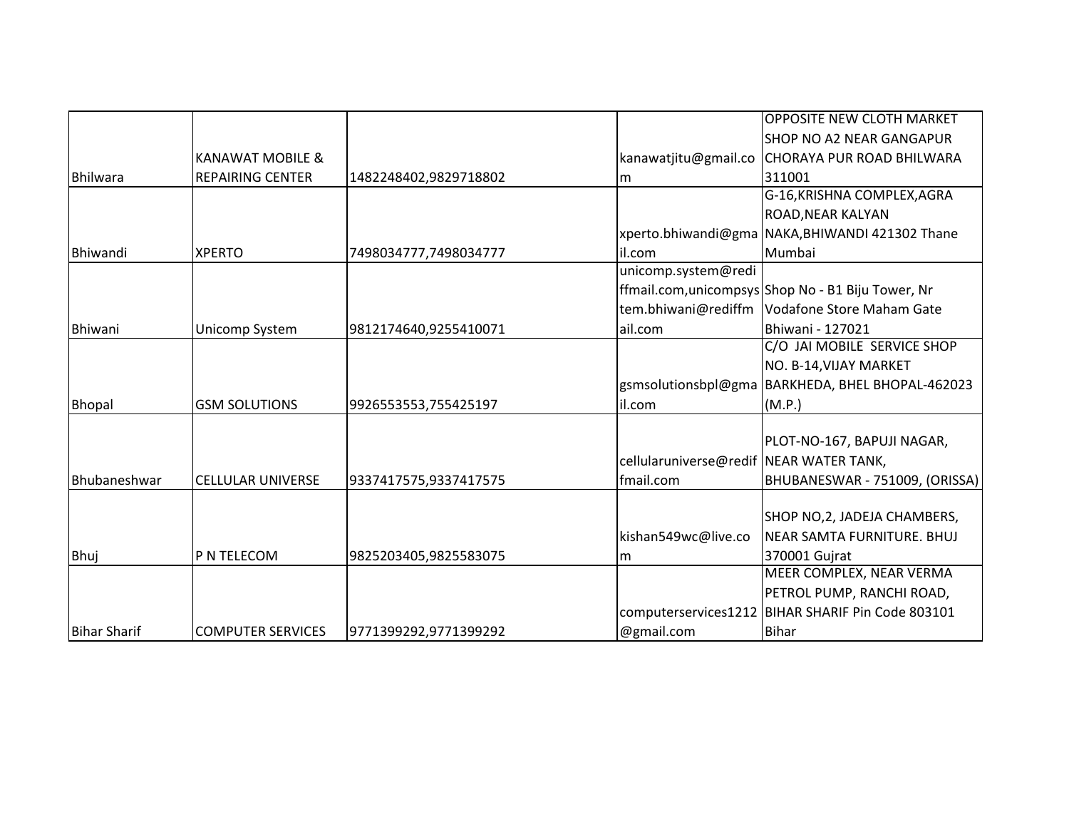| | | | | |
|---|---|---|---|---|
| Bhilwara | KANAWAT MOBILE & REPAIRING CENTER | 1482248402,9829718802 | kanawatjitu@gmail.com | OPPOSITE NEW CLOTH MARKET SHOP NO A2 NEAR GANGAPUR CHORAYA PUR ROAD BHILWARA 311001 |
| Bhiwandi | XPERTO | 7498034777,7498034777 | xperto.bhiwandi@gmail.com | G-16,KRISHNA COMPLEX,AGRA ROAD,NEAR KALYAN NAKA,BHIWANDI 421302 Thane Mumbai |
| Bhiwani | Unicomp System | 9812174640,9255410071 | unicomp.system@rediffmail.com,unicompsystem.bhiwani@rediffmail.com | Shop No - B1 Biju Tower, Nr Vodafone Store Maham Gate Bhiwani - 127021 |
| Bhopal | GSM SOLUTIONS | 9926553553,755425197 | gsmsolutionsbpl@gmail.com | C/O JAI MOBILE SERVICE SHOP NO. B-14,VIJAY MARKET BARKHEDA, BHEL BHOPAL-462023 (M.P.) |
| Bhubaneshwar | CELLULAR UNIVERSE | 9337417575,9337417575 | cellularuniverse@rediffmail.com | PLOT-NO-167, BAPUJI NAGAR, NEAR WATER TANK, BHUBANESWAR - 751009, (ORISSA) |
| Bhuj | P N TELECOM | 9825203405,9825583075 | kishan549wc@live.com | SHOP NO,2, JADEJA CHAMBERS, NEAR SAMTA FURNITURE. BHUJ 370001 Gujrat |
| Bihar Sharif | COMPUTER SERVICES | 9771399292,9771399292 | computerservices1212@gmail.com | MEER COMPLEX, NEAR VERMA PETROL PUMP, RANCHI ROAD, BIHAR SHARIF Pin Code 803101 Bihar |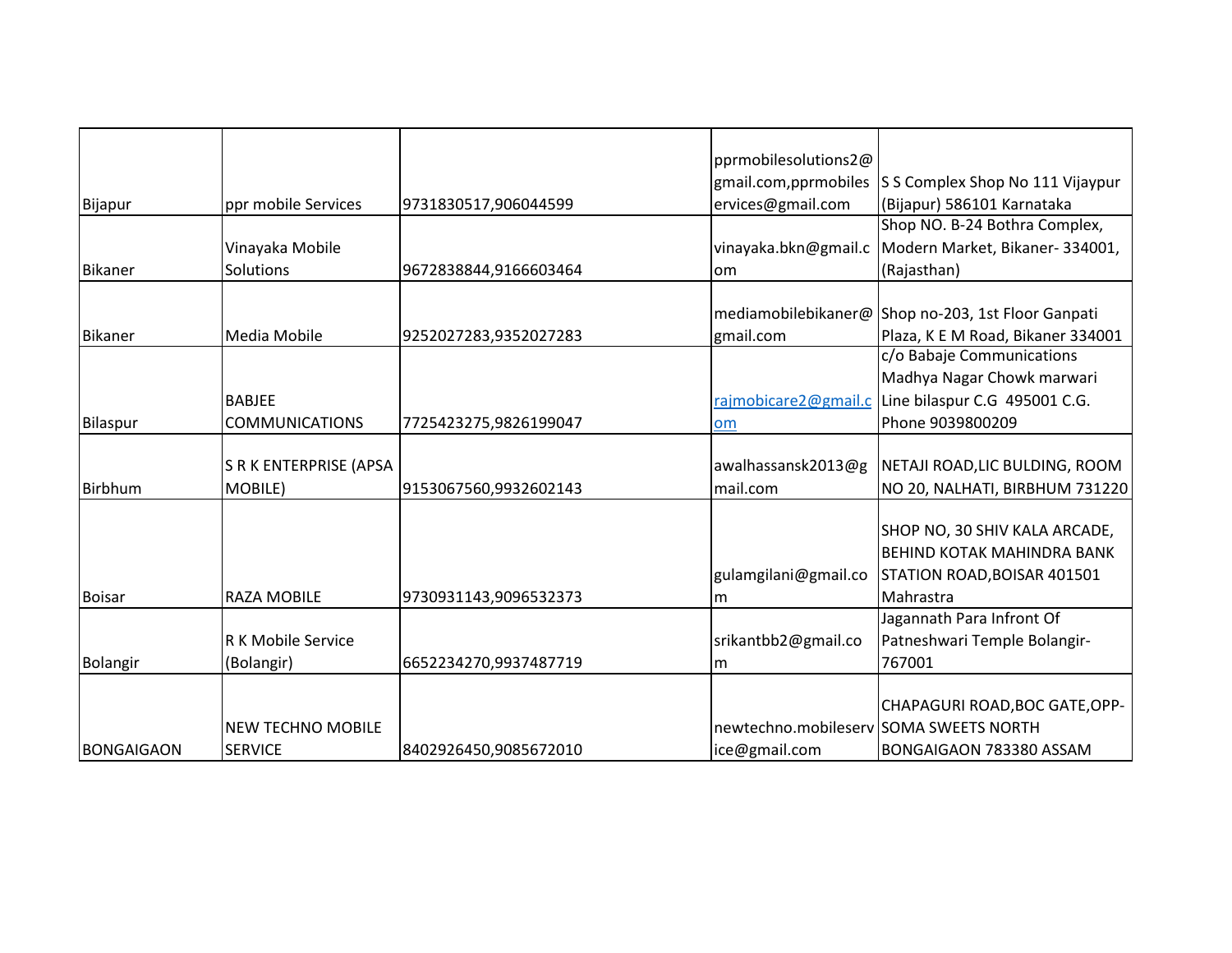| | | | | |
|---|---|---|---|---|
| Bijapur | ppr mobile Services | 9731830517,906044599 | pprmobilesolutions2@gmail.com,pprmobileservices@gmail.com | S S Complex Shop No 111 Vijaypur (Bijapur) 586101 Karnataka |
| Bikaner | Vinayaka Mobile Solutions | 9672838844,9166603464 | vinayaka.bkn@gmail.com | Shop NO. B-24 Bothra Complex, Modern Market, Bikaner- 334001, (Rajasthan) |
| Bikaner | Media Mobile | 9252027283,9352027283 | mediamobilebikaner@gmail.com | Shop no-203, 1st Floor Ganpati Plaza, K E M Road, Bikaner 334001 |
| Bilaspur | BABJEE COMMUNICATIONS | 7725423275,9826199047 | rajmobicare2@gmail.com | c/o Babaje Communications Madhya Nagar Chowk marwari Line bilaspur C.G 495001 C.G. Phone 9039800209 |
| Birbhum | S R K ENTERPRISE (APSA MOBILE) | 9153067560,9932602143 | awalhassansk2013@gmail.com | NETAJI ROAD,LIC BULDING, ROOM NO 20, NALHATI, BIRBHUM 731220 |
| Boisar | RAZA MOBILE | 9730931143,9096532373 | gulamgilani@gmail.com | SHOP NO, 30 SHIV KALA ARCADE, BEHIND KOTAK MAHINDRA BANK STATION ROAD,BOISAR 401501 Mahrastra |
| Bolangir | R K Mobile Service (Bolangir) | 6652234270,9937487719 | srikantbb2@gmail.com | Jagannath Para Infront Of Patneshwari Temple Bolangir-767001 |
| BONGAIGAON | NEW TECHNO MOBILE SERVICE | 8402926450,9085672010 | newtechno.mobileservice@gmail.com | CHAPAGURI ROAD,BOC GATE,OPP-SOMA SWEETS NORTH BONGAIGAON 783380 ASSAM |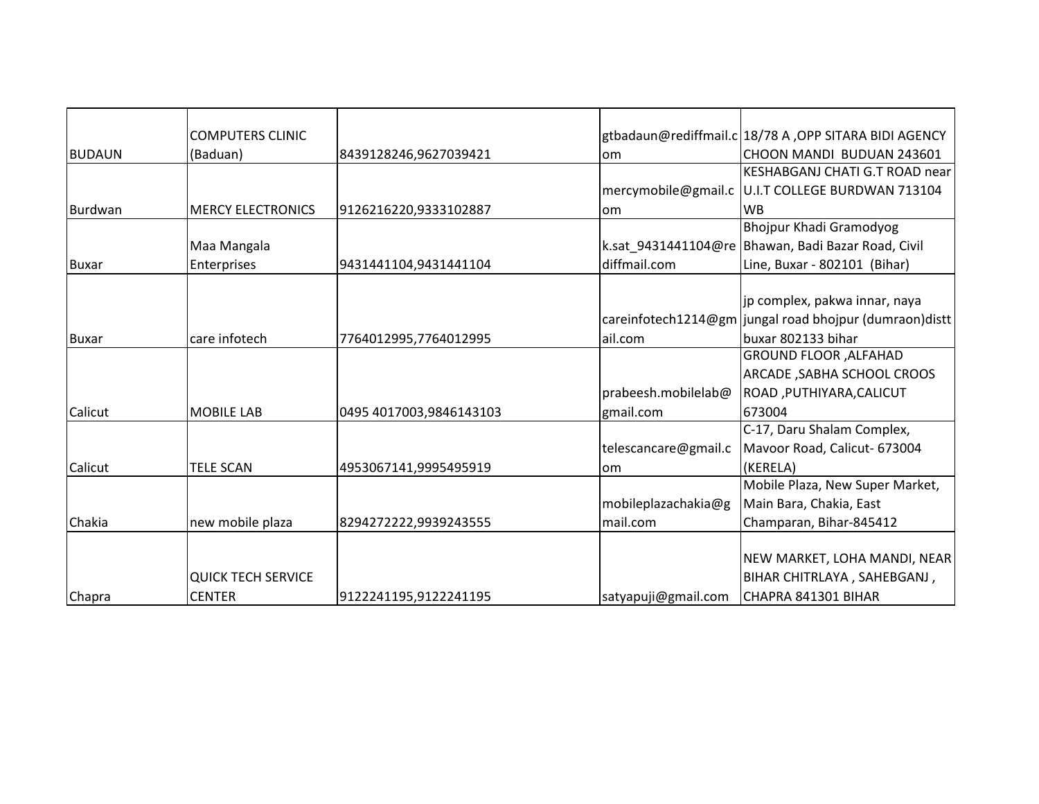| | | | | |
|---|---|---|---|---|
| BUDAUN | COMPUTERS CLINIC (Baduan) | 8439128246,9627039421 | gtbadaun@rediffmail.com | 18/78 A ,OPP SITARA BIDI AGENCY CHOON MANDI BUDUAN 243601 |
| Burdwan | MERCY ELECTRONICS | 9126216220,9333102887 | mercymobile@gmail.com | KESHABGANJ CHATI G.T ROAD near U.I.T COLLEGE BURDWAN 713104 WB |
| Buxar | Maa Mangala Enterprises | 9431441104,9431441104 | k.sat_9431441104@rediffmail.com | Bhojpur Khadi Gramodyog Bhawan, Badi Bazar Road, Civil Line, Buxar - 802101 (Bihar) |
| Buxar | care infotech | 7764012995,7764012995 | careinfotech1214@gmail.com | jp complex, pakwa innar, naya jungal road bhojpur (dumraon)distt buxar 802133 bihar |
| Calicut | MOBILE LAB | 0495 4017003,9846143103 | prabeesh.mobilelab@gmail.com | GROUND FLOOR ,ALFAHAD ARCADE ,SABHA SCHOOL CROOS ROAD ,PUTHIYARA,CALICUT 673004 |
| Calicut | TELE SCAN | 4953067141,9995495919 | telescancare@gmail.com | C-17, Daru Shalam Complex, Mavoor Road, Calicut- 673004 (KERELA) |
| Chakia | new mobile plaza | 8294272222,9939243555 | mobileplazachakia@gmail.com | Mobile Plaza, New Super Market, Main Bara, Chakia, East Champaran, Bihar-845412 |
| Chapra | QUICK TECH SERVICE CENTER | 9122241195,9122241195 | satyapuji@gmail.com | NEW MARKET, LOHA MANDI, NEAR BIHAR CHITRLAYA , SAHEBGANJ , CHAPRA 841301 BIHAR |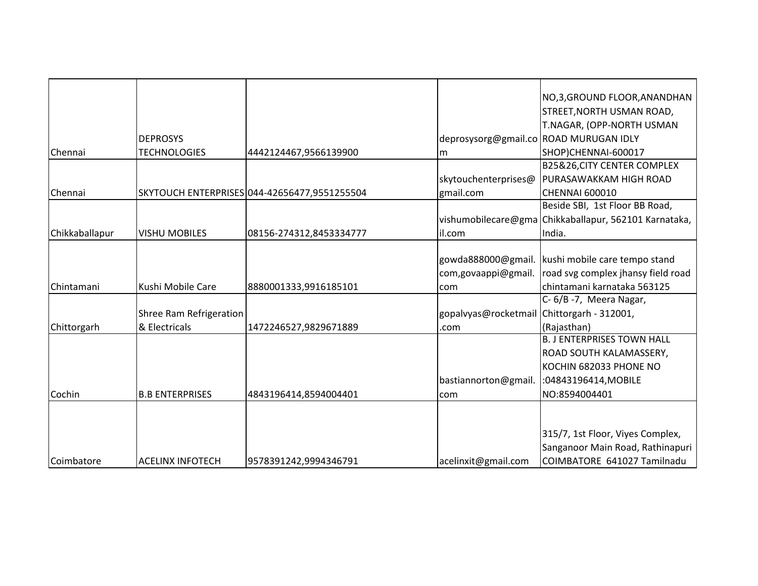| | | | | |
|---|---|---|---|---|
| Chennai | DEPROSYS TECHNOLOGIES | 4442124467,9566139900 | deprosysorg@gmail.com | NO,3,GROUND FLOOR,ANANDHAN STREET,NORTH USMAN ROAD, T.NAGAR, (OPP-NORTH USMAN ROAD MURUGAN IDLY SHOP)CHENNAI-600017 |
| Chennai | SKYTOUCH ENTERPRISES | 044-42656477,9551255504 | skytouchenterprises@gmail.com | B25&26,CITY CENTER COMPLEX PURASAWAKKAM HIGH ROAD CHENNAI 600010 |
| Chikkaballapur | VISHU MOBILES | 08156-274312,8453334777 | vishumobilecare@gmail.com | Beside SBI, 1st Floor BB Road, Chikkaballapur, 562101 Karnataka, India. |
| Chintamani | Kushi Mobile Care | 8880001333,9916185101 | gowda888000@gmail.com,govaappi@gmail.com | kushi mobile care tempo stand road svg complex jhansy field road chintamani karnataka 563125 |
| Chittorgarh | Shree Ram Refrigeration & Electricals | 1472246527,9829671889 | gopalvyas@rocketmail.com | C- 6/B -7, Meera Nagar, Chittorgarh - 312001, (Rajasthan) |
| Cochin | B.B ENTERPRISES | 4843196414,8594004401 | bastiannorton@gmail.com | B. J ENTERPRISES TOWN HALL ROAD SOUTH KALAMASSERY, KOCHIN 682033 PHONE NO :04843196414,MOBILE NO:8594004401 |
| Coimbatore | ACELINX INFOTECH | 9578391242,9994346791 | acelinxit@gmail.com | 315/7, 1st Floor, Viyes Complex, Sanganoor Main Road, Rathinapuri COIMBATORE 641027 Tamilnadu |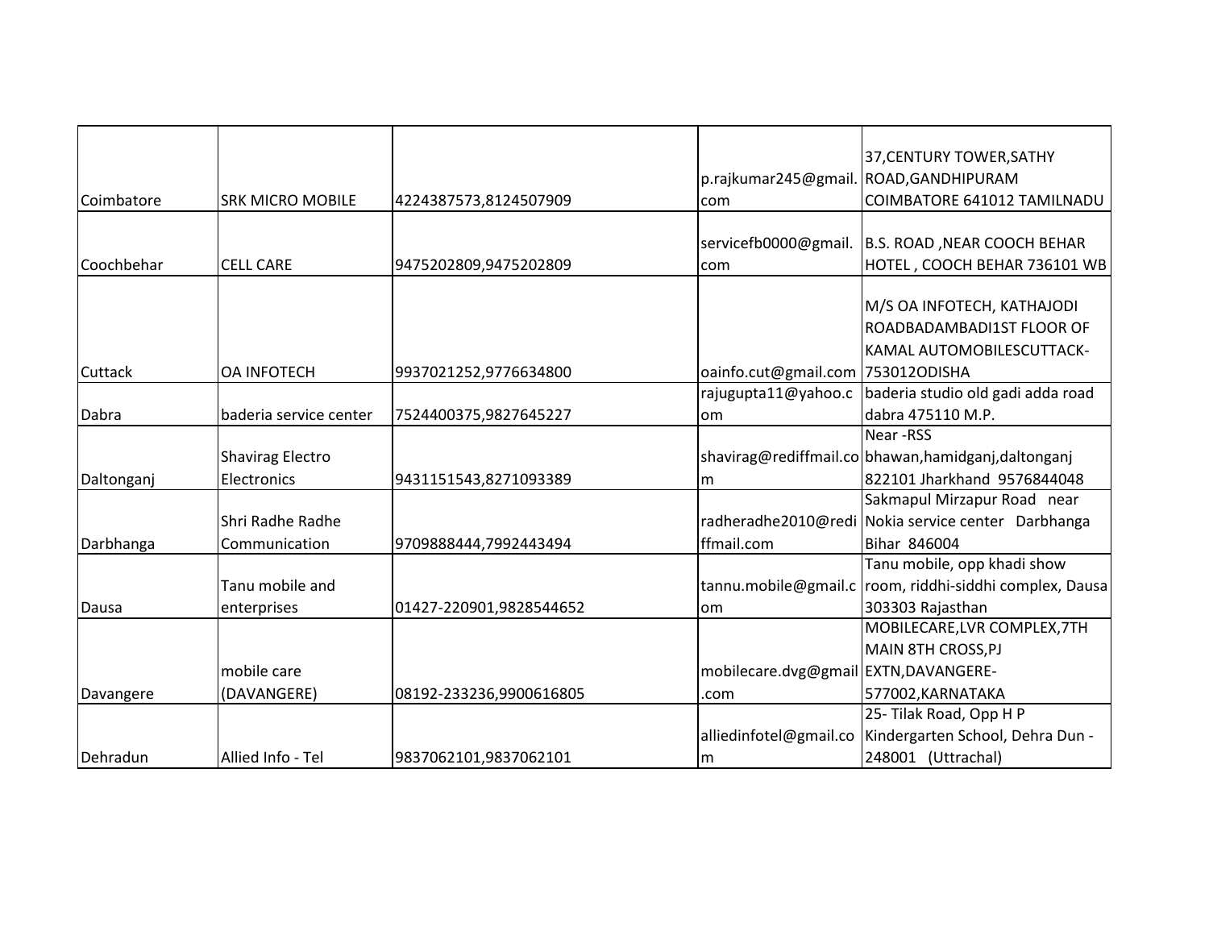| Coimbatore | SRK MICRO MOBILE | 4224387573,8124507909 | p.rajkumar245@gmail.com | 37,CENTURY TOWER,SATHY ROAD,GANDHIPURAM COIMBATORE 641012 TAMILNADU |
|---|---|---|---|---|
| Coochbehar | CELL CARE | 9475202809,9475202809 | servicefb0000@gmail.com | B.S. ROAD ,NEAR COOCH BEHAR HOTEL , COOCH BEHAR 736101 WB |
| Cuttack | OA INFOTECH | 9937021252,9776634800 | oainfo.cut@gmail.com | M/S OA INFOTECH, KATHAJODI ROADBADAMBADI1ST FLOOR OF KAMAL AUTOMOBILESCUTTACK-753012ODISHA |
| Dabra | baderia service center | 7524400375,9827645227 | rajugupta11@yahoo.com | baderia studio old gadi adda road dabra 475110 M.P. |
| Daltonganj | Shavirag Electro Electronics | 9431151543,8271093389 | shavirag@rediffmail.com | Near -RSS bhawan,hamidganj,daltonganj 822101 Jharkhand 9576844048 |
| Darbhanga | Shri Radhe Radhe Communication | 9709888444,7992443494 | radheradhe2010@rediffmail.com | Sakmapul Mirzapur Road near Nokia service center Darbhanga Bihar 846004 |
| Dausa | Tanu mobile and enterprises | 01427-220901,9828544652 | tannu.mobile@gmail.com | Tanu mobile, opp khadi show room, riddhi-siddhi complex, Dausa 303303 Rajasthan |
| Davangere | mobile care (DAVANGERE) | 08192-233236,9900616805 | mobilecare.dvg@gmail.com | MOBILECARE,LVR COMPLEX,7TH MAIN 8TH CROSS,PJ EXTN,DAVANGERE-577002,KARNATAKA |
| Dehradun | Allied Info - Tel | 9837062101,9837062101 | alliedinfotel@gmail.com | 25- Tilak Road, Opp H P Kindergarten School, Dehra Dun - 248001 (Uttrachal) |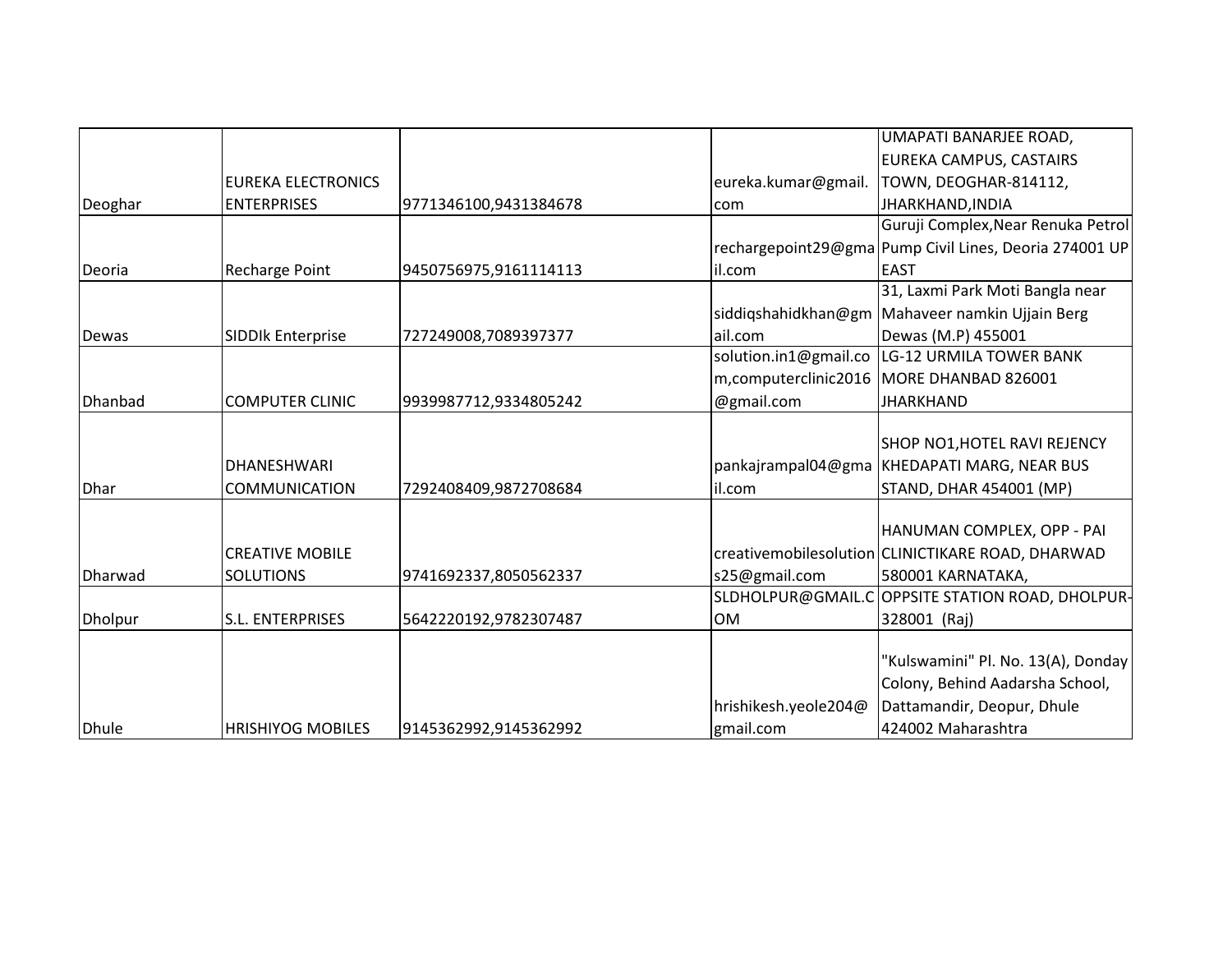| | | | | |
|---|---|---|---|---|
| Deoghar | EUREKA ELECTRONICS ENTERPRISES | 9771346100,9431384678 | eureka.kumar@gmail.com | UMAPATI BANARJEE ROAD, EUREKA CAMPUS, CASTAIRS TOWN, DEOGHAR-814112, JHARKHAND,INDIA |
| Deoria | Recharge Point | 9450756975,9161114113 | rechargepoint29@gmail.com | Guruji Complex,Near Renuka Petrol Pump Civil Lines, Deoria 274001 UP EAST |
| Dewas | SIDDIk Enterprise | 727249008,7089397377 | siddiqshahidkhan@gmail.com | 31, Laxmi Park Moti Bangla near Mahaveer namkin Ujjain Berg Dewas (M.P) 455001 |
| Dhanbad | COMPUTER CLINIC | 9939987712,9334805242 | solution.in1@gmail.com,computerclinic2016@gmail.com | LG-12 URMILA TOWER BANK MORE DHANBAD 826001 JHARKHAND |
| Dhar | DHANESHWARI COMMUNICATION | 7292408409,9872708684 | pankajrampal04@gmail.com | SHOP NO1,HOTEL RAVI REJENCY KHEDAPATI MARG, NEAR BUS STAND, DHAR 454001 (MP) |
| Dharwad | CREATIVE MOBILE SOLUTIONS | 9741692337,8050562337 | creativemobilesolutions25@gmail.com | HANUMAN COMPLEX, OPP - PAI CLINICTIKARE ROAD, DHARWAD 580001 KARNATAKA, |
| Dholpur | S.L. ENTERPRISES | 5642220192,9782307487 | SLDHOLPUR@GMAIL.COM | OPPSITE STATION ROAD, DHOLPUR-328001 (Raj) |
| Dhule | HRISHIYOG MOBILES | 9145362992,9145362992 | hrishikesh.yeole204@gmail.com | "Kulswamini" Pl. No. 13(A), Donday Colony, Behind Aadarsha School, Dattamandir, Deopur, Dhule 424002 Maharashtra |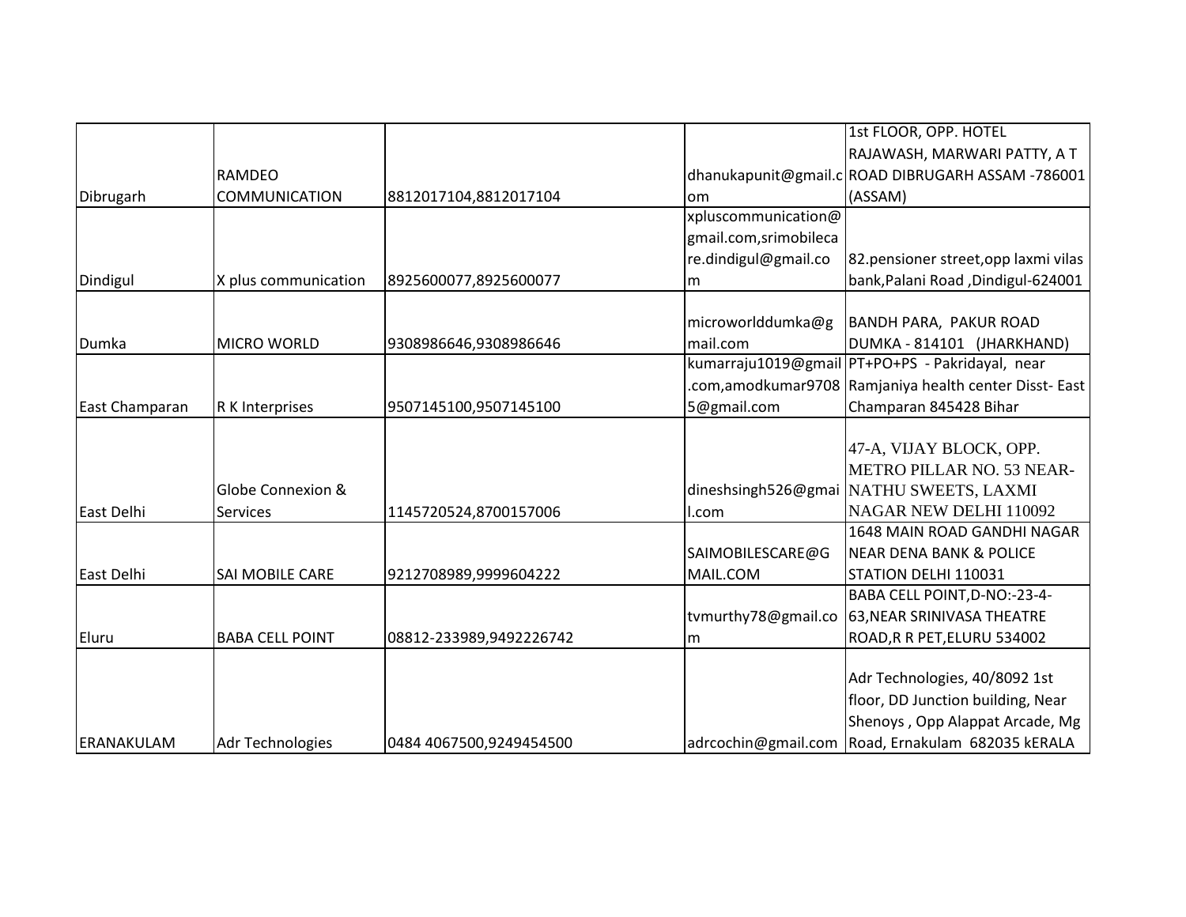| | | | | |
|---|---|---|---|---|
| Dibrugarh | RAMDEO COMMUNICATION | 8812017104,8812017104 | dhanukapunit@gmail.com | 1st FLOOR, OPP. HOTEL RAJAWASH, MARWARI PATTY, A T ROAD DIBRUGARH ASSAM -786001 (ASSAM) |
| Dindigul | X plus communication | 8925600077,8925600077 | xpluscommunication@gmail.com,srimobilecare.dindigul@gmail.com | 82.pensioner street,opp laxmi vilas bank,Palani Road ,Dindigul-624001 |
| Dumka | MICRO WORLD | 9308986646,9308986646 | microworlddumka@gmail.com | BANDH PARA, PAKUR ROAD DUMKA - 814101 (JHARKHAND) |
| East Champaran | R K Interprises | 9507145100,9507145100 | kumarraju1019@gmail.com,amodkumar97085@gmail.com | PT+PO+PS - Pakridayal, near Ramjaniya health center Disst- East Champaran 845428 Bihar |
| East Delhi | Globe Connexion & Services | 1145720524,8700157006 | dineshsingh526@gmail.com | 47-A, VIJAY BLOCK, OPP. METRO PILLAR NO. 53 NEAR- NATHU SWEETS, LAXMI NAGAR NEW DELHI 110092 |
| East Delhi | SAI MOBILE CARE | 9212708989,9999604222 | SAIMOBILESCARE@GMAIL.COM | 1648 MAIN ROAD GANDHI NAGAR NEAR DENA BANK & POLICE STATION DELHI 110031 |
| Eluru | BABA CELL POINT | 08812-233989,9492226742 | tvmurthy78@gmail.com | BABA CELL POINT,D-NO:-23-4-63,NEAR SRINIVASA THEATRE ROAD,R R PET,ELURU 534002 |
| ERANAKULAM | Adr Technologies | 0484 4067500,9249454500 | adrcochin@gmail.com | Adr Technologies, 40/8092 1st floor, DD Junction building, Near Shenoys , Opp Alappat Arcade, Mg Road, Ernakulam 682035 kERALA |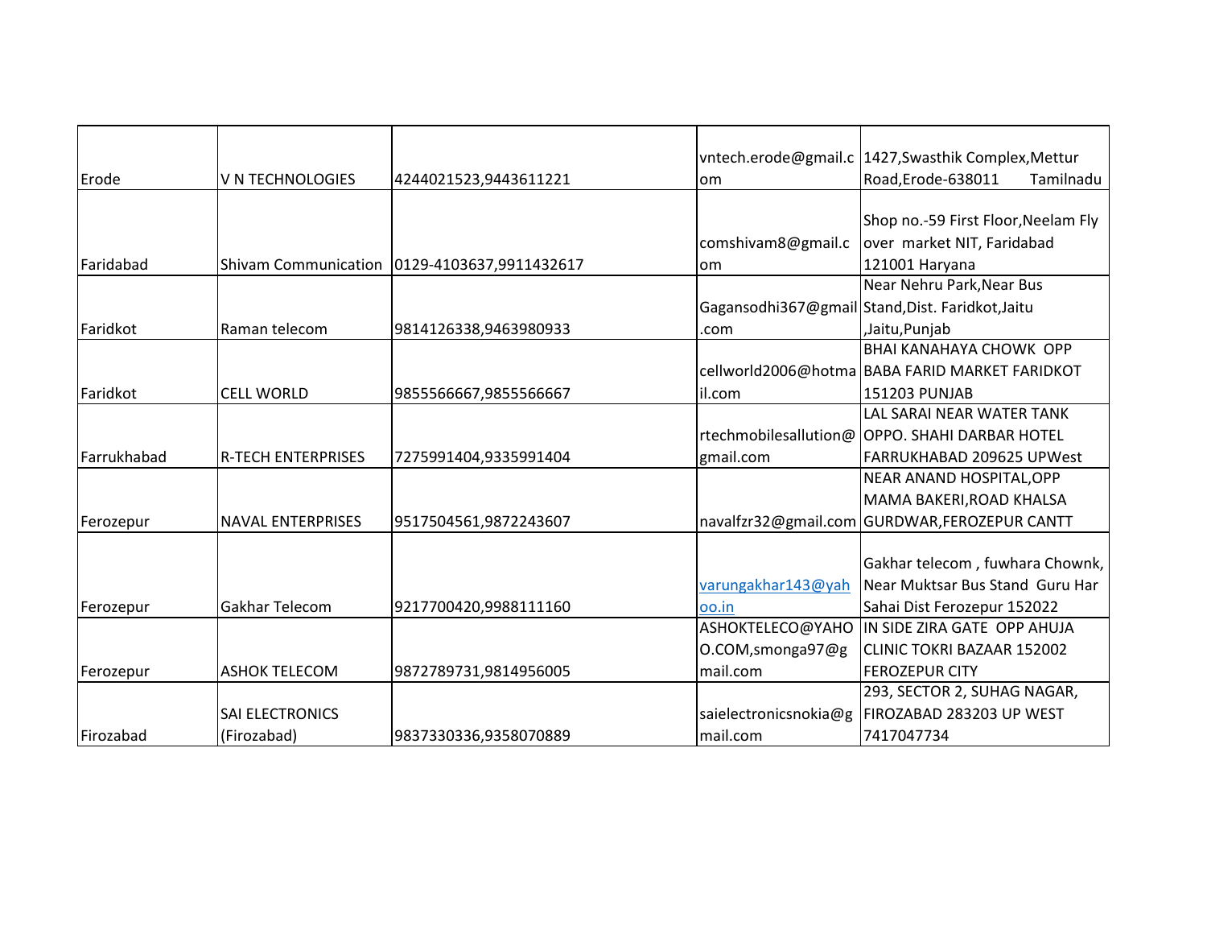| | | | | |
|---|---|---|---|---|
| Erode | V N TECHNOLOGIES | 4244021523,9443611221 | vntech.erode@gmail.com | 1427,Swasthik Complex,Mettur Road,Erode-638011 Tamilnadu |
| Faridabad | Shivam Communication | 0129-4103637,9911432617 | comshivam8@gmail.com | Shop no.-59 First Floor,Neelam Fly over market NIT, Faridabad 121001 Haryana |
| Faridkot | Raman telecom | 9814126338,9463980933 | Gagansodhi367@gmail.com | Near Nehru Park,Near Bus Stand,Dist. Faridkot,Jaitu ,Jaitu,Punjab |
| Faridkot | CELL WORLD | 9855566667,9855566667 | cellworld2006@hotmail.com | BHAI KANAHAYA CHOWK OPP BABA FARID MARKET FARIDKOT 151203 PUNJAB |
| Farrukhabad | R-TECH ENTERPRISES | 7275991404,9335991404 | rtechmobilesallution@gmail.com | LAL SARAI NEAR WATER TANK OPPO. SHAHI DARBAR HOTEL FARRUKHABAD 209625 UPWest |
| Ferozepur | NAVAL ENTERPRISES | 9517504561,9872243607 | navalfzr32@gmail.com | NEAR ANAND HOSPITAL,OPP MAMA BAKERI,ROAD KHALSA GURDWAR,FEROZEPUR CANTT |
| Ferozepur | Gakhar Telecom | 9217700420,9988111160 | varungakhar143@yahoo.in | Gakhar telecom , fuwhara Chownk, Near Muktsar Bus Stand Guru Har Sahai Dist Ferozepur 152022 |
| Ferozepur | ASHOK TELECOM | 9872789731,9814956005 | ASHOKTELECO@YAHOO.COM,smonga97@gmail.com | IN SIDE ZIRA GATE OPP AHUJA CLINIC TOKRI BAZAAR 152002 FEROZEPUR CITY |
| Firozabad | SAI ELECTRONICS (Firozabad) | 9837330336,9358070889 | saielectronicsnokia@gmail.com | 293, SECTOR 2, SUHAG NAGAR, FIROZABAD 283203 UP WEST 7417047734 |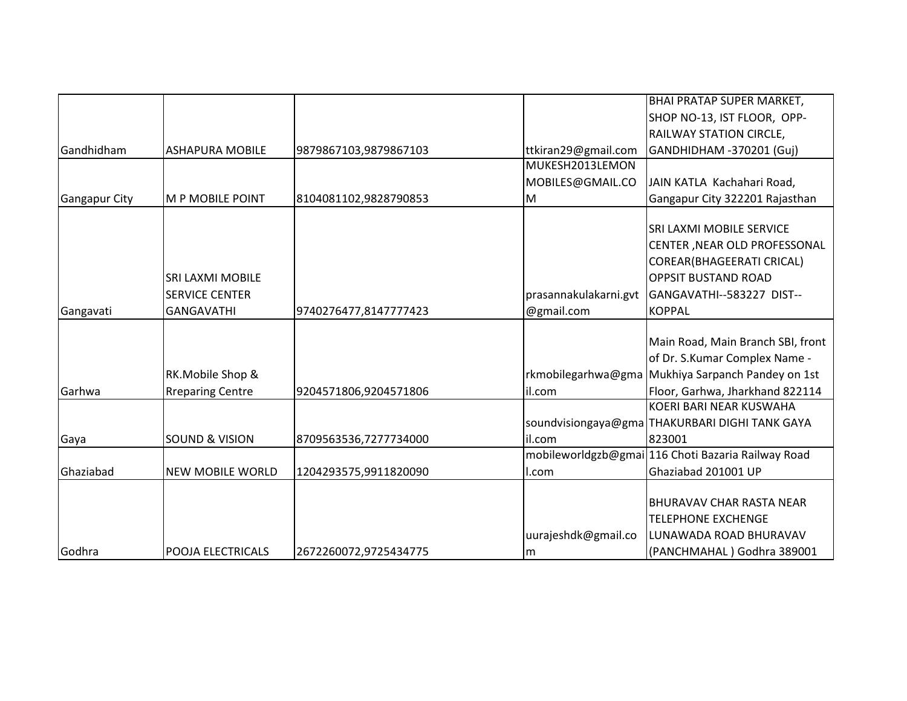| | | | | |
|---|---|---|---|---|
| Gandhidham | ASHAPURA MOBILE | 9879867103,9879867103 | ttkiran29@gmail.com | BHAI PRATAP SUPER MARKET, SHOP NO-13, IST FLOOR, OPP-RAILWAY STATION CIRCLE, GANDHIDHAM -370201 (Guj) |
| Gangapur City | M P MOBILE POINT | 8104081102,9828790853 | MUKESH2013LEMONMOBILES@GMAIL.COM | JAIN KATLA Kachahari Road, Gangapur City 322201 Rajasthan |
| Gangavati | SRI LAXMI MOBILE SERVICE CENTER GANGAVATHI | 9740276477,8147777423 | prasannakulakarni.gvt@gmail.com | SRI LAXMI MOBILE SERVICE CENTER ,NEAR OLD PROFESSONAL COREAR(BHAGEERATI CRICAL) OPPSIT BUSTAND ROAD GANGAVATHI--583227 DIST--KOPPAL |
| Garhwa | RK.Mobile Shop & Rreparing Centre | 9204571806,9204571806 | rkmobilegarhwa@gmail.com | Main Road, Main Branch SBI, front of Dr. S.Kumar Complex Name - Mukhiya Sarpanch Pandey on 1st Floor, Garhwa, Jharkhand 822114 |
| Gaya | SOUND & VISION | 8709563536,7277734000 | soundvisiongaya@gmail.com | KOERI BARI NEAR KUSWAHA THAKURBARI DIGHI TANK GAYA 823001 |
| Ghaziabad | NEW MOBILE WORLD | 1204293575,9911820090 | mobileworldgzb@gmail.com | 116 Choti Bazaria Railway Road Ghaziabad 201001 UP |
| Godhra | POOJA ELECTRICALS | 2672260072,9725434775 | uurajeshdk@gmail.com | BHURAVAV CHAR RASTA NEAR TELEPHONE EXCHENGE LUNAWADA ROAD BHURAVAV (PANCHMAHAL ) Godhra 389001 |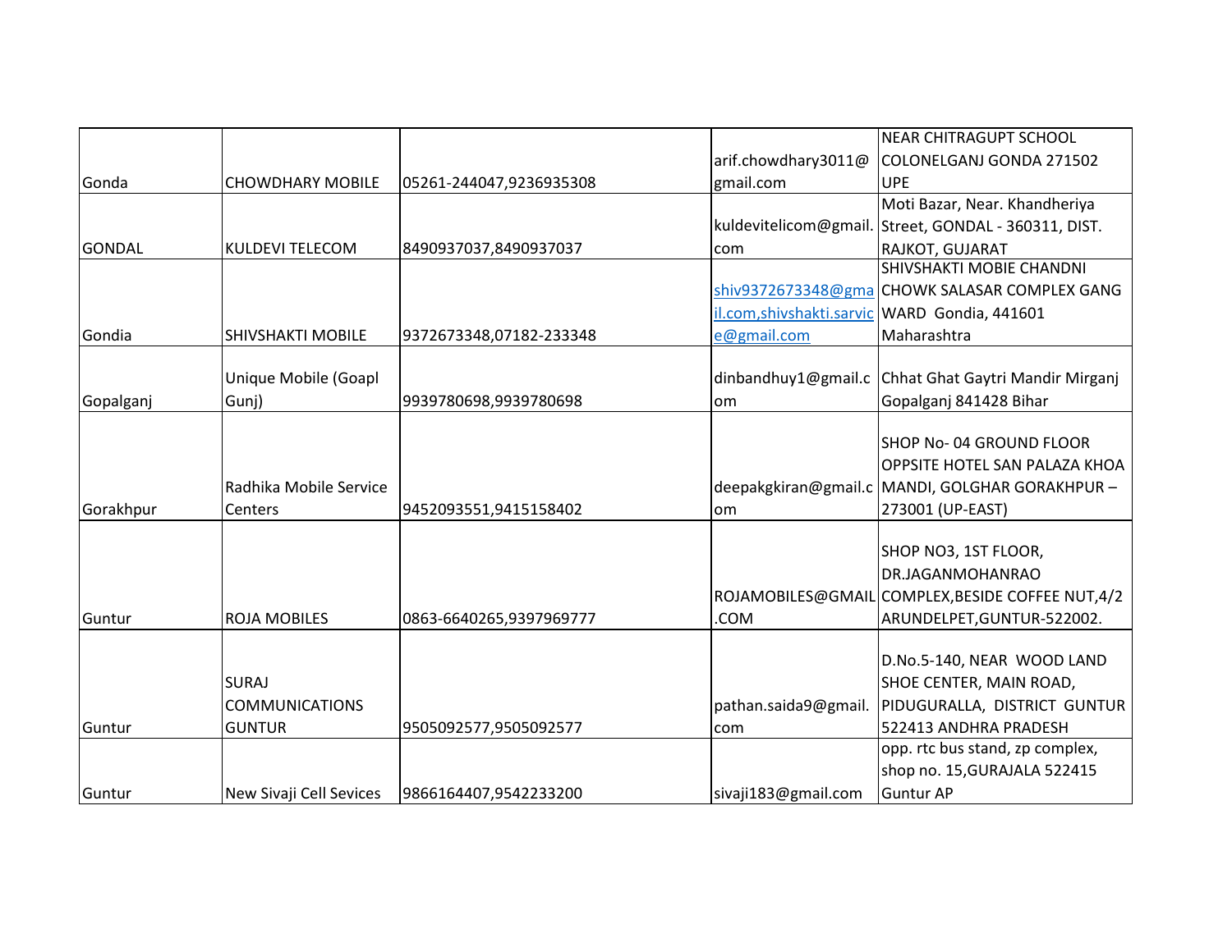| | | | | |
|---|---|---|---|---|
| Gonda | CHOWDHARY MOBILE | 05261-244047,9236935308 | arif.chowdhary3011@gmail.com | NEAR CHITRAGUPT SCHOOL COLONELGANJ GONDA 271502 UPE |
| GONDAL | KULDEVI TELECOM | 8490937037,8490937037 | kuldevitelicom@gmail.com | Moti Bazar, Near. Khandheriya Street, GONDAL - 360311, DIST. RAJKOT, GUJARAT |
| Gondia | SHIVSHAKTI MOBILE | 9372673348,07182-233348 | shiv9372673348@gmail.com,shivshakti.sarvice@gmail.com | SHIVSHAKTI MOBIE CHANDNI CHOWK SALASAR COMPLEX GANG WARD Gondia, 441601 Maharashtra |
| Gopalganj | Unique Mobile (Goapl Gunj) | 9939780698,9939780698 | dinbandhuy1@gmail.com | Chhat Ghat Gaytri Mandir Mirganj Gopalganj 841428 Bihar |
| Gorakhpur | Radhika Mobile Service Centers | 9452093551,9415158402 | deepakgkiran@gmail.com | SHOP No- 04 GROUND FLOOR OPPSITE HOTEL SAN PALAZA KHOA MANDI, GOLGHAR GORAKHPUR – 273001 (UP-EAST) |
| Guntur | ROJA MOBILES | 0863-6640265,9397969777 | ROJAMOBILES@GMAIL.COM | SHOP NO3, 1ST FLOOR, DR.JAGANMOHANRAO COMPLEX,BESIDE COFFEE NUT,4/2 ARUNDELPET,GUNTUR-522002. |
| Guntur | SURAJ COMMUNICATIONS GUNTUR | 9505092577,9505092577 | pathan.saida9@gmail.com | D.No.5-140, NEAR WOOD LAND SHOE CENTER, MAIN ROAD, PIDUGURALLA, DISTRICT GUNTUR 522413 ANDHRA PRADESH |
| Guntur | New Sivaji Cell Sevices | 9866164407,9542233200 | sivaji183@gmail.com | opp. rtc bus stand, zp complex, shop no. 15,GURAJALA 522415 Guntur AP |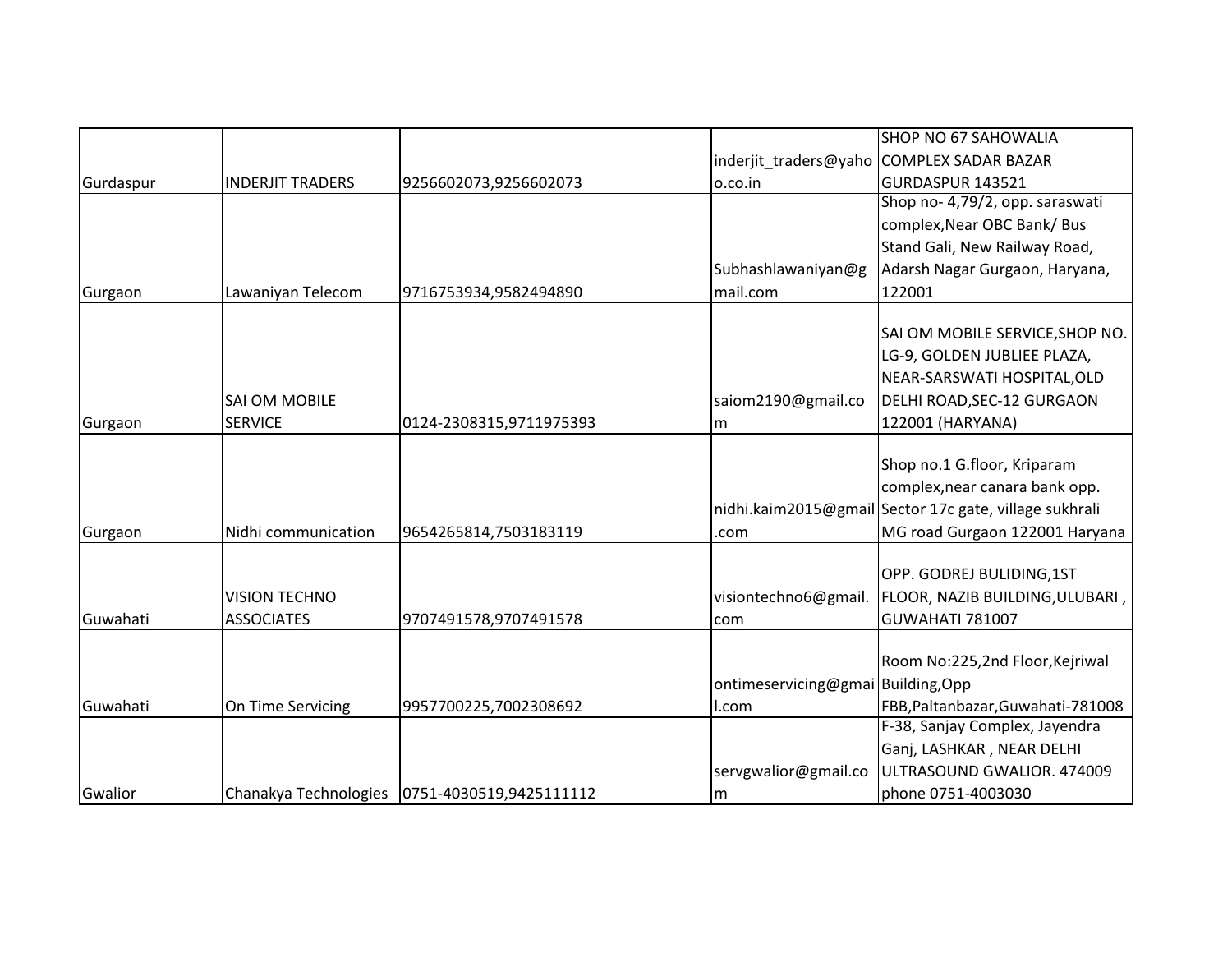| | | | | |
|---|---|---|---|---|
| Gurdaspur | INDERJIT TRADERS | 9256602073,9256602073 | inderjit_traders@yahoo.co.in | SHOP NO 67 SAHOWALIA COMPLEX SADAR BAZAR GURDASPUR 143521 |
| Gurgaon | Lawaniyan Telecom | 9716753934,9582494890 | Subhashlawaniyan@gmail.com | Shop no- 4,79/2, opp. saraswati complex,Near OBC Bank/ Bus Stand Gali, New Railway Road, Adarsh Nagar Gurgaon, Haryana, 122001 |
| Gurgaon | SAI OM MOBILE SERVICE | 0124-2308315,9711975393 | saiom2190@gmail.com | SAI OM MOBILE SERVICE,SHOP NO. LG-9, GOLDEN JUBLIEE PLAZA, NEAR-SARSWATI HOSPITAL,OLD DELHI ROAD,SEC-12 GURGAON 122001 (HARYANA) |
| Gurgaon | Nidhi communication | 9654265814,7503183119 | nidhi.kaim2015@gmail.com | Shop no.1 G.floor, Kriparam complex,near canara bank opp. Sector 17c gate, village sukhrali MG road Gurgaon 122001 Haryana |
| Guwahati | VISION TECHNO ASSOCIATES | 9707491578,9707491578 | visiontechno6@gmail.com | OPP. GODREJ BULIDING,1ST FLOOR, NAZIB BUILDING,ULUBARI , GUWAHATI 781007 |
| Guwahati | On Time Servicing | 9957700225,7002308692 | ontimeservicing@gmail.com | Room No:225,2nd Floor,Kejriwal Building,Opp FBB,Paltanbazar,Guwahati-781008 |
| Gwalior | Chanakya Technologies | 0751-4030519,9425111112 | servgwalior@gmail.com | F-38, Sanjay Complex, Jayendra Ganj, LASHKAR , NEAR DELHI ULTRASOUND GWALIOR. 474009 phone 0751-4003030 |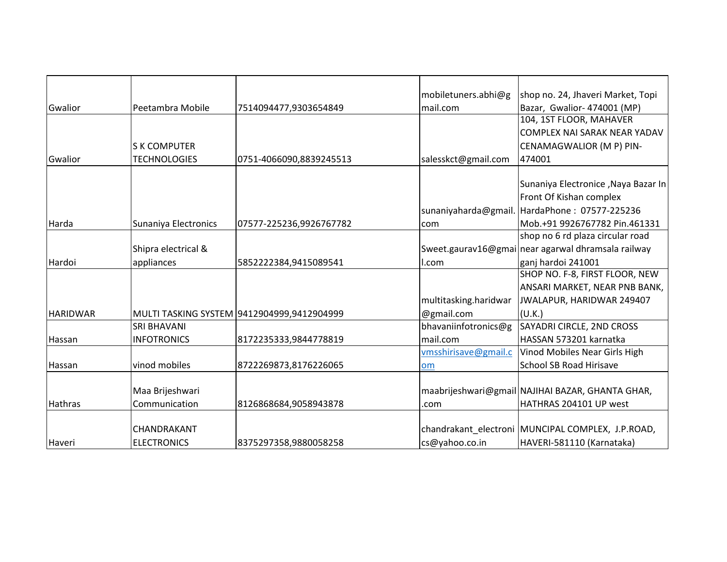| | | | | |
|---|---|---|---|---|
| Gwalior | Peetambra Mobile | 7514094477,9303654849 | mobiletuners.abhi@gmail.com | shop no. 24, Jhaveri Market, Topi Bazar, Gwalior- 474001 (MP) |
| Gwalior | S K COMPUTER TECHNOLOGIES | 0751-4066090,8839245513 | salesskct@gmail.com | 104, 1ST FLOOR, MAHAVER COMPLEX NAI SARAK NEAR YADAV CENAMAGWALIOR (M P) PIN-474001 |
| Harda | Sunaniya Electronics | 07577-225236,9926767782 | sunaniyaharda@gmail.com | Sunaniya Electronice ,Naya Bazar In Front Of Kishan complex HardaPhone : 07577-225236 Mob.+91 9926767782 Pin.461331 |
| Hardoi | Shipra electrical & appliances | 5852222384,9415089541 | Sweet.gaurav16@gmail.com | shop no 6 rd plaza circular road near agarwal dhramsala railway ganj hardoi 241001 |
| HARIDWAR | MULTI TASKING SYSTEM | 9412904999,9412904999 | multitasking.haridwar@gmail.com | SHOP NO. F-8, FIRST FLOOR, NEW ANSARI MARKET, NEAR PNB BANK, JWALAPUR, HARIDWAR 249407 (U.K.) |
| Hassan | SRI BHAVANI INFOTRONICS | 8172235333,9844778819 | bhavaniinfotronics@gmail.com | SAYADRI CIRCLE, 2ND CROSS HASSAN 573201 karnatka |
| Hassan | vinod mobiles | 8722269873,8176226065 | vmsshirisave@gmail.com | Vinod Mobiles Near Girls High School SB Road Hirisave |
| Hathras | Maa Brijeshwari Communication | 8126868684,9058943878 | maabrijeshwari@gmail.com | NAJIHAI BAZAR, GHANTA GHAR, HATHRAS 204101 UP west |
| Haveri | CHANDRAKANT ELECTRONICS | 8375297358,9880058258 | chandrakant_electronics@yahoo.co.in | MUNCIPAL COMPLEX, J.P.ROAD, HAVERI-581110 (Karnataka) |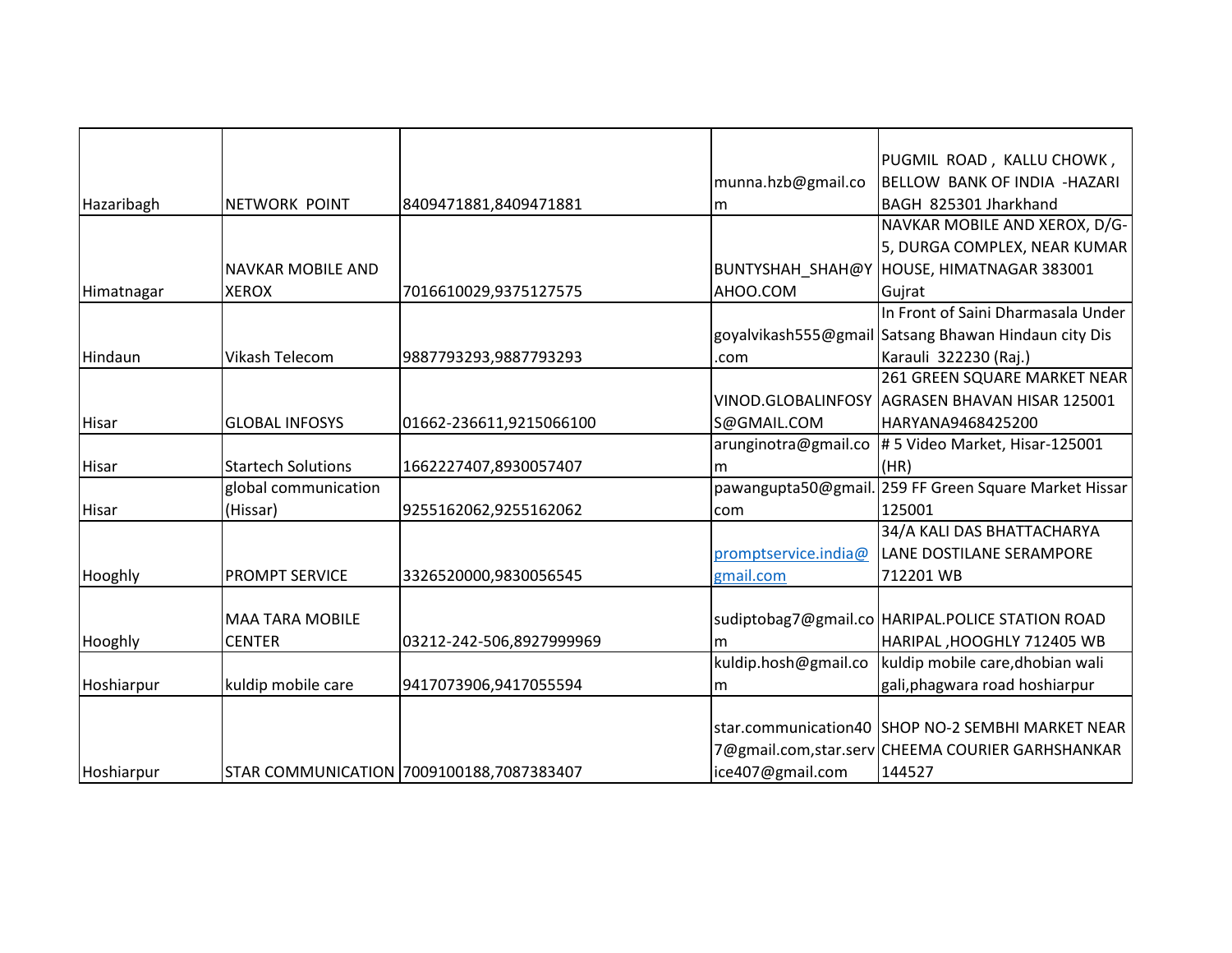| Hazaribagh | NETWORK POINT | 8409471881,8409471881 | munna.hzb@gmail.com | PUGMIL ROAD , KALLU CHOWK , BELLOW BANK OF INDIA -HAZARI BAGH 825301 Jharkhand |
|---|---|---|---|---|
| Himatnagar | NAVKAR MOBILE AND XEROX | 7016610029,9375127575 | BUNTYSHAH_SHAH@YAHOO.COM | NAVKAR MOBILE AND XEROX, D/G-5, DURGA COMPLEX, NEAR KUMAR HOUSE, HIMATNAGAR 383001 Gujrat |
| Hindaun | Vikash Telecom | 9887793293,9887793293 | goyalvikash555@gmail.com | In Front of Saini Dharmasala Under Satsang Bhawan Hindaun city Dis Karauli 322230 (Raj.) |
| Hisar | GLOBAL INFOSYS | 01662-236611,9215066100 | VINOD.GLOBALINFOSYS@GMAIL.COM | 261 GREEN SQUARE MARKET NEAR AGRASEN BHAVAN HISAR 125001 HARYANA9468425200 |
| Hisar | Startech Solutions | 1662227407,8930057407 | arunginotra@gmail.com | # 5 Video Market, Hisar-125001 (HR) |
| Hisar | global communication (Hissar) | 9255162062,9255162062 | pawangupta50@gmail.com | 259 FF Green Square Market Hissar 125001 |
| Hooghly | PROMPT SERVICE | 3326520000,9830056545 | promptservice.india@gmail.com | 34/A KALI DAS BHATTACHARYA LANE DOSTILANE SERAMPORE 712201 WB |
| Hooghly | MAA TARA MOBILE CENTER | 03212-242-506,8927999969 | sudiptobag7@gmail.com | HARIPAL.POLICE STATION ROAD HARIPAL ,HOOGHLY 712405 WB |
| Hoshiarpur | kuldip mobile care | 9417073906,9417055594 | kuldip.hosh@gmail.com | kuldip mobile care,dhobian wali gali,phagwara road hoshiarpur |
| Hoshiarpur | STAR COMMUNICATION | 7009100188,7087383407 | star.communication407@gmail.com,star.service407@gmail.com | SHOP NO-2 SEMBHI MARKET NEAR CHEEMA COURIER GARHSHANKAR 144527 |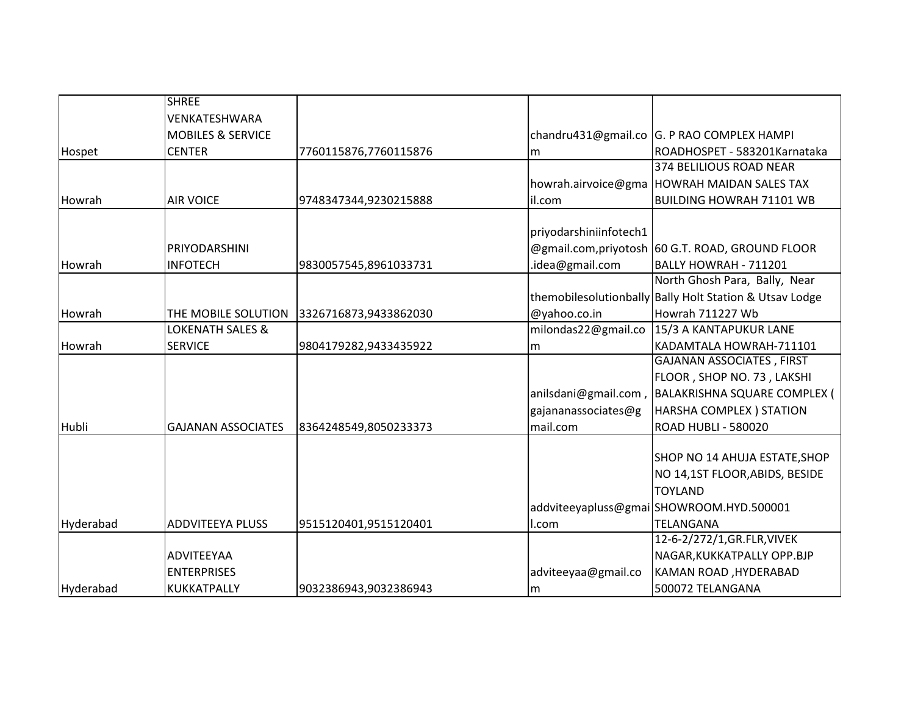| | | | | |
|---|---|---|---|---|
| Hospet | SHREE VENKATESHWARA MOBILES & SERVICE CENTER | 7760115876,7760115876 | chandru431@gmail.com | G. P RAO COMPLEX HAMPI ROADHOSPET - 583201Karnataka |
| Howrah | AIR VOICE | 9748347344,9230215888 | howrah.airvoice@gmail.com | 374 BELILIOUS ROAD NEAR HOWRAH MAIDAN SALES TAX BUILDING HOWRAH 71101 WB |
| Howrah | PRIYODARSHINI INFOTECH | 9830057545,8961033731 | priyodarshiniinfotech1@gmail.com,priyotosh.idea@gmail.com | 60 G.T. ROAD, GROUND FLOOR BALLY HOWRAH - 711201 |
| Howrah | THE MOBILE SOLUTION | 3326716873,9433862030 | themobilesolutionbally@yahoo.co.in | North Ghosh Para, Bally, Near Bally Holt Station & Utsav Lodge Howrah 711227 Wb |
| Howrah | LOKENATH SALES & SERVICE | 9804179282,9433435922 | milondas22@gmail.com | 15/3 A KANTAPUKUR LANE KADAMTALA HOWRAH-711101 |
| Hubli | GAJANAN ASSOCIATES | 8364248549,8050233373 | anilsdani@gmail.com , gajananassociates@gmail.com | GAJANAN ASSOCIATES , FIRST FLOOR , SHOP NO. 73 , LAKSHI BALAKRISHNA SQUARE COMPLEX ( HARSHA COMPLEX ) STATION ROAD HUBLI - 580020 |
| Hyderabad | ADDVITEEYA PLUSS | 9515120401,9515120401 | addviteeyapluss@gmail.com | SHOP NO 14 AHUJA ESTATE,SHOP NO 14,1ST FLOOR,ABIDS, BESIDE TOYLAND SHOWROOM.HYD.500001 TELANGANA |
| Hyderabad | ADVITEEYAA ENTERPRISES KUKKATPALLY | 9032386943,9032386943 | adviteeyaa@gmail.com | 12-6-2/272/1,GR.FLR,VIVEK NAGAR,KUKKATPALLY OPP.BJP KAMAN ROAD ,HYDERABAD 500072 TELANGANA |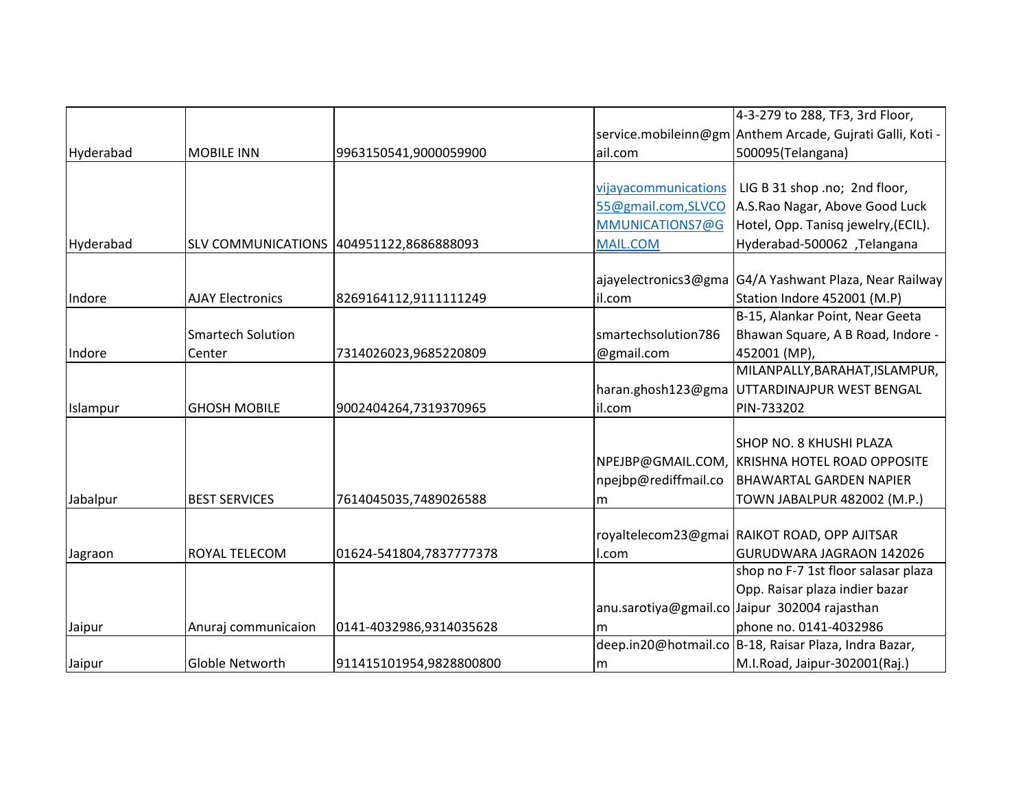| | | | | |
|---|---|---|---|---|
| Hyderabad | MOBILE INN | 9963150541,9000059900 | service.mobileinn@gmail.com | 4-3-279 to 288, TF3, 3rd Floor, Anthem Arcade, Gujrati Galli, Koti - 500095(Telangana) |
| Hyderabad | SLV COMMUNICATIONS | 404951122,8686888093 | vijayacommunications55@gmail.com,SLVCOMMUNICATIONS7@GMAIL.COM | LIG B 31 shop .no; 2nd floor, A.S.Rao Nagar, Above Good Luck Hotel, Opp. Tanisq jewelry,(ECIL). Hyderabad-500062 ,Telangana |
| Indore | AJAY Electronics | 8269164112,9111111249 | ajayelectronics3@gmail.com | G4/A Yashwant Plaza, Near Railway Station Indore 452001 (M.P) |
| Indore | Smartech Solution Center | 7314026023,9685220809 | smartechsolution786@gmail.com | B-15, Alankar Point, Near Geeta Bhawan Square, A B Road, Indore - 452001 (MP), |
| Islampur | GHOSH MOBILE | 9002404264,7319370965 | haran.ghosh123@gmail.com | MILANPALLY,BARAHAT,ISLAMPUR, UTTARDINAJPUR WEST BENGAL PIN-733202 |
| Jabalpur | BEST SERVICES | 7614045035,7489026588 | NPEJBP@GMAIL.COM, npejbp@rediffmail.com | SHOP NO. 8 KHUSHI PLAZA KRISHNA HOTEL ROAD OPPOSITE BHAWARTAL GARDEN NAPIER TOWN JABALPUR 482002 (M.P.) |
| Jagraon | ROYAL TELECOM | 01624-541804,7837777378 | royaltelecom23@gmail.com | RAIKOT ROAD, OPP AJITSAR GURUDWARA JAGRAON 142026 |
| Jaipur | Anuraj communicaion | 0141-4032986,9314035628 | anu.sarotiya@gmail.com | shop no F-7 1st floor salasar plaza Opp. Raisar plaza indier bazar Jaipur 302004 rajasthan phone no. 0141-4032986 |
| Jaipur | Globle Networth | 911415101954,9828800800 | deep.in20@hotmail.com | B-18, Raisar Plaza, Indra Bazar, M.I.Road, Jaipur-302001(Raj.) |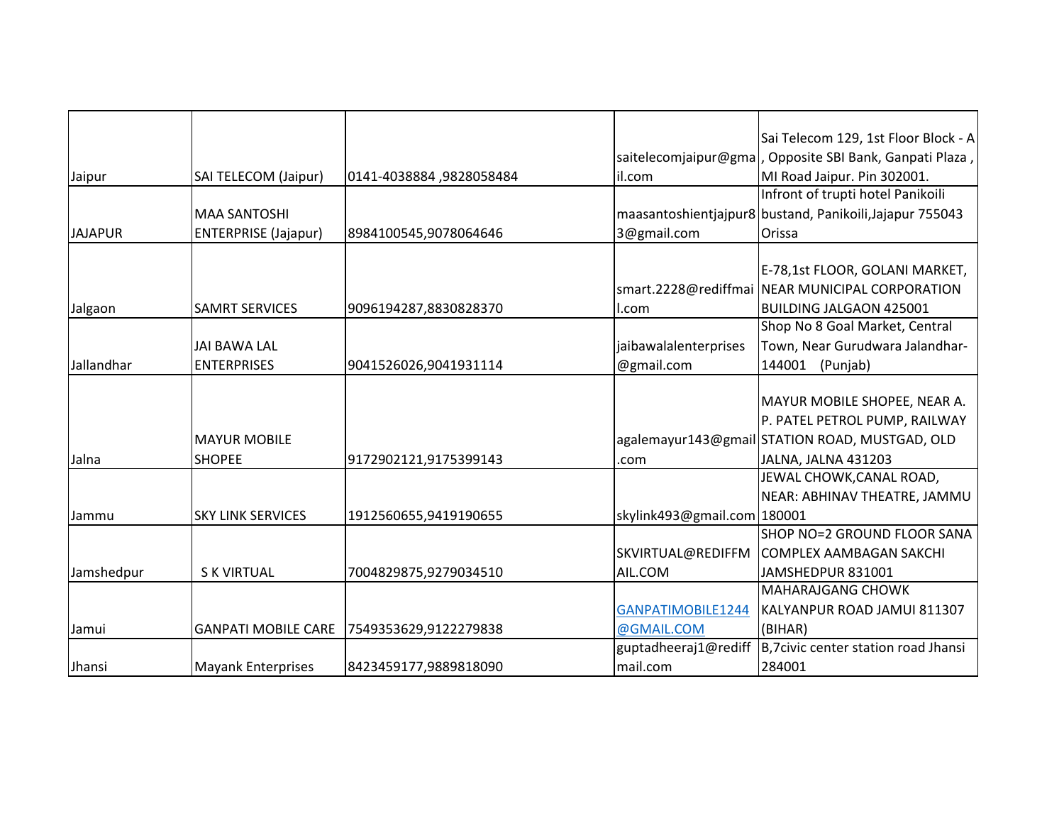| | | | | |
|---|---|---|---|---|
| Jaipur | SAI TELECOM (Jaipur) | 0141-4038884 ,9828058484 | saitelecomjaipur@gmail.com | Sai Telecom 129, 1st Floor Block - A , Opposite SBI Bank, Ganpati Plaza , MI Road Jaipur. Pin 302001. |
| JAJAPUR | MAA SANTOSHI ENTERPRISE (Jajapur) | 8984100545,9078064646 | maasantoshientjajpur83@gmail.com | Infront of trupti hotel Panikoili bustand, Panikoili,Jajapur 755043 Orissa |
| Jalgaon | SAMRT SERVICES | 9096194287,8830828370 | smart.2228@rediffmail.com | E-78,1st FLOOR, GOLANI MARKET, NEAR MUNICIPAL CORPORATION BUILDING JALGAON 425001 |
| Jallandhar | JAI BAWA LAL ENTERPRISES | 9041526026,9041931114 | jaibawalalenterprises@gmail.com | Shop No 8 Goal Market, Central Town, Near Gurudwara Jalandhar-144001 (Punjab) |
| Jalna | MAYUR MOBILE SHOPEE | 9172902121,9175399143 | agalemayur143@gmail.com | MAYUR MOBILE SHOPEE, NEAR A. P. PATEL PETROL PUMP, RAILWAY STATION ROAD, MUSTGAD, OLD JALNA, JALNA 431203 |
| Jammu | SKY LINK SERVICES | 1912560655,9419190655 | skylink493@gmail.com | JEWAL CHOWK,CANAL ROAD, NEAR: ABHINAV THEATRE, JAMMU 180001 |
| Jamshedpur | S K VIRTUAL | 7004829875,9279034510 | SKVIRTUAL@REDIFFMAIL.COM | SHOP NO=2 GROUND FLOOR SANA COMPLEX AAMBAGAN SAKCHI JAMSHEDPUR 831001 |
| Jamui | GANPATI MOBILE CARE | 7549353629,9122279838 | GANPATIMOBILE1244@GMAIL.COM | MAHARAJGANG CHOWK KALYANPUR ROAD JAMUI 811307 (BIHAR) |
| Jhansi | Mayank Enterprises | 8423459177,9889818090 | guptadheeraj1@rediffmail.com | B,7civic center station road Jhansi 284001 |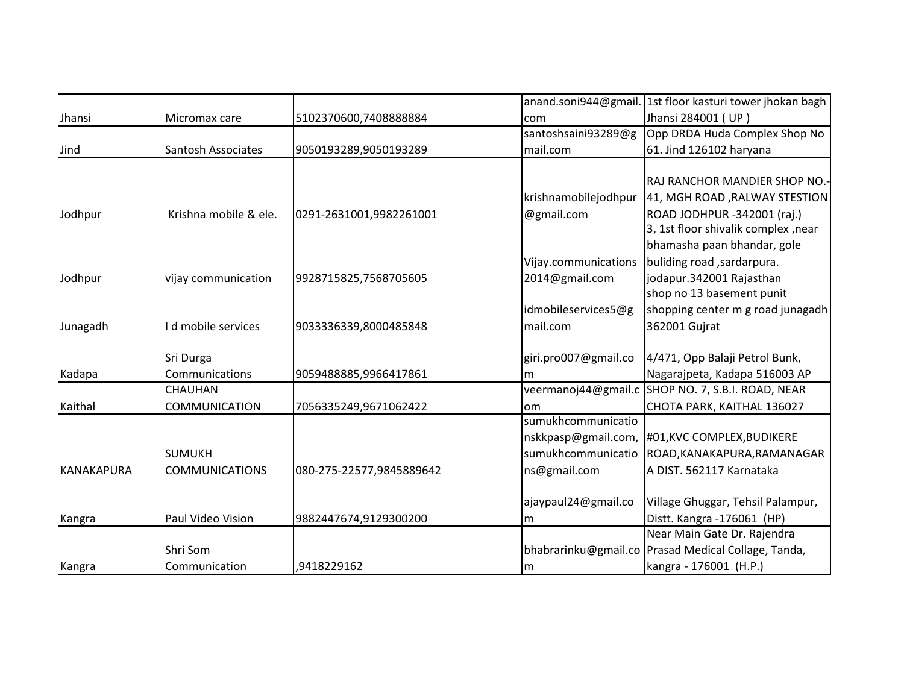| | | | | |
|---|---|---|---|---|
| Jhansi | Micromax care | 5102370600,7408888884 | anand.soni944@gmail.com | 1st floor kasturi tower jhokan bagh Jhansi 284001 ( UP ) |
| Jind | Santosh Associates | 9050193289,9050193289 | santoshsaini93289@gmail.com | Opp DRDA Huda Complex Shop No 61. Jind 126102 haryana |
| Jodhpur | Krishna mobile & ele. | 0291-2631001,9982261001 | krishnamobilejodhpur@gmail.com | RAJ RANCHOR MANDIER SHOP NO.-41, MGH ROAD ,RALWAY STESTION ROAD JODHPUR -342001 (raj.) |
| Jodhpur | vijay communication | 9928715825,7568705605 | Vijay.communications2014@gmail.com | 3, 1st floor shivalik complex ,near bhamasha paan bhandar, gole buliding road ,sardarpura. jodapur.342001 Rajasthan |
| Junagadh | I d mobile services | 9033336339,8000485848 | idmobileservices5@gmail.com | shop no 13 basement punit shopping center m g road junagadh 362001 Gujrat |
| Kadapa | Sri Durga Communications | 9059488885,9966417861 | giri.pro007@gmail.com | 4/471, Opp Balaji Petrol Bunk, Nagarajpeta, Kadapa 516003 AP |
| Kaithal | CHAUHAN COMMUNICATION | 7056335249,9671062422 | veermanoj44@gmail.com | SHOP NO. 7, S.B.I. ROAD, NEAR CHOTA PARK, KAITHAL 136027 |
| KANAKAPURA | SUMUKH COMMUNICATIONS | 080-275-22577,9845889642 | sumukhcommunicationskkpasp@gmail.com, sumukhcommunications@gmail.com | #01,KVC COMPLEX,BUDIKERE ROAD,KANAKAPURA,RAMANAGARA DIST. 562117 Karnataka |
| Kangra | Paul Video Vision | 9882447674,9129300200 | ajaypaul24@gmail.com | Village Ghuggar, Tehsil Palampur, Distt. Kangra -176061 (HP) |
| Kangra | Shri Som Communication | ,9418229162 | bhabrarinku@gmail.com | Near Main Gate Dr. Rajendra Prasad Medical Collage, Tanda, kangra - 176001 (H.P.) |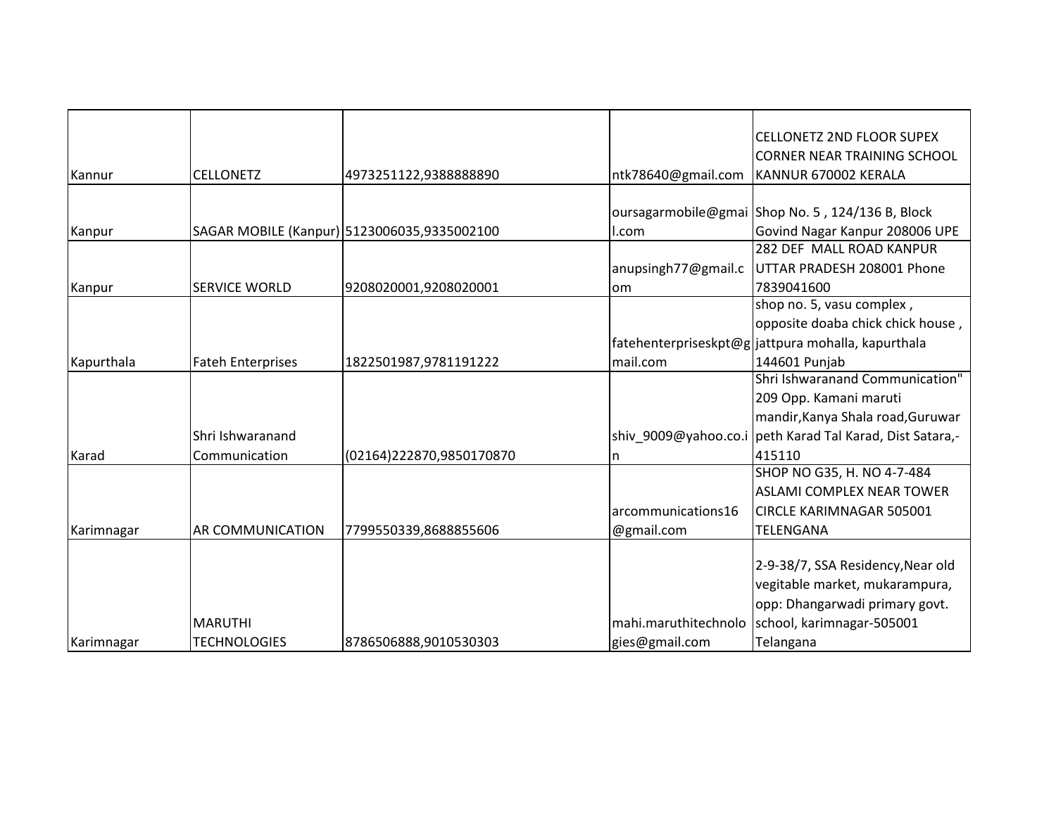| | | | | |
|---|---|---|---|---|
| Kannur | CELLONETZ | 4973251122,9388888890 | ntk78640@gmail.com | CELLONETZ 2ND FLOOR SUPEX CORNER NEAR TRAINING SCHOOL KANNUR 670002 KERALA |
| Kanpur | SAGAR MOBILE (Kanpur) | 5123006035,9335002100 | oursagarmobile@gmail.com | Shop No. 5 , 124/136 B, Block Govind Nagar Kanpur 208006 UPE |
| Kanpur | SERVICE WORLD | 9208020001,9208020001 | anupsingh77@gmail.com | 282 DEF MALL ROAD KANPUR UTTAR PRADESH 208001 Phone 7839041600 |
| Kapurthala | Fateh Enterprises | 1822501987,9781191222 | fatehenterpriseskpt@gmail.com | shop no. 5, vasu complex , opposite doaba chick chick house , jattpura mohalla, kapurthala 144601 Punjab |
| Karad | Shri Ishwaranand Communication | (02164)222870,9850170870 | shiv_9009@yahoo.co.in | Shri Ishwaranand Communication" 209 Opp. Kamani maruti mandir,Kanya Shala road,Guruwar peth Karad Tal Karad, Dist Satara,-415110 |
| Karimnagar | AR COMMUNICATION | 7799550339,8688855606 | arcommunications16@gmail.com | SHOP NO G35, H. NO 4-7-484 ASLAMI COMPLEX NEAR TOWER CIRCLE KARIMNAGAR 505001 TELENGANA |
| Karimnagar | MARUTHI TECHNOLOGIES | 8786506888,9010530303 | mahi.maruthitechnologies@gmail.com | 2-9-38/7, SSA Residency,Near old vegitable market, mukarampura, opp: Dhangarwadi primary govt. school, karimnagar-505001 Telangana |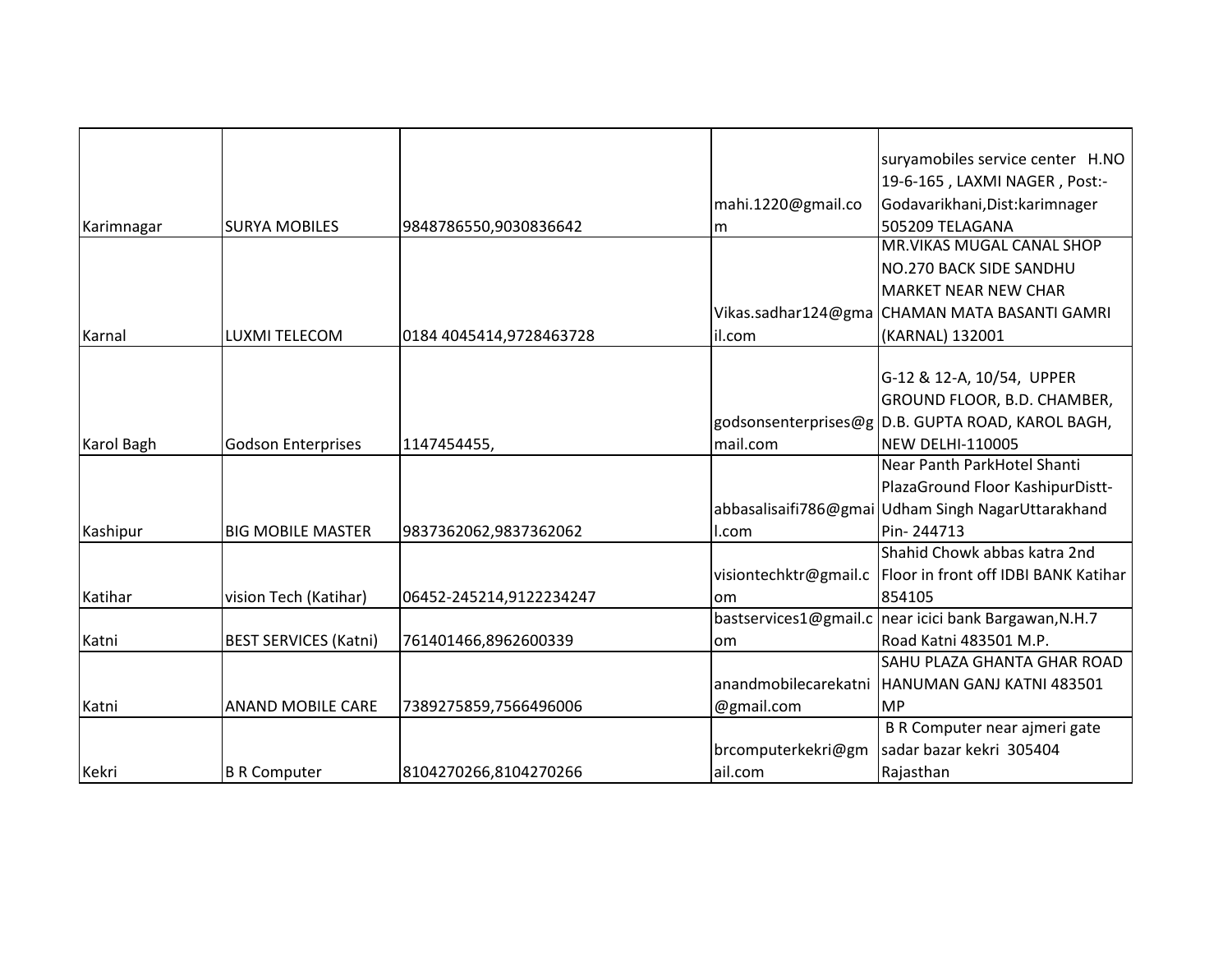| | | | | |
|---|---|---|---|---|
| Karimnagar | SURYA MOBILES | 9848786550,9030836642 | mahi.1220@gmail.com | suryamobiles service center H.NO 19-6-165 , LAXMI NAGER , Post:- Godavarikhani,Dist:karimnager 505209 TELAGANA |
| Karnal | LUXMI TELECOM | 0184 4045414,9728463728 | Vikas.sadhar124@gmail.com | MR.VIKAS MUGAL CANAL SHOP NO.270 BACK SIDE SANDHU MARKET NEAR NEW CHAR CHAMAN MATA BASANTI GAMRI (KARNAL) 132001 |
| Karol Bagh | Godson Enterprises | 1147454455, | godsonsenterprises@gmail.com | G-12 & 12-A, 10/54, UPPER GROUND FLOOR, B.D. CHAMBER, D.B. GUPTA ROAD, KAROL BAGH, NEW DELHI-110005 |
| Kashipur | BIG MOBILE MASTER | 9837362062,9837362062 | abbasalisaifi786@gmail.com | Near Panth ParkHotel Shanti PlazaGround Floor KashipurDistt-Udham Singh NagarUttarakhand Pin- 244713 |
| Katihar | vision Tech (Katihar) | 06452-245214,9122234247 | visiontechktr@gmail.com | Shahid Chowk abbas katra 2nd Floor in front off IDBI BANK Katihar 854105 |
| Katni | BEST SERVICES (Katni) | 761401466,8962600339 | bastservices1@gmail.com | near icici bank Bargawan,N.H.7 Road Katni 483501 M.P. |
| Katni | ANAND MOBILE CARE | 7389275859,7566496006 | anandmobilecarekatni@gmail.com | SAHU PLAZA GHANTA GHAR ROAD HANUMAN GANJ KATNI 483501 MP |
| Kekri | B R Computer | 8104270266,8104270266 | brcomputerkekri@gmail.com | B R Computer near ajmeri gate sadar bazar kekri 305404 Rajasthan |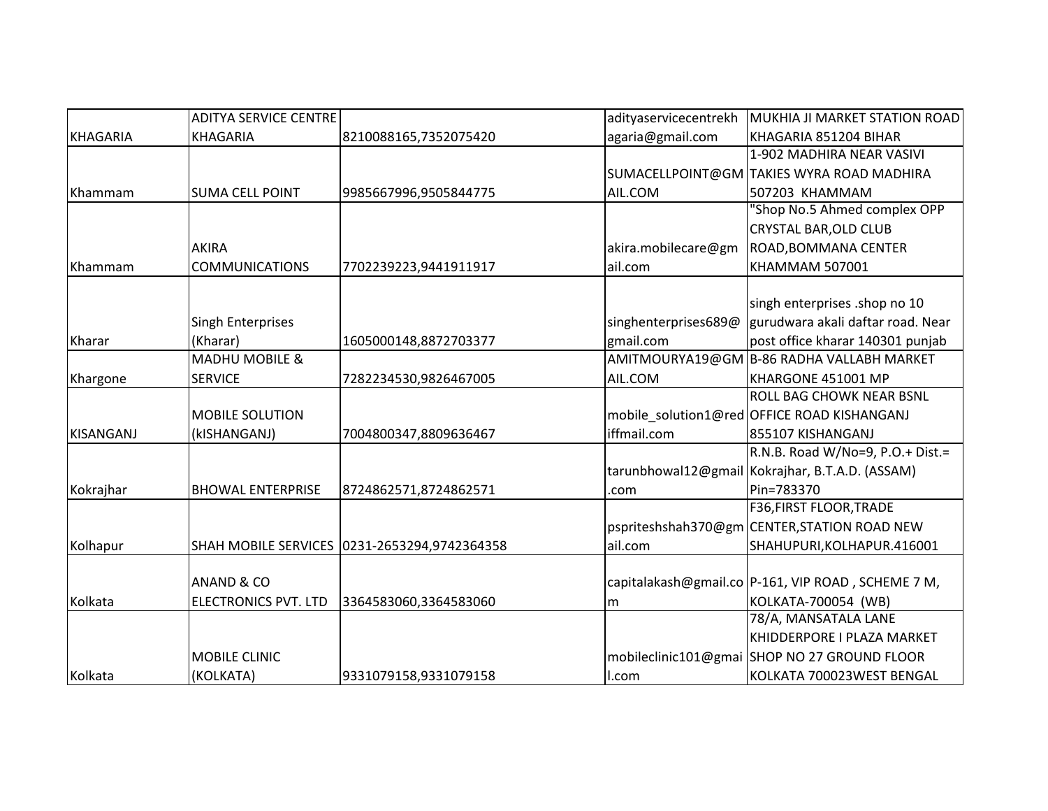| | | | | |
|---|---|---|---|---|
| KHAGARIA | ADITYA SERVICE CENTRE KHAGARIA | 8210088165,7352075420 | adityaservicecentrekhagaria@gmail.com | MUKHIA JI MARKET STATION ROAD KHAGARIA 851204 BIHAR |
| Khammam | SUMA CELL POINT | 9985667996,9505844775 | SUMACELLPOINT@GMAIL.COM | 1-902 MADHIRA NEAR VASIVI TAKIES WYRA ROAD MADHIRA 507203 KHAMMAM |
| Khammam | AKIRA COMMUNICATIONS | 7702239223,9441911917 | akira.mobilecare@gmail.com | "Shop No.5 Ahmed complex OPP CRYSTAL BAR,OLD CLUB ROAD,BOMMANA CENTER KHAMMAM 507001 |
| Kharar | Singh Enterprises (Kharar) | 1605000148,8872703377 | singhenterprises689@gmail.com | singh enterprises .shop no 10 gurudwara akali daftar road. Near post office kharar 140301 punjab |
| Khargone | MADHU MOBILE & SERVICE | 7282234530,9826467005 | AMITMOURYA19@GMAIL.COM | B-86 RADHA VALLABH MARKET KHARGONE 451001 MP |
| KISANGANJ | MOBILE SOLUTION (kISHANGANJ) | 7004800347,8809636467 | mobile_solution1@rediffmail.com | ROLL BAG CHOWK NEAR BSNL OFFICE ROAD KISHANGANJ 855107 KISHANGANJ |
| Kokrajhar | BHOWAL ENTERPRISE | 8724862571,8724862571 | tarunbhowal12@gmail.com | R.N.B. Road W/No=9, P.O.+ Dist.= Kokrajhar, B.T.A.D. (ASSAM) Pin=783370 |
| Kolhapur | SHAH MOBILE SERVICES | 0231-2653294,9742364358 | pspriteshshah370@gmail.com | F36,FIRST FLOOR,TRADE CENTER,STATION ROAD NEW SHAHUPURI,KOLHAPUR.416001 |
| Kolkata | ANAND & CO ELECTRONICS PVT. LTD | 3364583060,3364583060 | capitalakash@gmail.com | P-161, VIP ROAD , SCHEME 7 M, KOLKATA-700054 (WB) |
| Kolkata | MOBILE CLINIC (KOLKATA) | 9331079158,9331079158 | mobileclinic101@gmail.com | 78/A, MANSATALA LANE KHIDDERPORE I PLAZA MARKET SHOP NO 27 GROUND FLOOR KOLKATA 700023WEST BENGAL |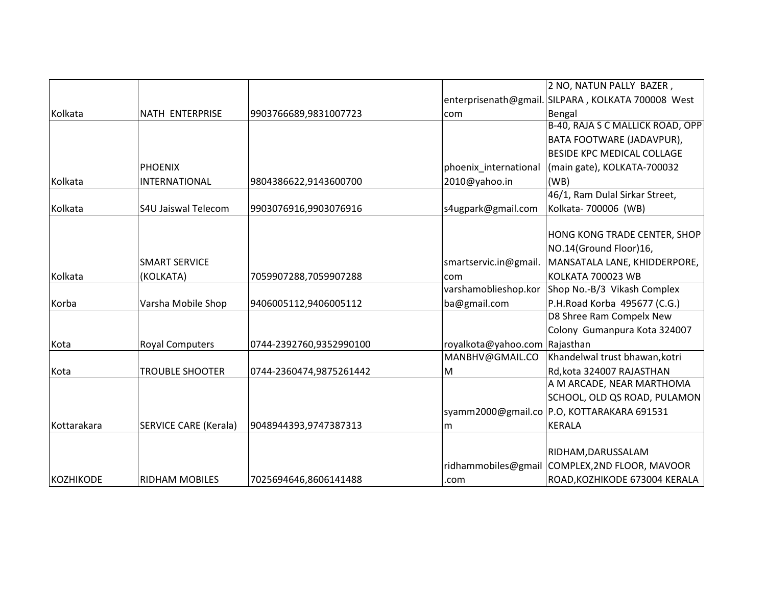| | | | | |
|---|---|---|---|---|
| Kolkata | NATH  ENTERPRISE | 9903766689,9831007723 | enterprisenath@gmail.com | 2 NO, NATUN PALLY  BAZER , SILPARA , KOLKATA 700008  West Bengal |
| Kolkata | PHOENIX INTERNATIONAL | 9804386622,9143600700 | phoenix_international2010@yahoo.in | B-40, RAJA S C MALLICK ROAD, OPP BATA FOOTWARE (JADAVPUR), BESIDE KPC MEDICAL COLLAGE (main gate), KOLKATA-700032 (WB) |
| Kolkata | S4U Jaiswal Telecom | 9903076916,9903076916 | s4ugpark@gmail.com | 46/1, Ram Dulal Sirkar Street, Kolkata- 700006  (WB) |
| Kolkata | SMART SERVICE (KOLKATA) | 7059907288,7059907288 | smartservic.in@gmail.com | HONG KONG TRADE CENTER, SHOP NO.14(Ground Floor)16, MANSATALA LANE, KHIDDERPORE, KOLKATA 700023 WB |
| Korba | Varsha Mobile Shop | 9406005112,9406005112 | varshamoblieshop.korba@gmail.com | Shop No.-B/3  Vikash Complex P.H.Road Korba  495677 (C.G.) |
| Kota | Royal Computers | 0744-2392760,9352990100 | royalkota@yahoo.com | D8 Shree Ram Compelx New Colony  Gumanpura Kota 324007 Rajasthan |
| Kota | TROUBLE SHOOTER | 0744-2360474,9875261442 | MANBHV@GMAIL.COM | Khandelwal trust bhawan,kotri Rd,kota 324007 RAJASTHAN |
| Kottarakara | SERVICE CARE (Kerala) | 9048944393,9747387313 | syamm2000@gmail.com | A M ARCADE, NEAR MARTHOMA SCHOOL, OLD QS ROAD, PULAMON P.O, KOTTARAKARA 691531 KERALA |
| KOZHIKODE | RIDHAM MOBILES | 7025694646,8606141488 | ridhammobiles@gmail.com | RIDHAM,DARUSSALAM COMPLEX,2ND FLOOR, MAVOOR ROAD,KOZHIKODE 673004 KERALA |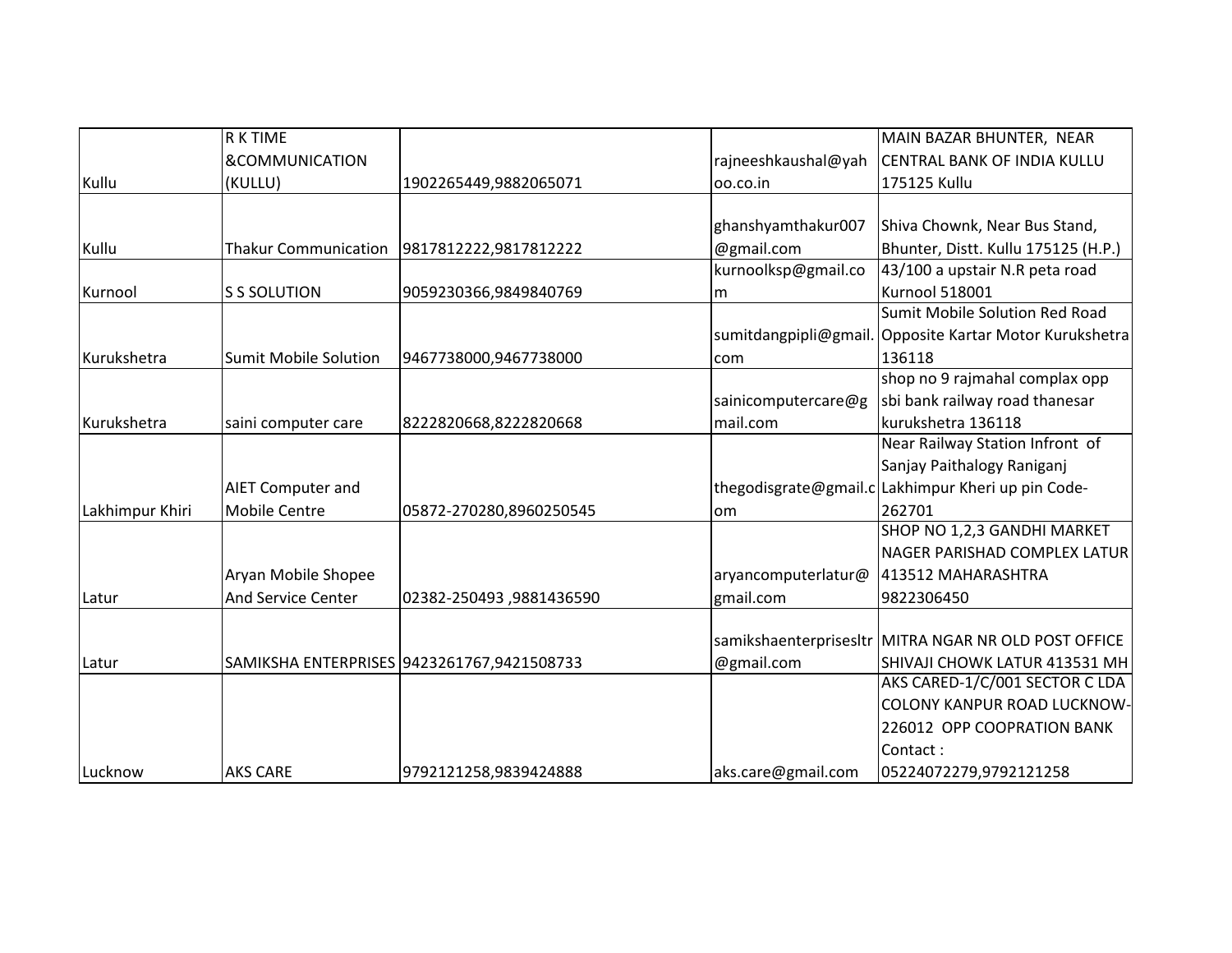| Kullu | R K TIME &COMMUNICATION (KULLU) | 1902265449,9882065071 | rajneeshkaushal@yahoo.co.in | MAIN BAZAR BHUNTER, NEAR CENTRAL BANK OF INDIA KULLU 175125 Kullu |
|---|---|---|---|---|
| Kullu | Thakur Communication | 9817812222,9817812222 | ghanshyamthakur007@gmail.com | Shiva Chownk, Near Bus Stand, Bhunter, Distt. Kullu 175125 (H.P.) |
| Kurnool | S S SOLUTION | 9059230366,9849840769 | kurnoolksp@gmail.com | 43/100 a upstair N.R peta road Kurnool 518001 |
| Kurukshetra | Sumit Mobile Solution | 9467738000,9467738000 | sumitdangpipli@gmail.com | Sumit Mobile Solution Red Road Opposite Kartar Motor Kurukshetra 136118 |
| Kurukshetra | saini computer care | 8222820668,8222820668 | sainicomputercare@gmail.com | shop no 9 rajmahal complax opp sbi bank railway road thanesar kurukshetra 136118 |
| Lakhimpur Khiri | AIET Computer and Mobile Centre | 05872-270280,8960250545 | thegodisgrate@gmail.com | Near Railway Station Infront of Sanjay Paithalogy Raniganj Lakhimpur Kheri up pin Code-262701 |
| Latur | Aryan Mobile Shopee And Service Center | 02382-250493 ,9881436590 | aryancomputerlatur@gmail.com | SHOP NO 1,2,3 GANDHI MARKET NAGER PARISHAD COMPLEX LATUR 413512 MAHARASHTRA 9822306450 |
| Latur | SAMIKSHA ENTERPRISES | 9423261767,9421508733 | samikshaenterprisesltr@gmail.com | MITRA NGAR NR OLD POST OFFICE SHIVAJI CHOWK LATUR 413531 MH |
| Lucknow | AKS CARE | 9792121258,9839424888 | aks.care@gmail.com | AKS CARED-1/C/001 SECTOR C LDA COLONY KANPUR ROAD LUCKNOW-226012 OPP COOPRATION BANK Contact : 05224072279,9792121258 |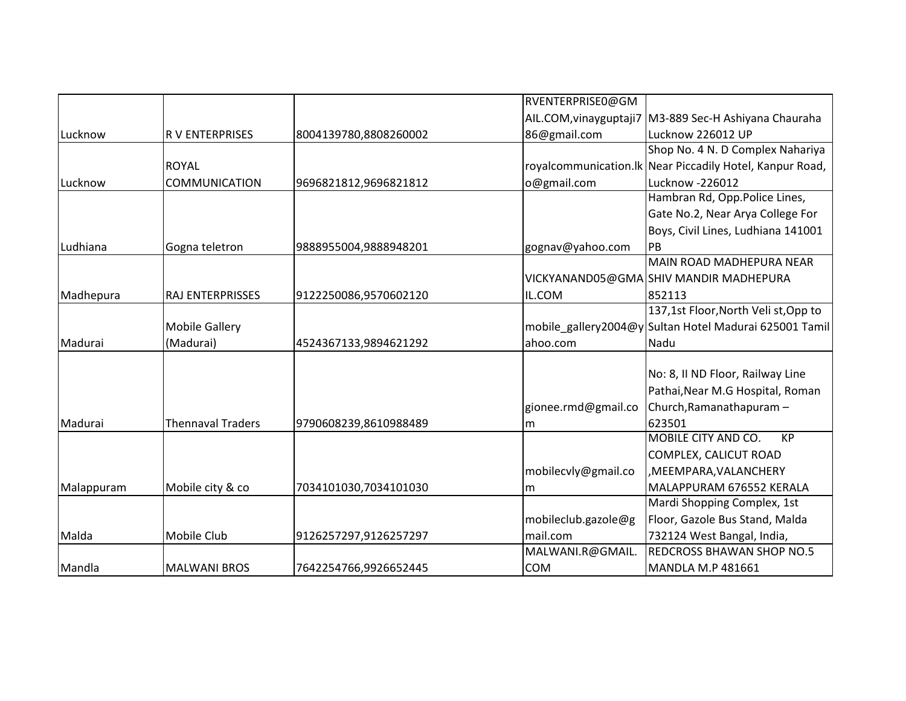| | | | | |
|---|---|---|---|---|
| Lucknow | R V ENTERPRISES | 8004139780,8808260002 | RVENTERPRISE0@GMAIL.COM,vinayguptaji786@gmail.com | M3-889 Sec-H Ashiyana Chauraha Lucknow 226012 UP |
| Lucknow | ROYAL COMMUNICATION | 9696821812,9696821812 | royalcommunication.lko@gmail.com | Shop No. 4 N. D Complex Nahariya Near Piccadily Hotel, Kanpur Road, Lucknow -226012 |
| Ludhiana | Gogna teletron | 9888955004,9888948201 | gognav@yahoo.com | Hambran Rd, Opp.Police Lines, Gate No.2, Near Arya College For Boys, Civil Lines, Ludhiana 141001 PB |
| Madhepura | RAJ ENTERPRISSES | 9122250086,9570602120 | VICKYANAND05@GMAIL.COM | MAIN ROAD MADHEPURA NEAR SHIV MANDIR MADHEPURA 852113 |
| Madurai | Mobile Gallery (Madurai) | 4524367133,9894621292 | mobile_gallery2004@yahoo.com | 137,1st Floor,North Veli st,Opp to Sultan Hotel Madurai 625001 Tamil Nadu |
| Madurai | Thennaval Traders | 9790608239,8610988489 | gionee.rmd@gmail.com | No: 8, II ND Floor, Railway Line Pathai,Near M.G Hospital, Roman Church,Ramanathapuram – 623501 |
| Malappuram | Mobile city & co | 7034101030,7034101030 | mobilecvly@gmail.com | MOBILE CITY AND CO. KP COMPLEX, CALICUT ROAD ,MEEMPARA,VALANCHERY MALAPPURAM 676552 KERALA |
| Malda | Mobile Club | 9126257297,9126257297 | mobileclub.gazole@gmail.com | Mardi Shopping Complex, 1st Floor, Gazole Bus Stand, Malda 732124 West Bangal, India, |
| Mandla | MALWANI BROS | 7642254766,9926652445 | MALWANI.R@GMAIL.COM | REDCROSS BHAWAN SHOP NO.5 MANDLA M.P 481661 |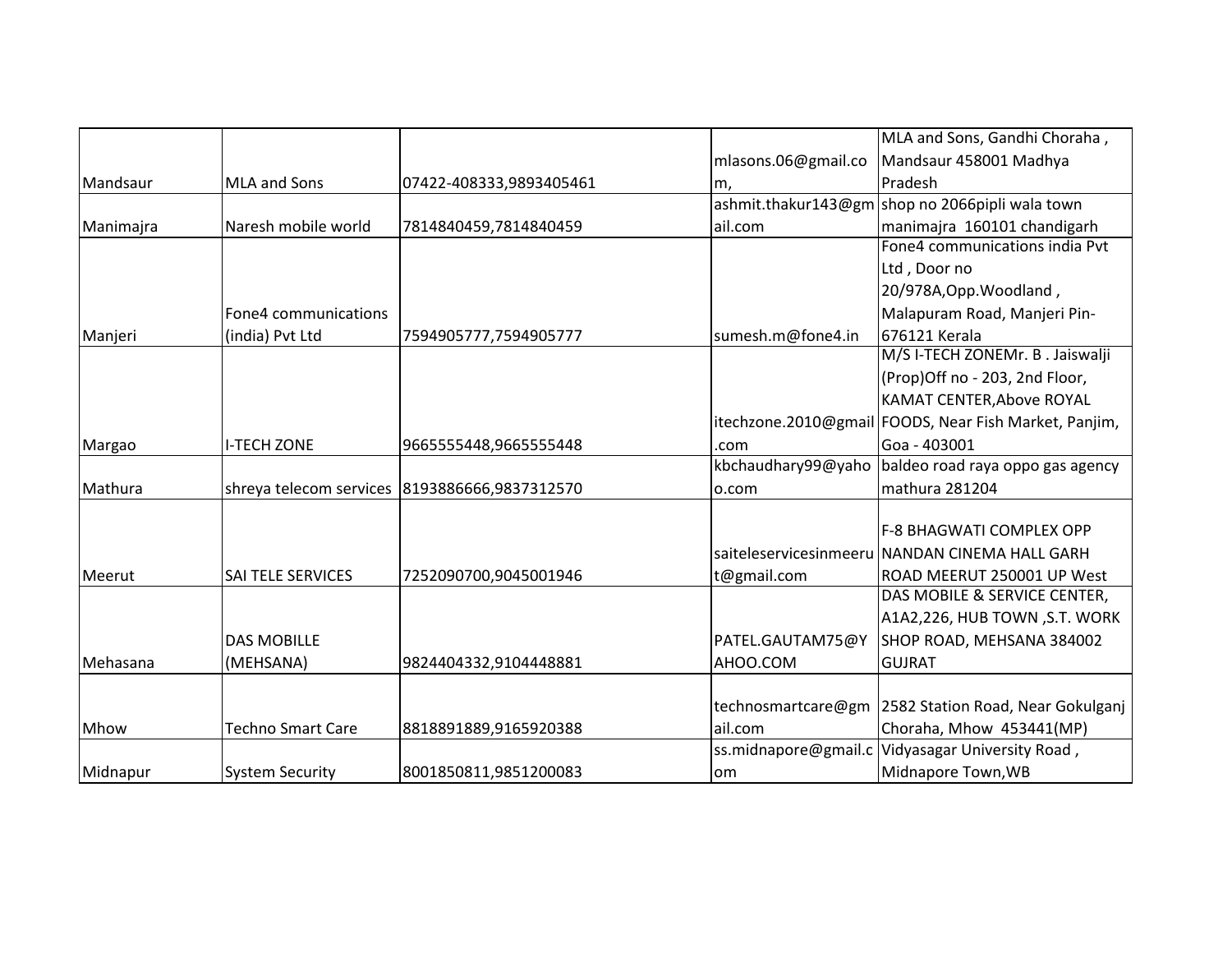| | | | | |
|---|---|---|---|---|
| Mandsaur | MLA and Sons | 07422-408333,9893405461 | mlasons.06@gmail.com, | MLA and Sons, Gandhi Choraha , Mandsaur 458001 Madhya Pradesh |
| Manimajra | Naresh mobile world | 7814840459,7814840459 | ashmit.thakur143@gmail.com | shop no 2066pipli wala town manimajra 160101 chandigarh |
| Manjeri | Fone4 communications (india) Pvt Ltd | 7594905777,7594905777 | sumesh.m@fone4.in | Fone4 communications india Pvt Ltd , Door no 20/978A,Opp.Woodland , Malapuram Road, Manjeri Pin-676121 Kerala |
| Margao | I-TECH ZONE | 9665555448,9665555448 | itechzone.2010@gmail.com | M/S I-TECH ZONEMr. B . Jaiswalji (Prop)Off no - 203, 2nd Floor, KAMAT CENTER,Above ROYAL FOODS, Near Fish Market, Panjim, Goa - 403001 |
| Mathura | shreya telecom services | 8193886666,9837312570 | kbchaudhary99@yahoo.com | baldeo road raya oppo gas agency mathura 281204 |
| Meerut | SAI TELE SERVICES | 7252090700,9045001946 | saiteleservicesinmeerut@gmail.com | F-8 BHAGWATI COMPLEX OPP NANDAN CINEMA HALL GARH ROAD MEERUT 250001 UP West |
| Mehasana | DAS MOBILLE (MEHSANA) | 9824404332,9104448881 | PATEL.GAUTAM75@YAHOO.COM | DAS MOBILE & SERVICE CENTER, A1A2,226, HUB TOWN ,S.T. WORK SHOP ROAD, MEHSANA 384002 GUJRAT |
| Mhow | Techno Smart Care | 8818891889,9165920388 | technosmartcare@gmail.com | 2582 Station Road, Near Gokulganj Choraha, Mhow 453441(MP) |
| Midnapur | System Security | 8001850811,9851200083 | ss.midnapore@gmail.com | Vidyasagar University Road , Midnapore Town,WB |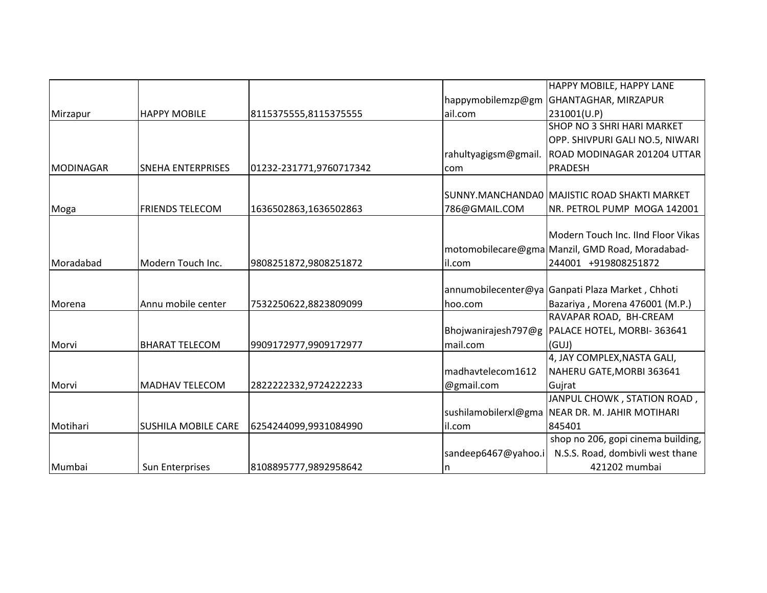| | | | | |
|---|---|---|---|---|
| Mirzapur | HAPPY MOBILE | 8115375555,8115375555 | happymobilemzp@gmail.com | HAPPY MOBILE, HAPPY LANE GHANTAGHAR, MIRZAPUR 231001(U.P) |
| MODINAGAR | SNEHA ENTERPRISES | 01232-231771,9760717342 | rahultyagigsm@gmail.com | SHOP NO 3 SHRI HARI MARKET OPP. SHIVPURI GALI NO.5, NIWARI ROAD MODINAGAR 201204 UTTAR PRADESH |
| Moga | FRIENDS TELECOM | 1636502863,1636502863 | SUNNY.MANCHANDA0786@GMAIL.COM | MAJISTIC ROAD SHAKTI MARKET NR. PETROL PUMP MOGA 142001 |
| Moradabad | Modern Touch Inc. | 9808251872,9808251872 | motomobilecare@gmail.com | Modern Touch Inc. IInd Floor Vikas Manzil, GMD Road, Moradabad-244001 +919808251872 |
| Morena | Annu mobile center | 7532250622,8823809099 | annumobilecenter@yahoo.com | Ganpati Plaza Market , Chhoti Bazariya , Morena 476001 (M.P.) |
| Morvi | BHARAT TELECOM | 9909172977,9909172977 | Bhojwanirajesh797@gmail.com | RAVAPAR ROAD, BH-CREAM PALACE HOTEL, MORBI- 363641 (GUJ) |
| Morvi | MADHAV TELECOM | 2822222332,9724222233 | madhavtelecom1612@gmail.com | 4, JAY COMPLEX,NASTA GALI, NAHERU GATE,MORBI 363641 Gujrat |
| Motihari | SUSHILA MOBILE CARE | 6254244099,9931084990 | sushilamobilerxl@gmail.com | JANPUL CHOWK , STATION ROAD , NEAR DR. M. JAHIR MOTIHARI 845401 |
| Mumbai | Sun Enterprises | 8108895777,9892958642 | sandeep6467@yahoo.in | shop no 206, gopi cinema building, N.S.S. Road, dombivli west thane 421202 mumbai |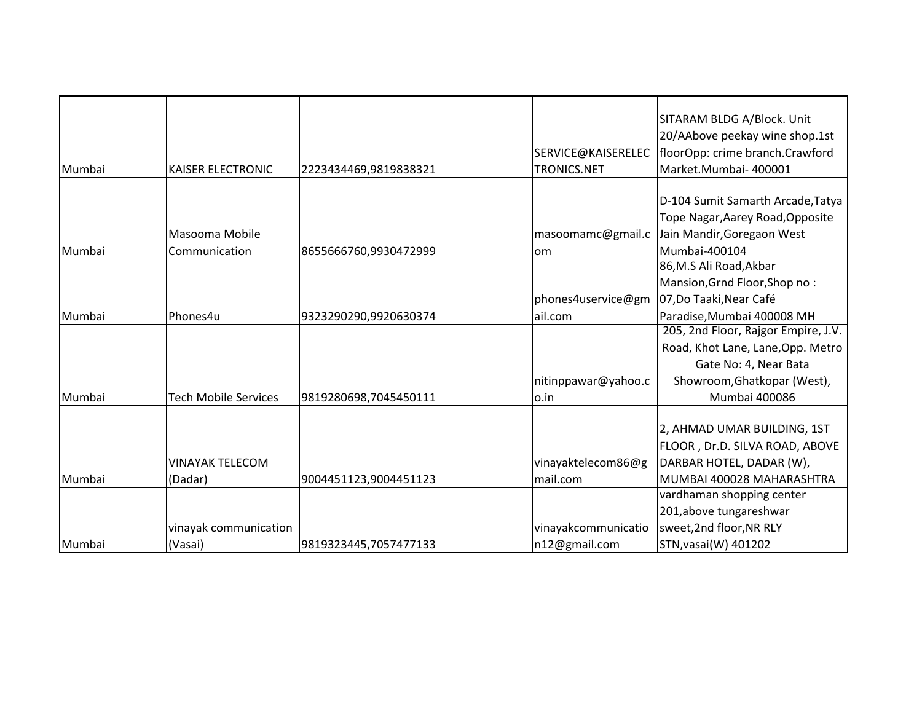| | | | | |
|---|---|---|---|---|
| Mumbai | KAISER ELECTRONIC | 2223434469,9819838321 | SERVICE@KAISERELECTRONICS.NET | SITARAM BLDG A/Block. Unit 20/AAbove peekay wine shop.1st floorOpp: crime branch.Crawford Market.Mumbai- 400001 |
| Mumbai | Masooma Mobile Communication | 8655666760,9930472999 | masoomamc@gmail.com | D-104 Sumit Samarth Arcade,Tatya Tope Nagar,Aarey Road,Opposite Jain Mandir,Goregaon West Mumbai-400104 |
| Mumbai | Phones4u | 9323290290,9920630374 | phones4uservice@gmail.com | 86,M.S Ali Road,Akbar Mansion,Grnd Floor,Shop no : 07,Do Taaki,Near Café Paradise,Mumbai 400008 MH |
| Mumbai | Tech Mobile Services | 9819280698,7045450111 | nitinppawar@yahoo.co.in | 205, 2nd Floor, Rajgor Empire, J.V. Road, Khot Lane, Lane,Opp. Metro Gate No: 4, Near Bata Showroom,Ghatkopar (West), Mumbai 400086 |
| Mumbai | VINAYAK TELECOM (Dadar) | 9004451123,9004451123 | vinayaktelecom86@gmail.com | 2, AHMAD UMAR BUILDING, 1ST FLOOR , Dr.D. SILVA ROAD, ABOVE DARBAR HOTEL, DADAR (W), MUMBAI 400028 MAHARASHTRA |
| Mumbai | vinayak communication (Vasai) | 9819323445,7057477133 | vinayakcommunication12@gmail.com | vardhaman shopping center 201,above tungareshwar sweet,2nd floor,NR RLY STN,vasai(W) 401202 |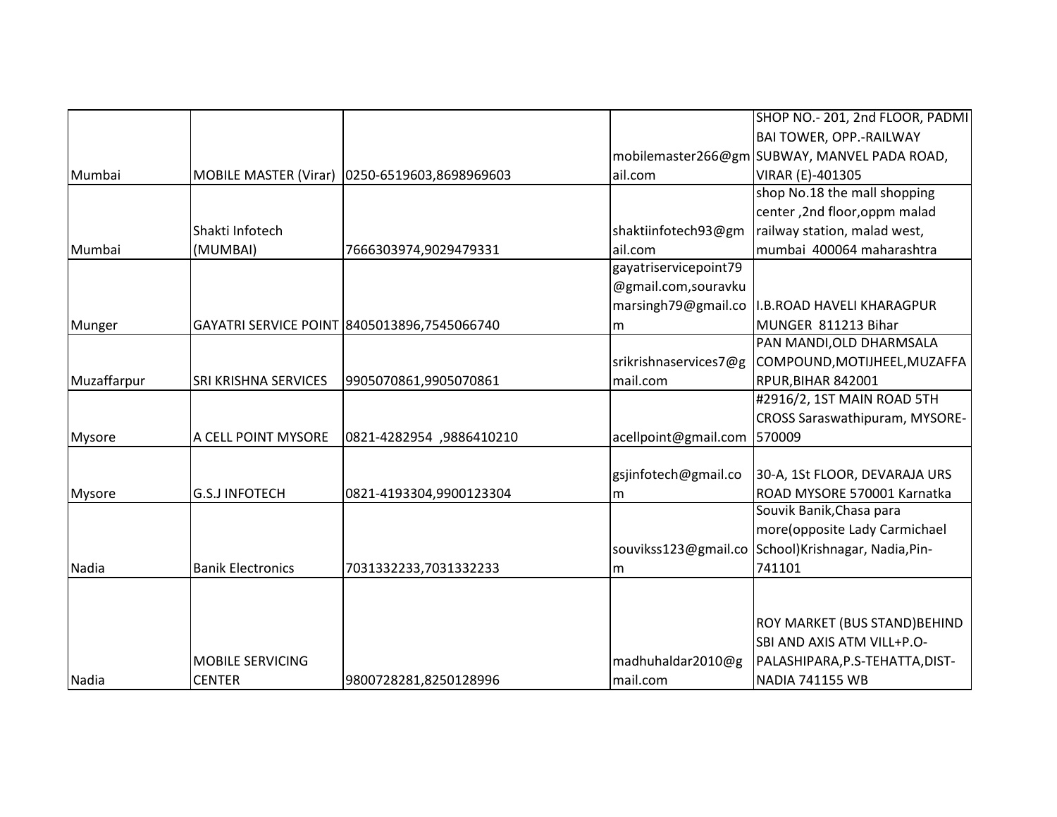| | | | | |
|---|---|---|---|---|
| Mumbai | MOBILE MASTER (Virar) | 0250-6519603,8698969603 | mobilemaster266@gmail.com | SHOP NO.- 201, 2nd FLOOR, PADMI BAI TOWER, OPP.-RAILWAY SUBWAY, MANVEL PADA ROAD, VIRAR (E)-401305 |
| Mumbai | Shakti Infotech (MUMBAI) | 7666303974,9029479331 | shaktiinfotech93@gmail.com | shop No.18 the mall shopping center ,2nd floor,oppm malad railway station, malad west, mumbai 400064 maharashtra |
| Munger | GAYATRI SERVICE POINT | 8405013896,7545066740 | gayatriservicepoint79@gmail.com,souravkumarsingh79@gmail.com | I.B.ROAD HAVELI KHARAGPUR MUNGER 811213 Bihar |
| Muzaffarpur | SRI KRISHNA SERVICES | 9905070861,9905070861 | srikrishnaservices7@gmail.com | PAN MANDI,OLD DHARMSALA COMPOUND,MOTIJHEEL,MUZAFFARPUR,BIHAR 842001 |
| Mysore | A CELL POINT MYSORE | 0821-4282954 ,9886410210 | acellpoint@gmail.com | #2916/2, 1ST MAIN ROAD 5TH CROSS Saraswathipuram, MYSORE-570009 |
| Mysore | G.S.J INFOTECH | 0821-4193304,9900123304 | gsjinfotech@gmail.com | 30-A, 1St FLOOR, DEVARAJA URS ROAD MYSORE 570001 Karnatka |
| Nadia | Banik Electronics | 7031332233,7031332233 | souvikss123@gmail.com | Souvik Banik,Chasa para more(opposite Lady Carmichael School)Krishnagar, Nadia,Pin-741101 |
| Nadia | MOBILE SERVICING CENTER | 9800728281,8250128996 | madhuhaldar2010@gmail.com | ROY MARKET (BUS STAND)BEHIND SBI AND AXIS ATM VILL+P.O-PALASHIPARA,P.S-TEHATTA,DIST-NADIA 741155 WB |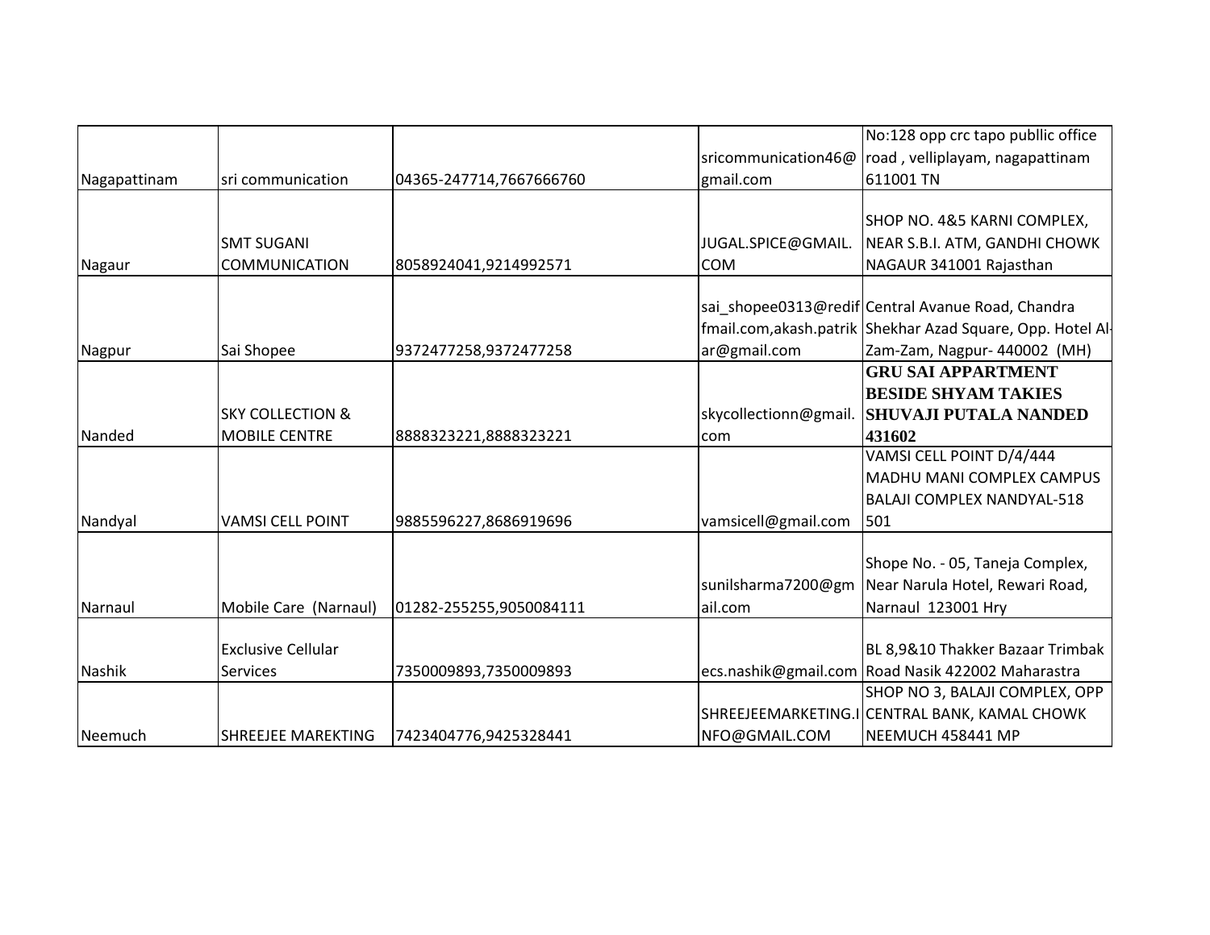| | | | | |
|---|---|---|---|---|
| Nagapattinam | sri communication | 04365-247714,7667666760 | sricommunication46@gmail.com | No:128 opp crc tapo publlic office road , velliplayam, nagapattinam 611001 TN |
| Nagaur | SMT SUGANI COMMUNICATION | 8058924041,9214992571 | JUGAL.SPICE@GMAIL.COM | SHOP NO. 4&5 KARNI COMPLEX, NEAR S.B.I. ATM, GANDHI CHOWK NAGAUR 341001 Rajasthan |
| Nagpur | Sai Shopee | 9372477258,9372477258 | sai_shopee0313@rediffmail.com,akash.patrikar@gmail.com | Central Avanue Road, Chandra Shekhar Azad Square, Opp. Hotel Al-Zam-Zam, Nagpur- 440002 (MH) |
| Nanded | SKY COLLECTION & MOBILE CENTRE | 8888323221,8888323221 | skycollectionn@gmail.com | **GRU SAI APPARTMENT BESIDE SHYAM TAKIES SHUVAJI PUTALA NANDED 431602** |
| Nandyal | VAMSI CELL POINT | 9885596227,8686919696 | vamsicell@gmail.com | VAMSI CELL POINT D/4/444 MADHU MANI COMPLEX CAMPUS BALAJI COMPLEX NANDYAL-518 501 |
| Narnaul | Mobile Care (Narnaul) | 01282-255255,9050084111 | sunilsharma7200@gmail.com | Shope No. - 05, Taneja Complex, Near Narula Hotel, Rewari Road, Narnaul 123001 Hry |
| Nashik | Exclusive Cellular Services | 7350009893,7350009893 | ecs.nashik@gmail.com | BL 8,9&10 Thakker Bazaar Trimbak Road Nasik 422002 Maharastra |
| Neemuch | SHREEJEE MAREKTING | 7423404776,9425328441 | SHREEJEEMARKETING.INFO@GMAIL.COM | SHOP NO 3, BALAJI COMPLEX, OPP CENTRAL BANK, KAMAL CHOWK NEEMUCH 458441 MP |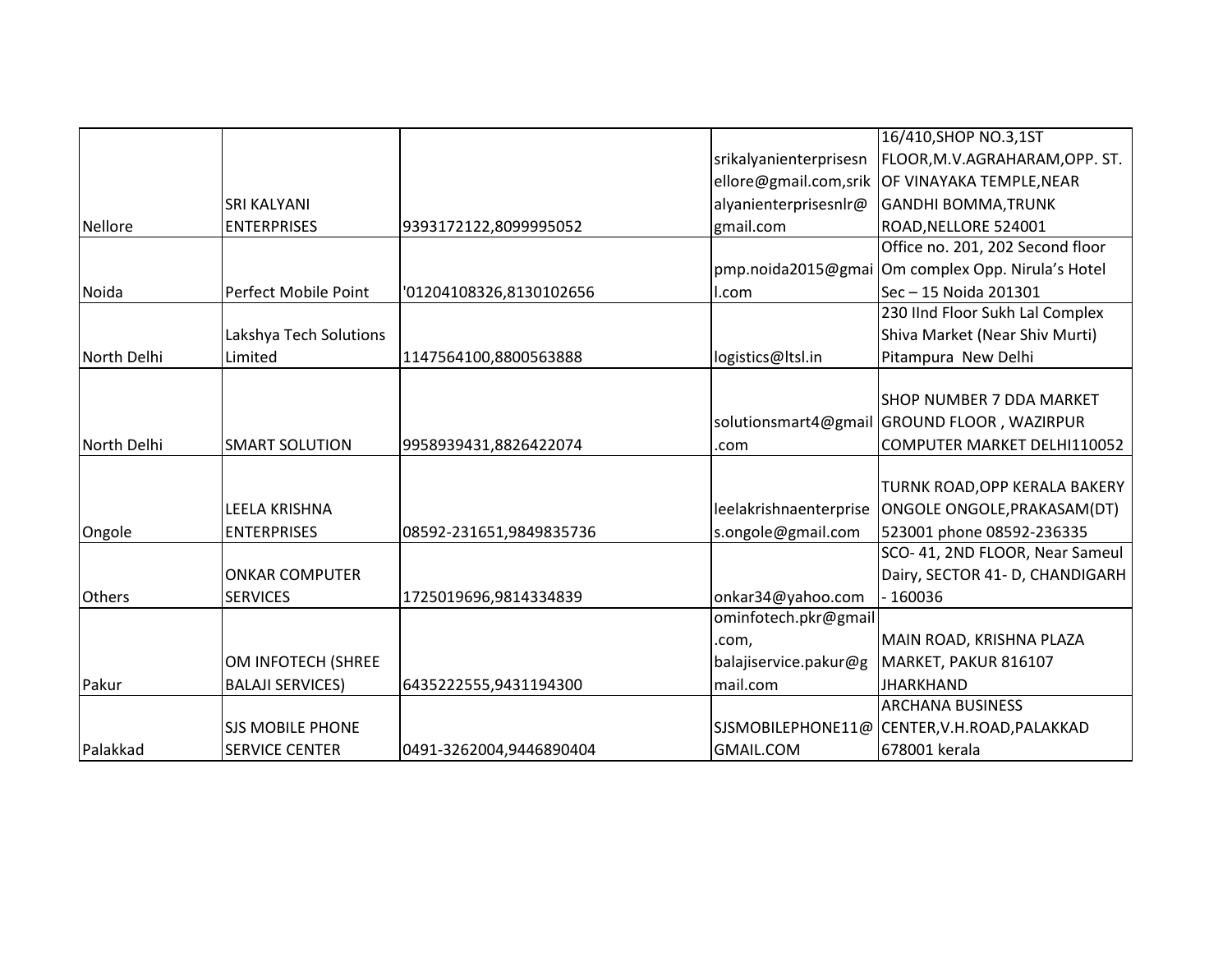| | | | | |
|---|---|---|---|---|
| Nellore | SRI KALYANI ENTERPRISES | 9393172122,8099995052 | srikalyanienterprisesnellore@gmail.com,srikalyanienterprisesnlr@gmail.com | 16/410,SHOP NO.3,1ST FLOOR,M.V.AGRAHARAM,OPP. ST. OF VINAYAKA TEMPLE,NEAR GANDHI BOMMA,TRUNK ROAD,NELLORE 524001 |
| Noida | Perfect Mobile Point | '01204108326,8130102656 | pmp.noida2015@gmail.com | Office no. 201, 202 Second floor Om complex Opp. Nirula's Hotel Sec – 15 Noida 201301 |
| North Delhi | Lakshya Tech Solutions Limited | 1147564100,8800563888 | logistics@ltsl.in | 230 IInd Floor Sukh Lal Complex Shiva Market (Near Shiv Murti) Pitampura New Delhi |
| North Delhi | SMART SOLUTION | 9958939431,8826422074 | solutionsmart4@gmail.com | SHOP NUMBER 7 DDA MARKET GROUND FLOOR , WAZIRPUR COMPUTER MARKET DELHI110052 |
| Ongole | LEELA KRISHNA ENTERPRISES | 08592-231651,9849835736 | leelakrishnaenterprises.ongole@gmail.com | TURNK ROAD,OPP KERALA BAKERY ONGOLE ONGOLE,PRAKASAM(DT) 523001 phone 08592-236335 |
| Others | ONKAR COMPUTER SERVICES | 1725019696,9814334839 | onkar34@yahoo.com | SCO- 41, 2ND FLOOR, Near Sameul Dairy, SECTOR 41- D, CHANDIGARH - 160036 |
| Pakur | OM INFOTECH (SHREE BALAJI SERVICES) | 6435222555,9431194300 | ominfotech.pkr@gmail.com, balajiservice.pakur@gmail.com | MAIN ROAD, KRISHNA PLAZA MARKET, PAKUR 816107 JHARKHAND |
| Palakkad | SJS MOBILE PHONE SERVICE CENTER | 0491-3262004,9446890404 | SJSMOBILEPHONE11@GMAIL.COM | ARCHANA BUSINESS CENTER,V.H.ROAD,PALAKKAD 678001 kerala |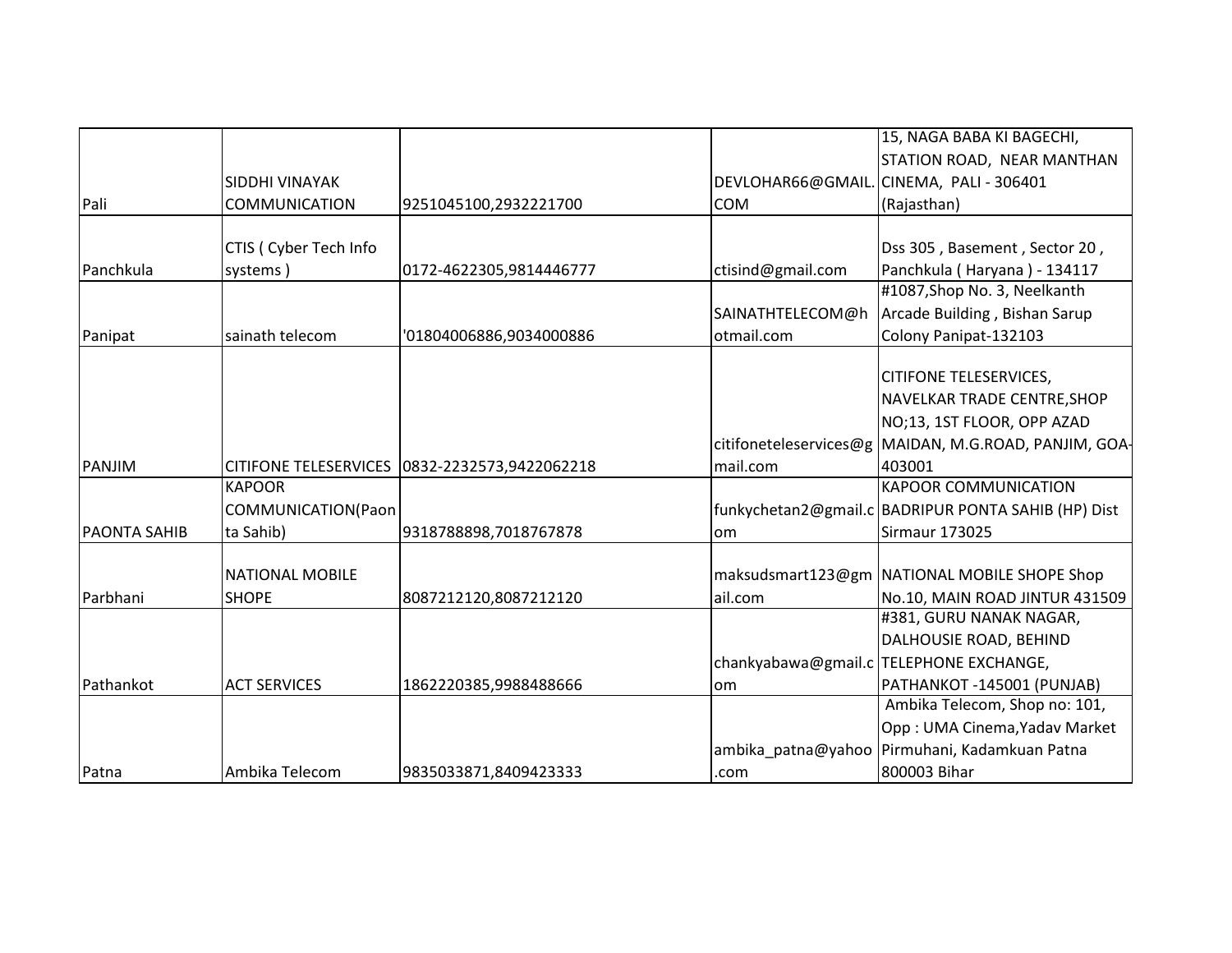| | | | | |
|---|---|---|---|---|
| Pali | SIDDHI VINAYAK COMMUNICATION | 9251045100,2932221700 | DEVLOHAR66@GMAIL.COM | 15, NAGA BABA KI BAGECHI, STATION ROAD, NEAR MANTHAN CINEMA, PALI - 306401 (Rajasthan) |
| Panchkula | CTIS ( Cyber Tech Info systems ) | 0172-4622305,9814446777 | ctisind@gmail.com | Dss 305 , Basement , Sector 20 , Panchkula ( Haryana ) - 134117 |
| Panipat | sainath telecom | '01804006886,9034000886 | SAINATHTELECOM@hotmail.com | #1087,Shop No. 3, Neelkanth Arcade Building , Bishan Sarup Colony Panipat-132103 |
| PANJIM | CITIFONE TELESERVICES | 0832-2232573,9422062218 | citifoneteleservices@gmail.com | CITIFONE TELESERVICES, NAVELKAR TRADE CENTRE,SHOP NO;13, 1ST FLOOR, OPP AZAD MAIDAN, M.G.ROAD, PANJIM, GOA-403001 |
| PAONTA SAHIB | KAPOOR COMMUNICATION(Paonta Sahib) | 9318788898,7018767878 | funkychetan2@gmail.com | KAPOOR COMMUNICATION BADRIPUR PONTA SAHIB (HP) Dist Sirmaur 173025 |
| Parbhani | NATIONAL MOBILE SHOPE | 8087212120,8087212120 | maksudsmart123@gmail.com | NATIONAL MOBILE SHOPE Shop No.10, MAIN ROAD JINTUR 431509 |
| Pathankot | ACT SERVICES | 1862220385,9988488666 | chankyabawa@gmail.com | #381, GURU NANAK NAGAR, DALHOUSIE ROAD, BEHIND TELEPHONE EXCHANGE, PATHANKOT -145001 (PUNJAB) |
| Patna | Ambika Telecom | 9835033871,8409423333 | ambika_patna@yahoo.com | Ambika Telecom, Shop no: 101, Opp : UMA Cinema,Yadav Market Pirmuhani, Kadamkuan Patna 800003 Bihar |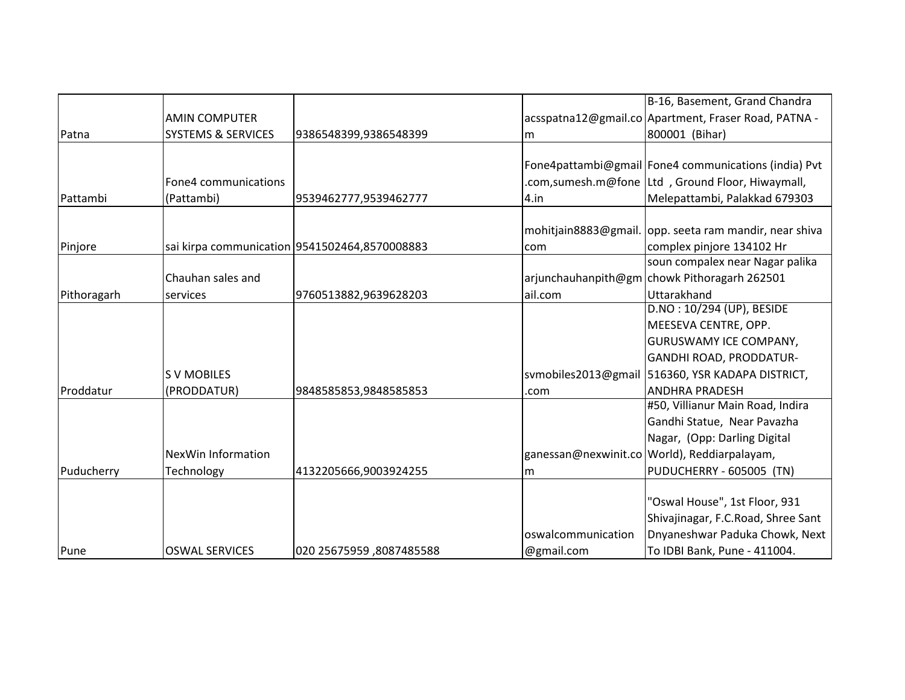| | | | | |
|---|---|---|---|---|
| Patna | AMIN COMPUTER SYSTEMS & SERVICES | 9386548399,9386548399 | acsspatna12@gmail.com | B-16, Basement, Grand Chandra Apartment, Fraser Road, PATNA - 800001 (Bihar) |
| Pattambi | Fone4 communications (Pattambi) | 9539462777,9539462777 | Fone4pattambi@gmail.com,sumesh.m@fone4.in | Fone4 communications (india) Pvt Ltd , Ground Floor, Hiwaymall, Melepattambi, Palakkad 679303 |
| Pinjore | sai kirpa communication | 9541502464,8570008883 | mohitjain8883@gmail.com | opp. seeta ram mandir, near shiva complex pinjore 134102 Hr |
| Pithoragarh | Chauhan sales and services | 9760513882,9639628203 | arjunchauhanpith@gmail.com | soun compalex near Nagar palika chowk Pithoragarh 262501 Uttarakhand |
| Proddatur | S V MOBILES (PRODDATUR) | 9848585853,9848585853 | svmobiles2013@gmail.com | D.NO : 10/294 (UP), BESIDE MEESEVA CENTRE, OPP. GURUSWAMY ICE COMPANY, GANDHI ROAD, PRODDATUR-516360, YSR KADAPA DISTRICT, ANDHRA PRADESH |
| Puducherry | NexWin Information Technology | 4132205666,9003924255 | ganessan@nexwinit.com | #50, Villianur Main Road, Indira Gandhi Statue, Near Pavazha Nagar, (Opp: Darling Digital World), Reddiarpalayam, PUDUCHERRY - 605005 (TN) |
| Pune | OSWAL SERVICES | 020 25675959 ,8087485588 | oswalcommunication@gmail.com | "Oswal House", 1st Floor, 931 Shivajinagar, F.C.Road, Shree Sant Dnyaneshwar Paduka Chowk, Next To IDBI Bank, Pune - 411004. |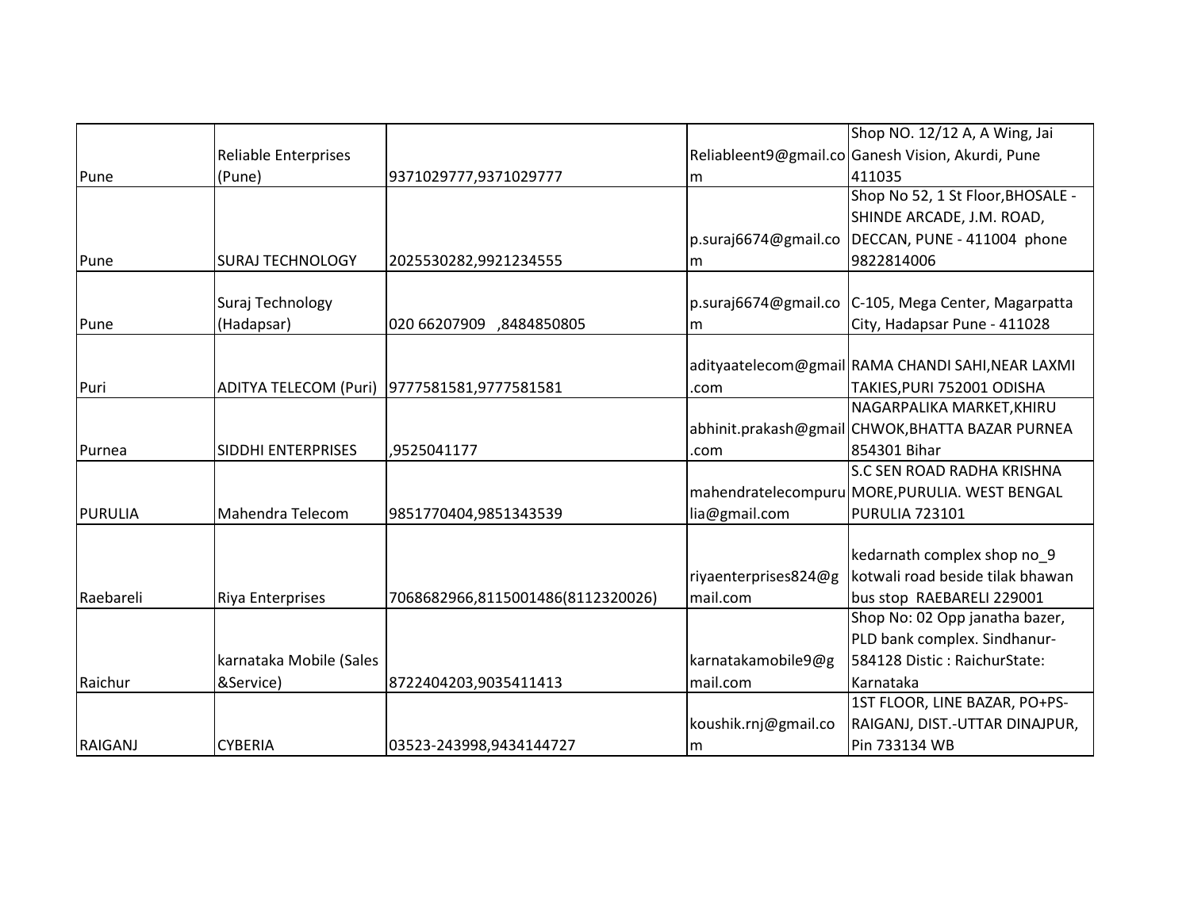| | | | | |
|---|---|---|---|---|
| Pune | Reliable Enterprises (Pune) | 9371029777,9371029777 | Reliableent9@gmail.com | Shop NO. 12/12 A, A Wing, Jai Ganesh Vision, Akurdi, Pune 411035 |
| Pune | SURAJ TECHNOLOGY | 2025530282,9921234555 | p.suraj6674@gmail.com | Shop No 52, 1 St Floor,BHOSALE - SHINDE ARCADE, J.M. ROAD, DECCAN, PUNE - 411004 phone 9822814006 |
| Pune | Suraj Technology (Hadapsar) | 020 66207909 ,8484850805 | p.suraj6674@gmail.com | C-105, Mega Center, Magarpatta City, Hadapsar Pune - 411028 |
| Puri | ADITYA TELECOM (Puri) | 9777581581,9777581581 | adityaatelecom@gmail.com | RAMA CHANDI SAHI,NEAR LAXMI TAKIES,PURI 752001 ODISHA |
| Purnea | SIDDHI ENTERPRISES | ,9525041177 | abhinit.prakash@gmail.com | NAGARPALIKA MARKET,KHIRU CHWOK,BHATTA BAZAR PURNEA 854301 Bihar |
| PURULIA | Mahendra Telecom | 9851770404,9851343539 | mahendratelecompurulia@gmail.com | S.C SEN ROAD RADHA KRISHNA MORE,PURULIA. WEST BENGAL PURULIA 723101 |
| Raebareli | Riya Enterprises | 7068682966,8115001486(8112320026) | riyaenterprises824@gmail.com | kedarnath complex shop no_9 kotwali road beside tilak bhawan bus stop RAEBARELI 229001 |
| Raichur | karnataka Mobile (Sales &Service) | 8722404203,9035411413 | karnatakamobile9@gmail.com | Shop No: 02 Opp janatha bazer, PLD bank complex. Sindhanur-584128 Distic : RaichurState: Karnataka |
| RAIGANJ | CYBERIA | 03523-243998,9434144727 | koushik.rnj@gmail.com | 1ST FLOOR, LINE BAZAR, PO+PS-RAIGANJ, DIST.-UTTAR DINAJPUR, Pin 733134 WB |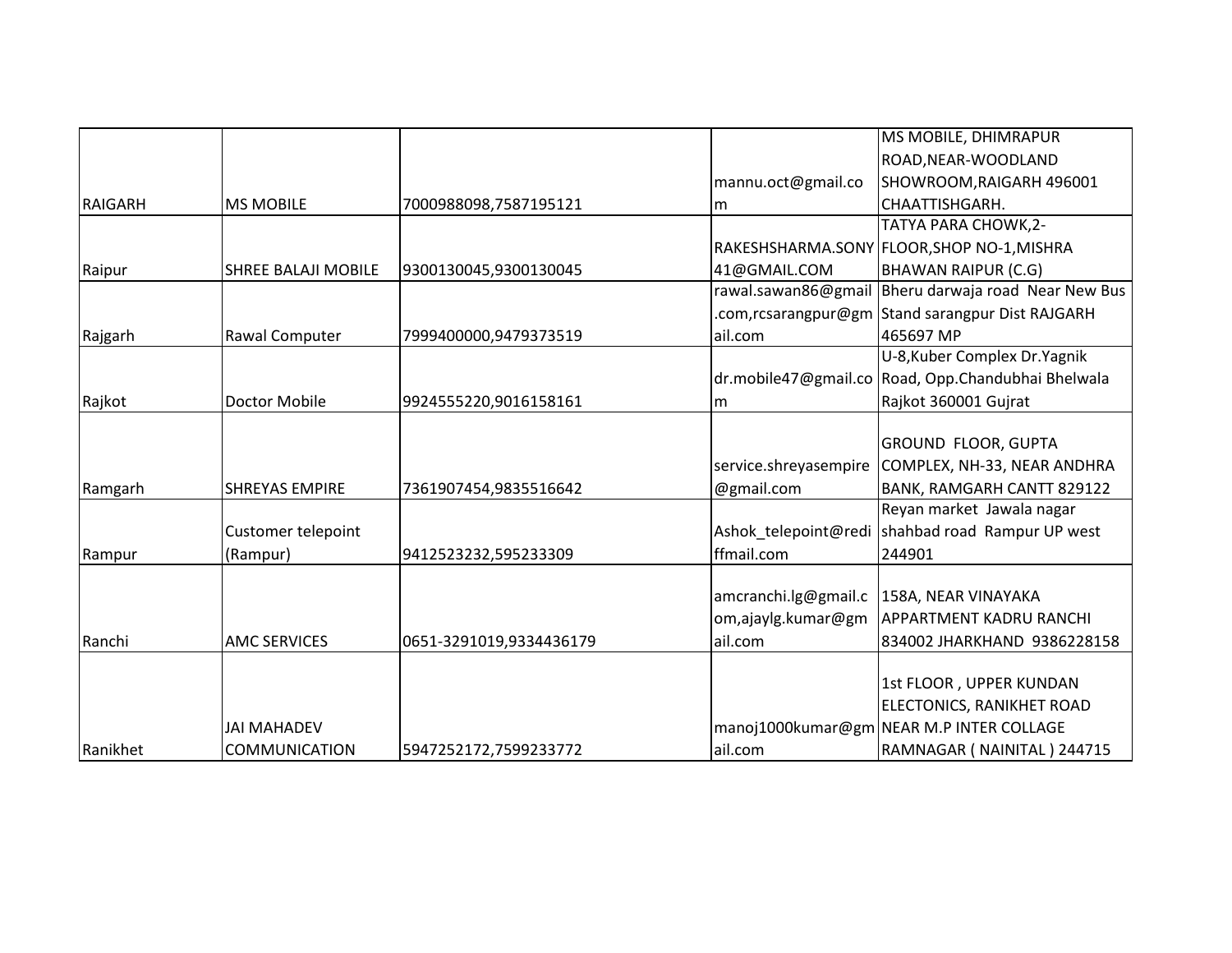| | | | | |
|---|---|---|---|---|
| RAIGARH | MS MOBILE | 7000988098,7587195121 | mannu.oct@gmail.com | MS MOBILE, DHIMRAPUR ROAD,NEAR-WOODLAND SHOWROOM,RAIGARH 496001 CHAATTISHGARH. |
| Raipur | SHREE BALAJI MOBILE | 9300130045,9300130045 | RAKESHSHARMA.SONY41@GMAIL.COM | TATYA PARA CHOWK,2-FLOOR,SHOP NO-1,MISHRA BHAWAN RAIPUR (C.G) |
| Rajgarh | Rawal Computer | 7999400000,9479373519 | rawal.sawan86@gmail.com,rcsarangpur@gmail.com | Bheru darwaja road Near New Bus Stand sarangpur Dist RAJGARH 465697 MP |
| Rajkot | Doctor Mobile | 9924555220,9016158161 | dr.mobile47@gmail.com | U-8,Kuber Complex Dr.Yagnik Road, Opp.Chandubhai Bhelwala Rajkot 360001 Gujrat |
| Ramgarh | SHREYAS EMPIRE | 7361907454,9835516642 | service.shreyasempire@gmail.com | GROUND FLOOR, GUPTA COMPLEX, NH-33, NEAR ANDHRA BANK, RAMGARH CANTT 829122 |
| Rampur | Customer telepoint (Rampur) | 9412523232,595233309 | Ashok_telepoint@rediffmail.com | Reyan market Jawala nagar shahbad road Rampur UP west 244901 |
| Ranchi | AMC SERVICES | 0651-3291019,9334436179 | amcranchi.lg@gmail.com,ajaylg.kumar@gmail.com | 158A, NEAR VINAYAKA APPARTMENT KADRU RANCHI 834002 JHARKHAND 9386228158 |
| Ranikhet | JAI MAHADEV COMMUNICATION | 5947252172,7599233772 | manoj1000kumar@gmail.com | 1st FLOOR , UPPER KUNDAN ELECTONICS, RANIKHET ROAD NEAR M.P INTER COLLAGE RAMNAGAR ( NAINITAL ) 244715 |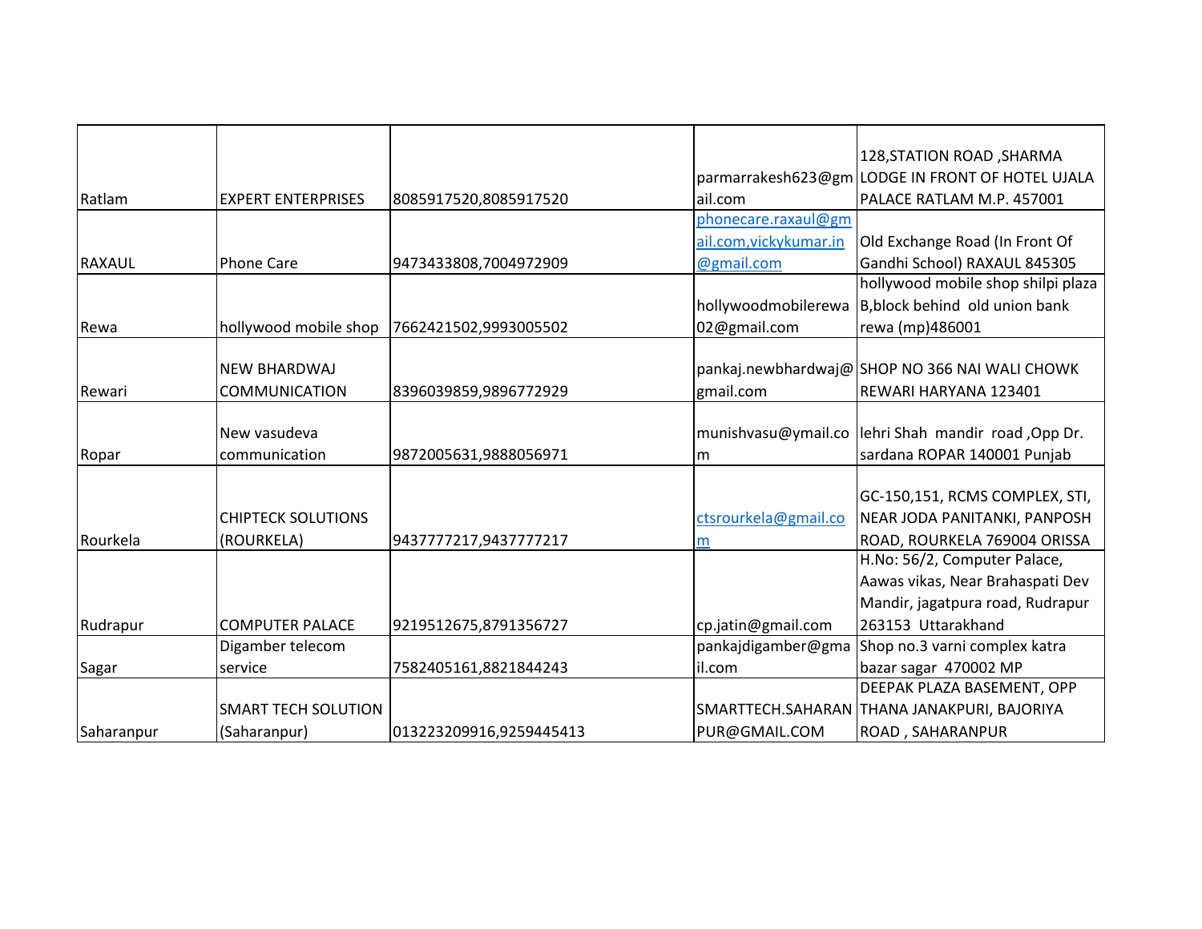| | | | | |
|---|---|---|---|---|
| Ratlam | EXPERT ENTERPRISES | 8085917520,8085917520 | parmarrakesh623@gmail.com | 128,STATION ROAD ,SHARMA LODGE IN FRONT OF HOTEL UJALA PALACE RATLAM M.P. 457001 |
| RAXAUL | Phone Care | 9473433808,7004972909 | phonecare.raxaul@gmail.com,vickykumar.in@gmail.com | Old Exchange Road (In Front Of Gandhi School) RAXAUL 845305 |
| Rewa | hollywood mobile shop | 7662421502,9993005502 | hollywoodmobilerewa02@gmail.com | hollywood mobile shop shilpi plaza B,block behind old union bank rewa (mp)486001 |
| Rewari | NEW BHARDWAJ COMMUNICATION | 8396039859,9896772929 | pankaj.newbhardwaj@gmail.com | SHOP NO 366 NAI WALI CHOWK REWARI HARYANA 123401 |
| Ropar | New vasudeva communication | 9872005631,9888056971 | munishvasu@ymail.com | lehri Shah mandir road ,Opp Dr. sardana ROPAR 140001 Punjab |
| Rourkela | CHIPTECK SOLUTIONS (ROURKELA) | 9437777217,9437777217 | ctsrourkela@gmail.com | GC-150,151, RCMS COMPLEX, STI, NEAR JODA PANITANKI, PANPOSH ROAD, ROURKELA 769004 ORISSA |
| Rudrapur | COMPUTER PALACE | 9219512675,8791356727 | cp.jatin@gmail.com | H.No: 56/2, Computer Palace, Aawas vikas, Near Brahaspati Dev Mandir, jagatpura road, Rudrapur 263153 Uttarakhand |
| Sagar | Digamber telecom service | 7582405161,8821844243 | pankajdigamber@gmail.com | Shop no.3 varni complex katra bazar sagar 470002 MP |
| Saharanpur | SMART TECH SOLUTION (Saharanpur) | 013223209916,9259445413 | SMARTTECH.SAHARANPUR@GMAIL.COM | DEEPAK PLAZA BASEMENT, OPP THANA JANAKPURI, BAJORIYA ROAD , SAHARANPUR |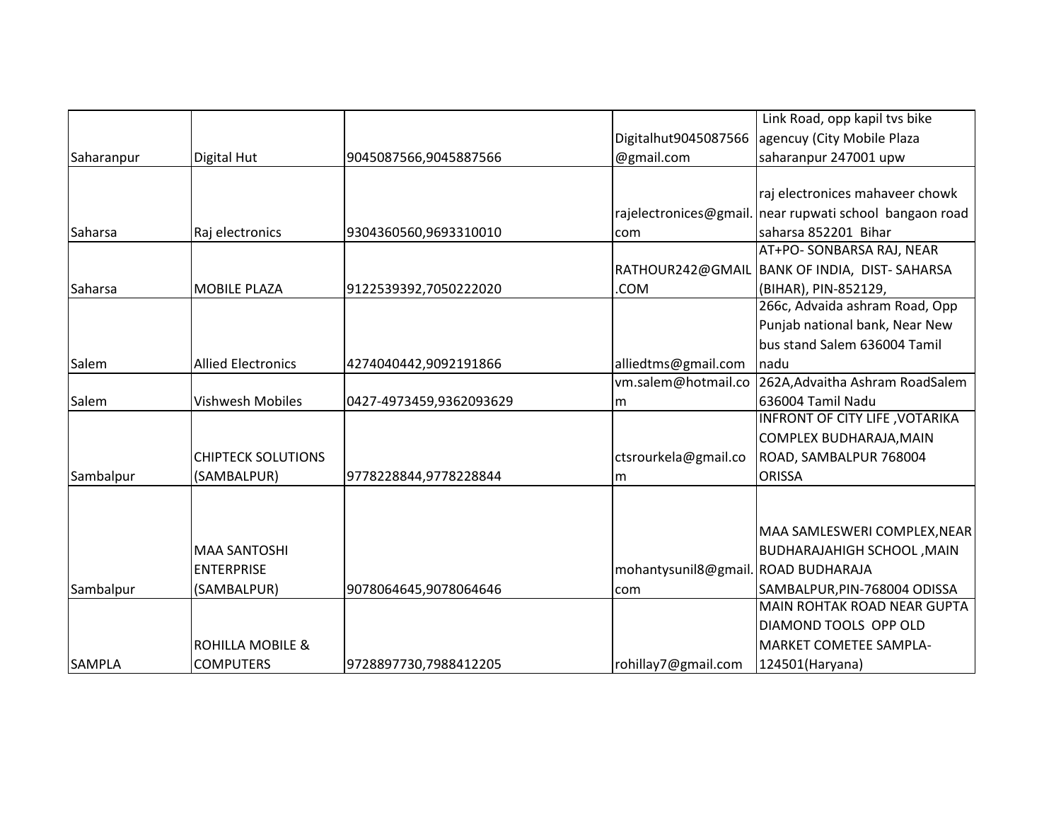| | | | | |
|---|---|---|---|---|
| Saharanpur | Digital Hut | 9045087566,9045887566 | Digitalhut9045087566@gmail.com | Link Road, opp kapil tvs bike agencuy (City Mobile Plaza saharanpur 247001 upw |
| Saharsa | Raj electronics | 9304360560,9693310010 | rajelectronices@gmail.com | raj electronices mahaveer chowk near rupwati school bangaon road saharsa 852201 Bihar |
| Saharsa | MOBILE PLAZA | 9122539392,7050222020 | RATHOUR242@GMAIL.COM | AT+PO- SONBARSA RAJ, NEAR BANK OF INDIA, DIST- SAHARSA (BIHAR), PIN-852129, |
| Salem | Allied Electronics | 4274040442,9092191866 | alliedtms@gmail.com | 266c, Advaida ashram Road, Opp Punjab national bank, Near New bus stand Salem 636004 Tamil nadu |
| Salem | Vishwesh Mobiles | 0427-4973459,9362093629 | vm.salem@hotmail.com | 262A,Advaitha Ashram RoadSalem 636004 Tamil Nadu |
| Sambalpur | CHIPTECK SOLUTIONS (SAMBALPUR) | 9778228844,9778228844 | ctsrourkela@gmail.com | INFRONT OF CITY LIFE ,VOTARIKA COMPLEX BUDHARAJA,MAIN ROAD, SAMBALPUR 768004 ORISSA |
| Sambalpur | MAA SANTOSHI ENTERPRISE (SAMBALPUR) | 9078064645,9078064646 | mohantysunil8@gmail.com | MAA SAMLESWERI COMPLEX,NEAR BUDHARAJAHIGH SCHOOL ,MAIN ROAD BUDHARAJA SAMBALPUR,PIN-768004 ODISSA |
| SAMPLA | ROHILLA MOBILE & COMPUTERS | 9728897730,7988412205 | rohillay7@gmail.com | MAIN ROHTAK ROAD NEAR GUPTA DIAMOND TOOLS OPP OLD MARKET COMETEE SAMPLA-124501(Haryana) |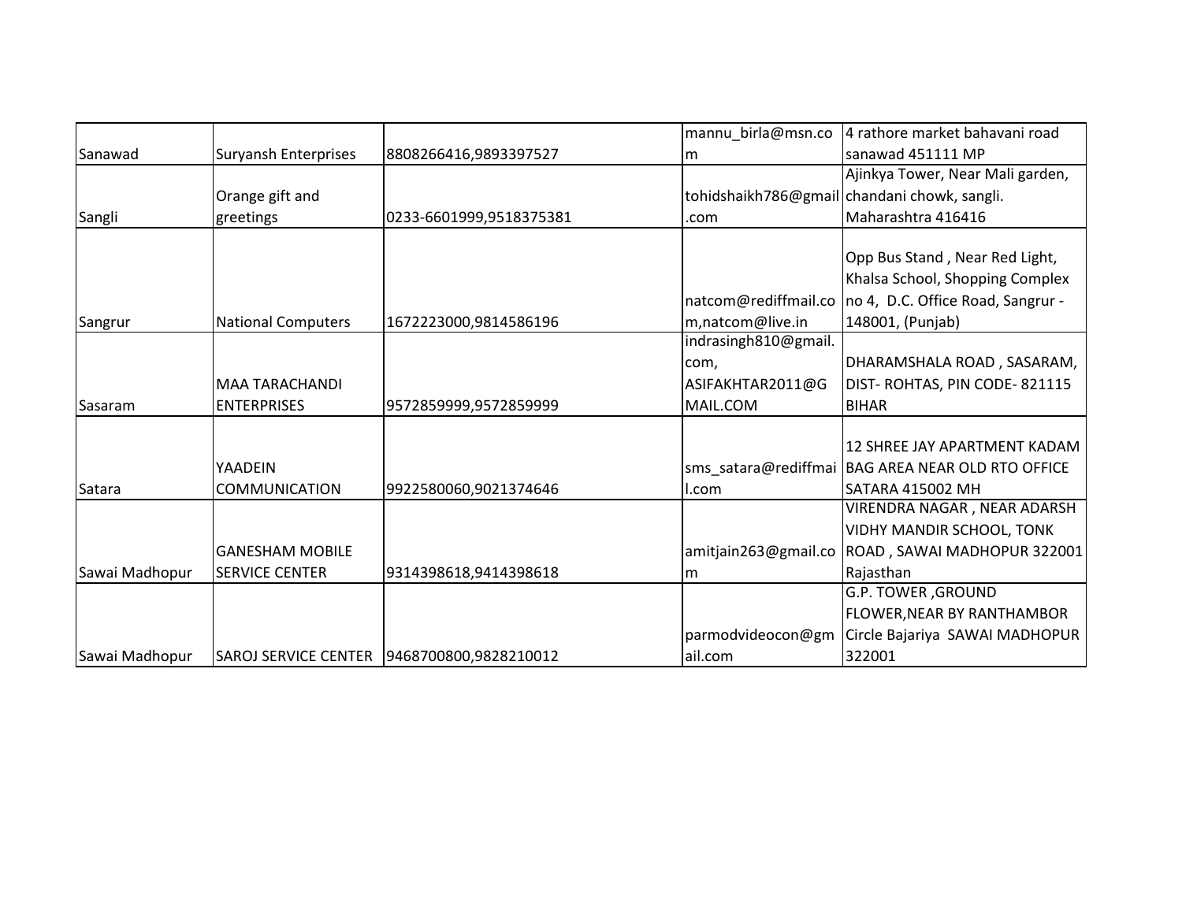| | | | | |
|---|---|---|---|---|
| Sanawad | Suryansh Enterprises | 8808266416,9893397527 | mannu_birla@msn.com | 4 rathore market bahavani road sanawad 451111 MP |
| Sangli | Orange gift and greetings | 0233-6601999,9518375381 | tohidshaikh786@gmail.com | Ajinkya Tower, Near Mali garden, chandani chowk, sangli. Maharashtra 416416 |
| Sangrur | National Computers | 1672223000,9814586196 | natcom@rediffmail.com,natcom@live.in | Opp Bus Stand , Near Red Light, Khalsa School, Shopping Complex no 4, D.C. Office Road, Sangrur - 148001, (Punjab) |
| Sasaram | MAA TARACHANDI ENTERPRISES | 9572859999,9572859999 | indrasingh810@gmail.com, ASIFAKHTAR2011@GMAIL.COM | DHARAMSHALA ROAD , SASARAM, DIST- ROHTAS, PIN CODE- 821115 BIHAR |
| Satara | YAADEIN COMMUNICATION | 9922580060,9021374646 | sms_satara@rediffmail.com | 12 SHREE JAY APARTMENT KADAM BAG AREA NEAR OLD RTO OFFICE SATARA 415002 MH |
| Sawai Madhopur | GANESHAM MOBILE SERVICE CENTER | 9314398618,9414398618 | amitjain263@gmail.com | VIRENDRA NAGAR , NEAR ADARSH VIDHY MANDIR SCHOOL, TONK ROAD , SAWAI MADHOPUR 322001 Rajasthan |
| Sawai Madhopur | SAROJ SERVICE CENTER | 9468700800,9828210012 | parmodvideocon@gmail.com | G.P. TOWER ,GROUND FLOWER,NEAR BY RANTHAMBOR Circle Bajariya SAWAI MADHOPUR 322001 |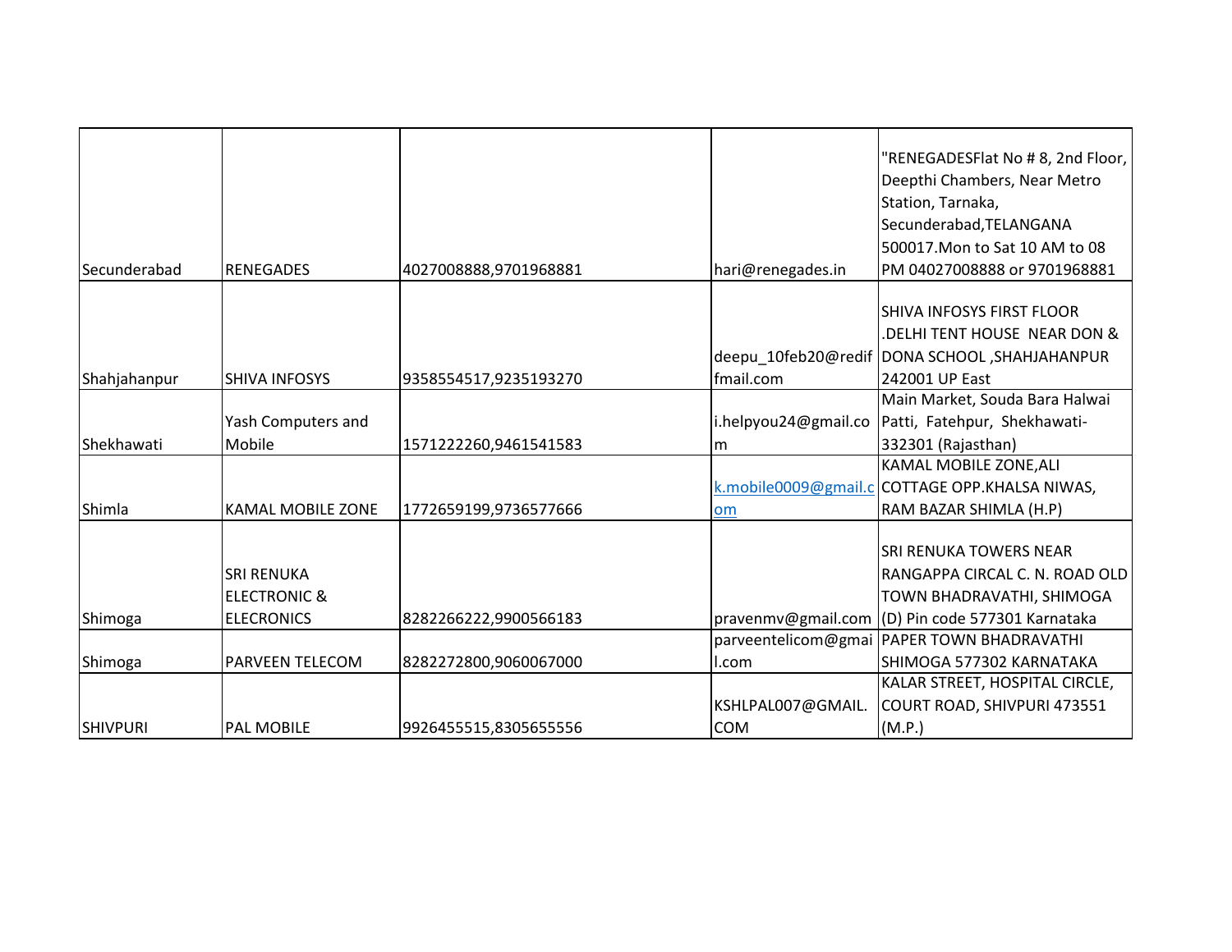| | | | | |
|---|---|---|---|---|
| Secunderabad | RENEGADES | 4027008888,9701968881 | hari@renegades.in | "RENEGADESFlat No # 8, 2nd Floor, Deepthi Chambers, Near Metro Station, Tarnaka, Secunderabad,TELANGANA 500017.Mon to Sat 10 AM to 08 PM 04027008888 or 9701968881 |
| Shahjahanpur | SHIVA INFOSYS | 9358554517,9235193270 | deepu_10feb20@rediffmail.com | SHIVA INFOSYS FIRST FLOOR .DELHI TENT HOUSE NEAR DON & DONA SCHOOL ,SHAHJAHANPUR 242001 UP East |
| Shekhawati | Yash Computers and Mobile | 1571222260,9461541583 | i.helpyou24@gmail.com | Main Market, Souda Bara Halwai Patti, Fatehpur, Shekhawati-332301 (Rajasthan) |
| Shimla | KAMAL MOBILE ZONE | 1772659199,9736577666 | k.mobile0009@gmail.com | KAMAL MOBILE ZONE,ALI COTTAGE OPP.KHALSA NIWAS, RAM BAZAR SHIMLA (H.P) |
| Shimoga | SRI RENUKA ELECTRONIC & ELECRONICS | 8282266222,9900566183 | pravenmv@gmail.com | SRI RENUKA TOWERS NEAR RANGAPPA CIRCAL C. N. ROAD OLD TOWN BHADRAVATHI, SHIMOGA (D) Pin code 577301 Karnataka |
| Shimoga | PARVEEN TELECOM | 8282272800,9060067000 | parveentelicom@gmail.com | PAPER TOWN BHADRAVATHI SHIMOGA 577302 KARNATAKA |
| SHIVPURI | PAL MOBILE | 9926455515,8305655556 | KSHLPAL007@GMAIL.COM | KALAR STREET, HOSPITAL CIRCLE, COURT ROAD, SHIVPURI 473551 (M.P.) |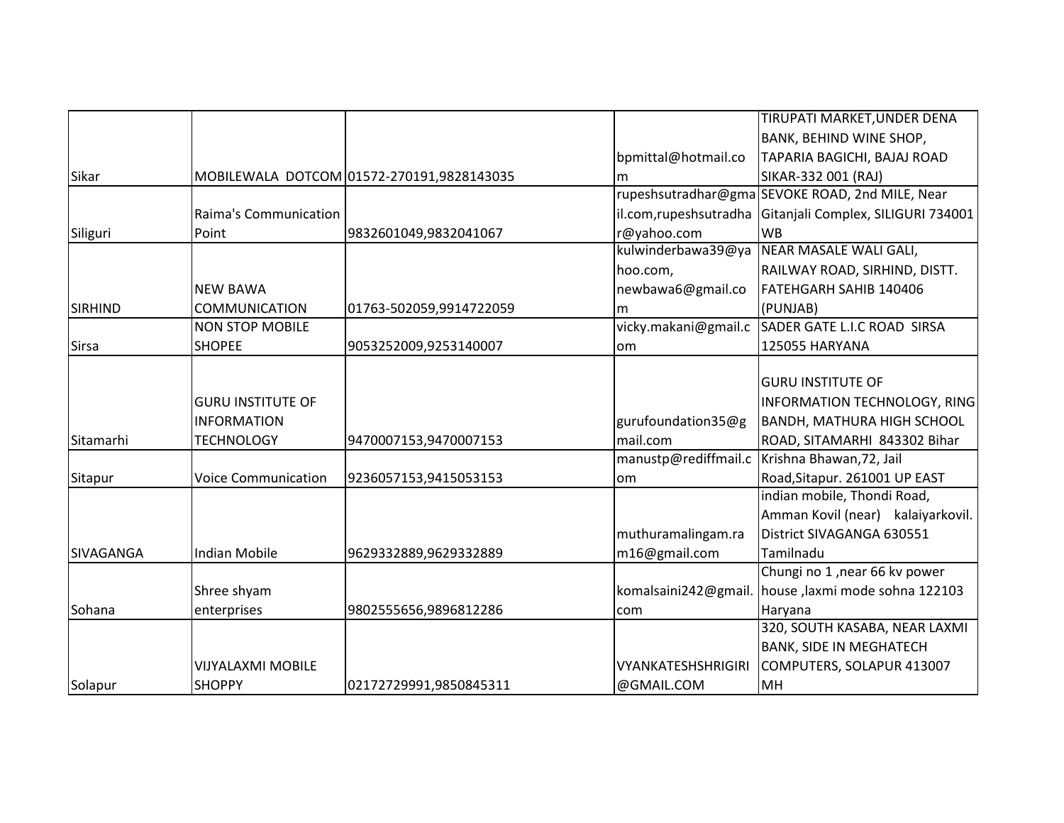| | | | | |
|---|---|---|---|---|
| Sikar | MOBILEWALA DOTCOM | 01572-270191,9828143035 | bpmittal@hotmail.com | TIRUPATI MARKET,UNDER DENA BANK, BEHIND WINE SHOP, TAPARIA BAGICHI, BAJAJ ROAD SIKAR-332 001 (RAJ) |
| Siliguri | Raima's Communication Point | 9832601049,9832041067 | rupeshsutradhar@gmail.com,rupeshsutradhar@yahoo.com | SEVOKE ROAD, 2nd MILE, Near Gitanjali Complex, SILIGURI 734001 WB |
| SIRHIND | NEW BAWA COMMUNICATION | 01763-502059,9914722059 | kulwinderbawa39@yahoo.com, newbawa6@gmail.com | NEAR MASALE WALI GALI, RAILWAY ROAD, SIRHIND, DISTT. FATEHGARH SAHIB 140406 (PUNJAB) |
| Sirsa | NON STOP MOBILE SHOPEE | 9053252009,9253140007 | vicky.makani@gmail.com | SADER GATE L.I.C ROAD SIRSA 125055 HARYANA |
| Sitamarhi | GURU INSTITUTE OF INFORMATION TECHNOLOGY | 9470007153,9470007153 | gurufoundation35@gmail.com | GURU INSTITUTE OF INFORMATION TECHNOLOGY, RING BANDH, MATHURA HIGH SCHOOL ROAD, SITAMARHI 843302 Bihar |
| Sitapur | Voice Communication | 9236057153,9415053153 | manustp@rediffmail.com | Krishna Bhawan,72, Jail Road,Sitapur. 261001 UP EAST |
| SIVAGANGA | Indian Mobile | 9629332889,9629332889 | muthuramalingam.ram16@gmail.com | indian mobile, Thondi Road, Amman Kovil (near) kalaiyarkovil. District SIVAGANGA 630551 Tamilnadu |
| Sohana | Shree shyam enterprises | 9802555656,9896812286 | komalsaini242@gmail.com | Chungi no 1 ,near 66 kv power house ,laxmi mode sohna 122103 Haryana |
| Solapur | VIJYALAXMI MOBILE SHOPPY | 02172729991,9850845311 | VYANKATESHSHRIGIRI@GMAIL.COM | 320, SOUTH KASABA, NEAR LAXMI BANK, SIDE IN MEGHATECH COMPUTERS, SOLAPUR 413007 MH |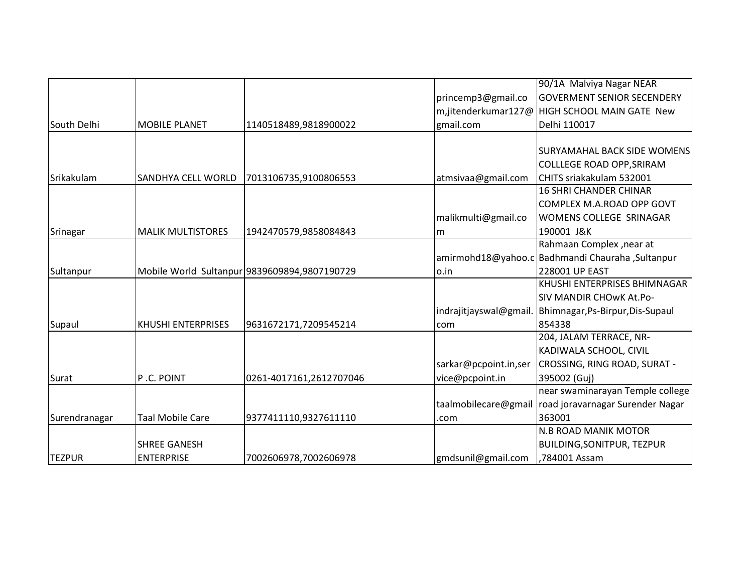| South Delhi | MOBILE PLANET | 1140518489,9818900022 | princemp3@gmail.com,jitenderkumar127@gmail.com | 90/1A Malviya Nagar NEAR GOVERMENT SENIOR SECENDERY HIGH SCHOOL MAIN GATE New Delhi 110017 |
|---|---|---|---|---|
| Srikakulam | SANDHYA CELL WORLD | 7013106735,9100806553 | atmsivaa@gmail.com | SURYAMAHAL BACK SIDE WOMENS COLLLEGE ROAD OPP,SRIRAM CHITS sriakakulam 532001 |
| Srinagar | MALIK MULTISTORES | 1942470579,9858084843 | malikmulti@gmail.com | 16 SHRI CHANDER CHINAR COMPLEX M.A.ROAD OPP GOVT WOMENS COLLEGE SRINAGAR 190001 J&K |
| Sultanpur | Mobile World Sultanpur | 9839609894,9807190729 | amirmohd18@yahoo.co.in | Rahmaan Complex ,near at Badhmandi Chauraha ,Sultanpur 228001 UP EAST |
| Supaul | KHUSHI ENTERPRISES | 9631672171,7209545214 | indrajitjayswal@gmail.com | KHUSHI ENTERPRISES BHIMNAGAR SIV MANDIR CHOwK At.Po-Bhimnagar,Ps-Birpur,Dis-Supaul 854338 |
| Surat | P .C. POINT | 0261-4017161,2612707046 | sarkar@pcpoint.in,service@pcpoint.in | 204, JALAM TERRACE, NR-KADIWALA SCHOOL, CIVIL CROSSING, RING ROAD, SURAT - 395002 (Guj) |
| Surendranagar | Taal Mobile Care | 9377411110,9327611110 | taalmobilecare@gmail.com | near swaminarayan Temple college road joravarnagar Surender Nagar 363001 |
| TEZPUR | SHREE GANESH ENTERPRISE | 7002606978,7002606978 | gmdsunil@gmail.com | N.B ROAD MANIK MOTOR BUILDING,SONITPUR, TEZPUR ,784001 Assam |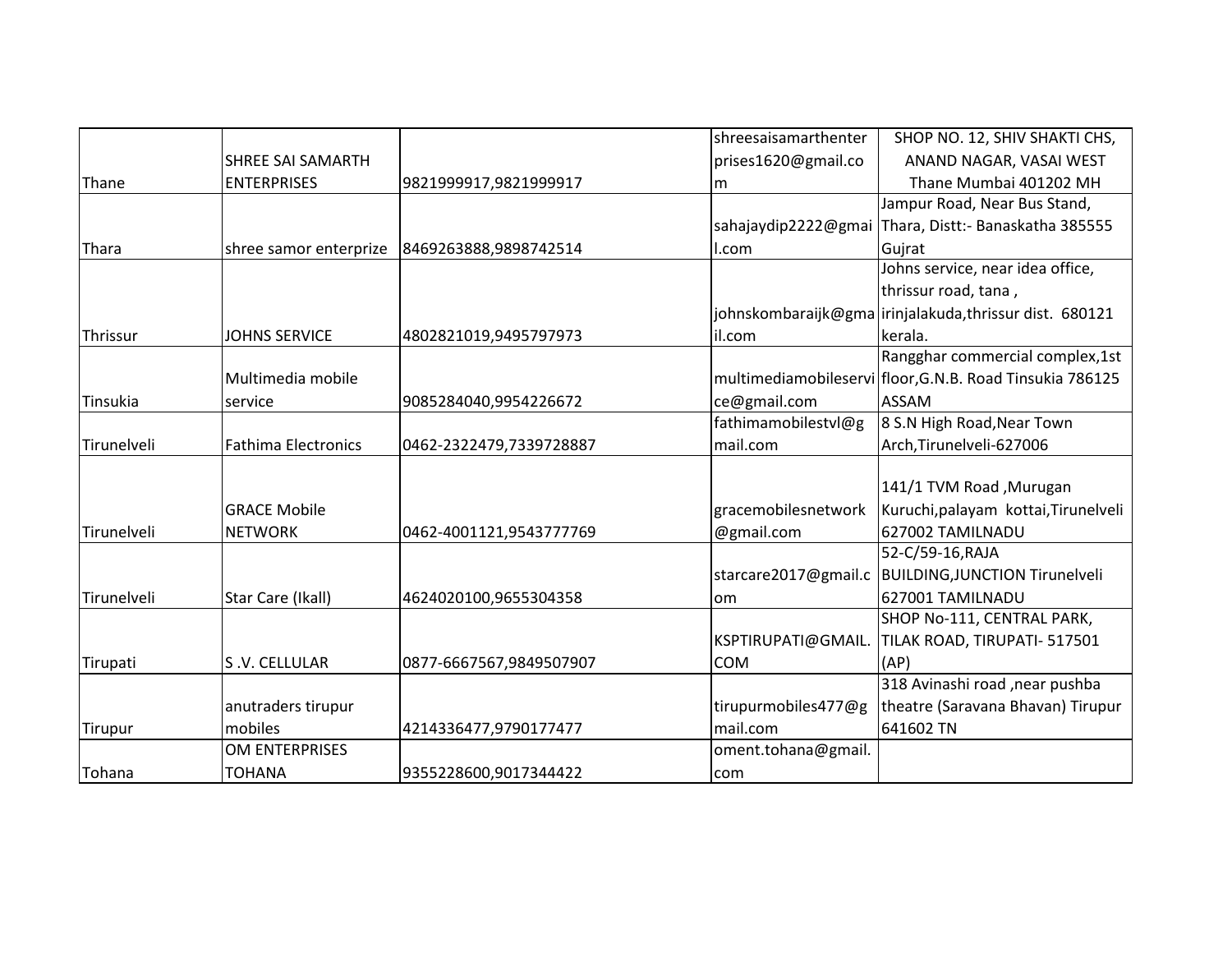| | | | | |
|---|---|---|---|---|
| Thane | SHREE SAI SAMARTH ENTERPRISES | 9821999917,9821999917 | shreesaisamarthenterprises1620@gmail.com | SHOP NO. 12, SHIV SHAKTI CHS, ANAND NAGAR, VASAI WEST Thane Mumbai 401202 MH |
| Thara | shree samor enterprize | 8469263888,9898742514 | sahajaydip2222@gmail.com | Jampur Road, Near Bus Stand, Thara, Distt:- Banaskatha 385555 Gujrat |
| Thrissur | JOHNS SERVICE | 4802821019,9495797973 | johnskombaraijk@gmail.com | Johns service, near idea office, thrissur road, tana , irinjalakuda,thrissur dist. 680121 kerala. |
| Tinsukia | Multimedia mobile service | 9085284040,9954226672 | multimediamobileservice@gmail.com | Rangghar commercial complex,1st floor,G.N.B. Road Tinsukia 786125 ASSAM |
| Tirunelveli | Fathima Electronics | 0462-2322479,7339728887 | fathimamobilestvl@gmail.com | 8 S.N High Road,Near Town Arch,Tirunelveli-627006 |
| Tirunelveli | GRACE Mobile NETWORK | 0462-4001121,9543777769 | gracemobilesnetwork@gmail.com | 141/1 TVM Road ,Murugan Kuruchi,palayam kottai,Tirunelveli 627002 TAMILNADU |
| Tirunelveli | Star Care (Ikall) | 4624020100,9655304358 | starcare2017@gmail.com | 52-C/59-16,RAJA BUILDING,JUNCTION Tirunelveli 627001 TAMILNADU |
| Tirupati | S .V. CELLULAR | 0877-6667567,9849507907 | KSPTIRUPATI@GMAIL.COM | SHOP No-111, CENTRAL PARK, TILAK ROAD, TIRUPATI- 517501 (AP) |
| Tirupur | anutraders tirupur mobiles | 4214336477,9790177477 | tirupurmobiles477@gmail.com | 318 Avinashi road ,near pushba theatre (Saravana Bhavan) Tirupur 641602 TN |
| Tohana | OM ENTERPRISES TOHANA | 9355228600,9017344422 | oment.tohana@gmail.com | |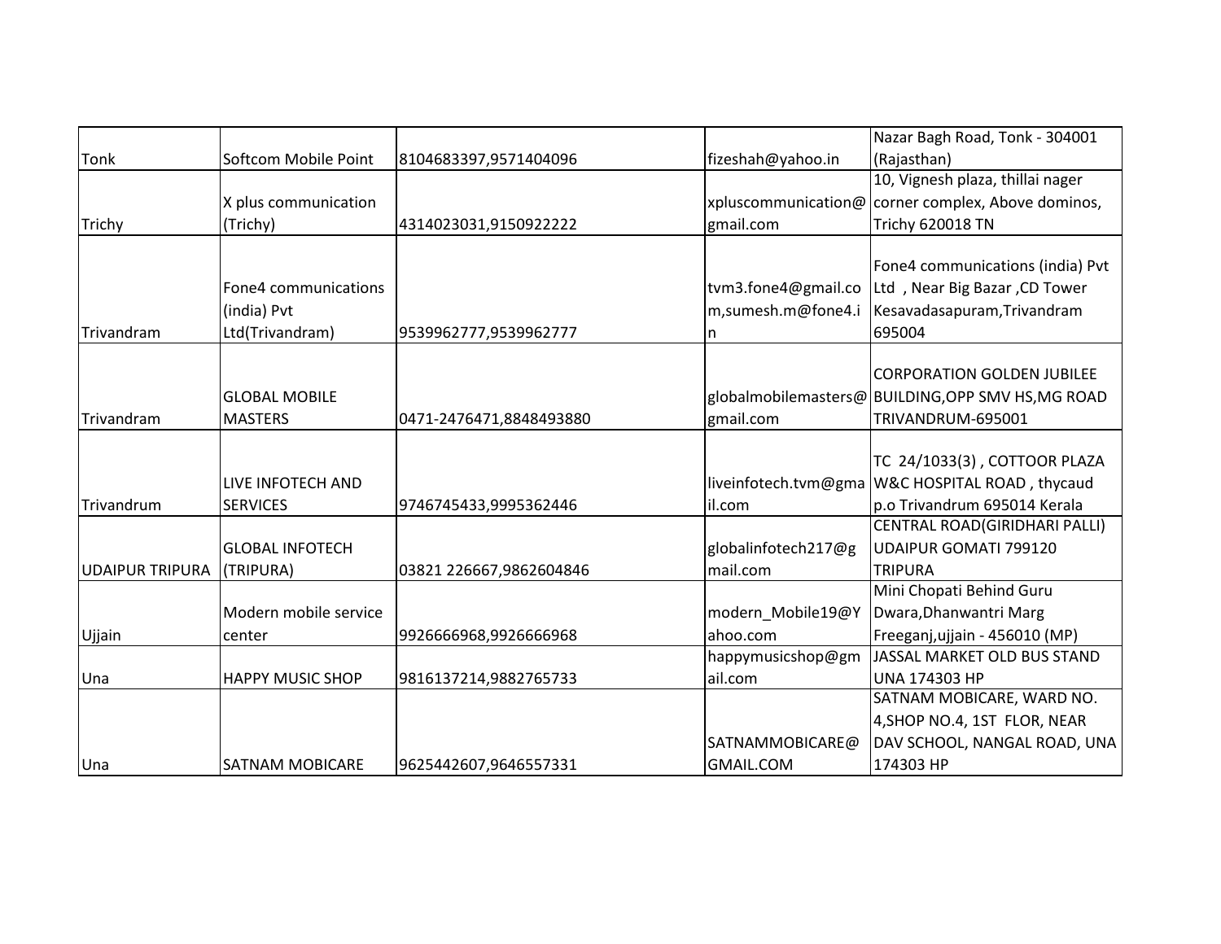| Tonk | Softcom Mobile Point | 8104683397,9571404096 | fizeshah@yahoo.in | Nazar Bagh Road, Tonk - 304001 (Rajasthan) |
|---|---|---|---|---|
| Trichy | X plus communication (Trichy) | 4314023031,9150922222 | xpluscommunication@gmail.com | 10, Vignesh plaza, thillai nager corner complex, Above dominos, Trichy 620018 TN |
| Trivandram | Fone4 communications (india) Pvt Ltd(Trivandram) | 9539962777,9539962777 | tvm3.fone4@gmail.com,sumesh.m@fone4.in | Fone4 communications (india) Pvt Ltd , Near Big Bazar ,CD Tower Kesavadasapuram,Trivandram 695004 |
| Trivandram | GLOBAL MOBILE MASTERS | 0471-2476471,8848493880 | globalmobilemasters@gmail.com | CORPORATION GOLDEN JUBILEE BUILDING,OPP SMV HS,MG ROAD TRIVANDRUM-695001 |
| Trivandrum | LIVE INFOTECH AND SERVICES | 9746745433,9995362446 | liveinfotech.tvm@gmail.com | TC 24/1033(3) , COTTOOR PLAZA W&C HOSPITAL ROAD , thycaud p.o Trivandrum 695014 Kerala |
| UDAIPUR TRIPURA | GLOBAL INFOTECH (TRIPURA) | 03821 226667,9862604846 | globalinfotech217@gmail.com | CENTRAL ROAD(GIRIDHARI PALLI) UDAIPUR GOMATI 799120 TRIPURA |
| Ujjain | Modern mobile service center | 9926666968,9926666968 | modern_Mobile19@Yahoo.com | Mini Chopati Behind Guru Dwara,Dhanwantri Marg Freeganj,ujjain - 456010 (MP) |
| Una | HAPPY MUSIC SHOP | 9816137214,9882765733 | happymusicshop@gmail.com | JASSAL MARKET OLD BUS STAND UNA 174303 HP |
| Una | SATNAM MOBICARE | 9625442607,9646557331 | SATNAMMOBICARE@GMAIL.COM | SATNAM MOBICARE, WARD NO. 4,SHOP NO.4, 1ST FLOR, NEAR DAV SCHOOL, NANGAL ROAD, UNA 174303 HP |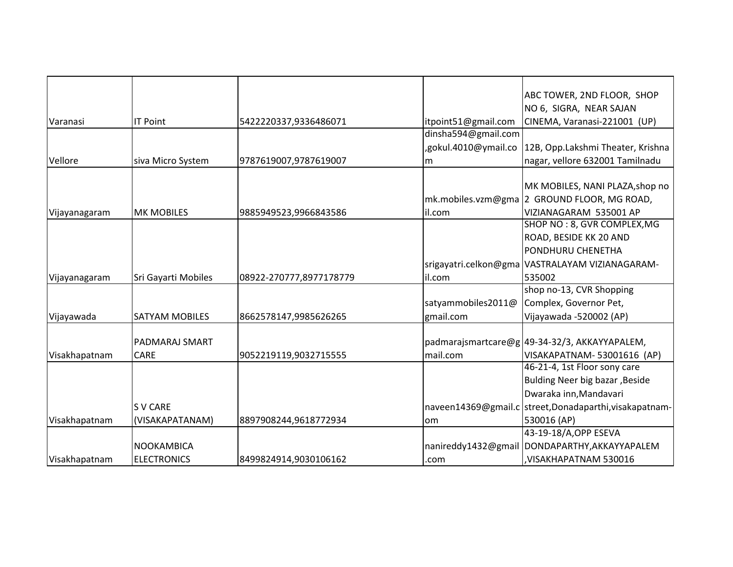| | | | | |
|---|---|---|---|---|
| Varanasi | IT Point | 5422220337,9336486071 | itpoint51@gmail.com | ABC TOWER, 2ND FLOOR, SHOP NO 6, SIGRA, NEAR SAJAN CINEMA, Varanasi-221001 (UP) |
| Vellore | siva Micro System | 9787619007,9787619007 | dinsha594@gmail.com,gokul.4010@ymail.com | 12B, Opp.Lakshmi Theater, Krishna nagar, vellore 632001 Tamilnadu |
| Vijayanagaram | MK MOBILES | 9885949523,9966843586 | mk.mobiles.vzm@gmail.com | MK MOBILES, NANI PLAZA,shop no 2 GROUND FLOOR, MG ROAD, VIZIANAGARAM 535001 AP |
| Vijayanagaram | Sri Gayarti Mobiles | 08922-270777,8977178779 | srigayatri.celkon@gmail.com | SHOP NO : 8, GVR COMPLEX,MG ROAD, BESIDE KK 20 AND PONDHURU CHENETHA VASTRALAYAM VIZIANAGARAM-535002 |
| Vijayawada | SATYAM MOBILES | 8662578147,9985626265 | satyammobiles2011@gmail.com | shop no-13, CVR Shopping Complex, Governor Pet, Vijayawada -520002 (AP) |
| Visakhapatnam | PADMARAJ SMART CARE | 9052219119,9032715555 | padmarajsmartcare@gmail.com | 49-34-32/3, AKKAYYAPALEM, VISAKAPATNAM- 53001616 (AP) |
| Visakhapatnam | S V CARE (VISAKAPATANAM) | 8897908244,9618772934 | naveen14369@gmail.com | 46-21-4, 1st Floor sony care Bulding Neer big bazar ,Beside Dwaraka inn,Mandavari street,Donadaparthi,visakapatnam-530016 (AP) |
| Visakhapatnam | NOOKAMBICA ELECTRONICS | 8499824914,9030106162 | nanireddy1432@gmail.com | 43-19-18/A,OPP ESEVA DONDAPARTHY,AKKAYYAPALEM ,VISAKHAPATNAM 530016 |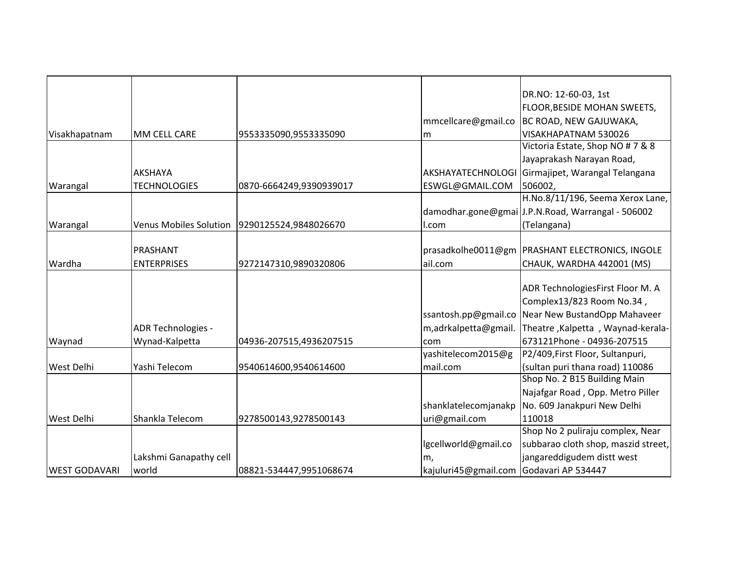| | | | | |
|---|---|---|---|---|
| Visakhapatnam | MM CELL CARE | 9553335090,9553335090 | mmcellcare@gmail.com | DR.NO: 12-60-03, 1st FLOOR,BESIDE MOHAN SWEETS, BC ROAD, NEW GAJUWAKA, VISAKHAPATNAM 530026 |
| Warangal | AKSHAYA TECHNOLOGIES | 0870-6664249,9390939017 | AKSHAYATECHNOLOGIESWGL@GMAIL.COM | Victoria Estate, Shop NO # 7 & 8 Jayaprakash Narayan Road, Girmajipet, Warangal Telangana 506002, |
| Warangal | Venus Mobiles Solution | 9290125524,9848026670 | damodhar.gone@gmail.com | H.No.8/11/196, Seema Xerox Lane, J.P.N.Road, Warrangal - 506002 (Telangana) |
| Wardha | PRASHANT ENTERPRISES | 9272147310,9890320806 | prasadkolhe0011@gmail.com | PRASHANT ELECTRONICS, INGOLE CHAUK, WARDHA 442001 (MS) |
| Waynad | ADR Technologies - Wynad-Kalpetta | 04936-207515,4936207515 | ssantosh.pp@gmail.com,adrkalpetta@gmail.com | ADR TechnologiesFirst Floor M. A Complex13/823 Room No.34 , Near New BustandOpp Mahaveer Theatre ,Kalpetta , Waynad-kerala-673121Phone - 04936-207515 |
| West Delhi | Yashi Telecom | 9540614600,9540614600 | yashitelecom2015@gmail.com | P2/409,First Floor, Sultanpuri, (sultan puri thana road) 110086 |
| West Delhi | Shankla Telecom | 9278500143,9278500143 | shanklatelecomjanakpuri@gmail.com | Shop No. 2 B15 Building Main Najafgar Road , Opp. Metro Piller No. 609 Janakpuri New Delhi 110018 |
| WEST GODAVARI | Lakshmi Ganapathy cell world | 08821-534447,9951068674 | lgcellworld@gmail.com, kajuluri45@gmail.com | Shop No 2 puliraju complex, Near subbarao cloth shop, maszid street, jangareddigudem distt west Godavari AP 534447 |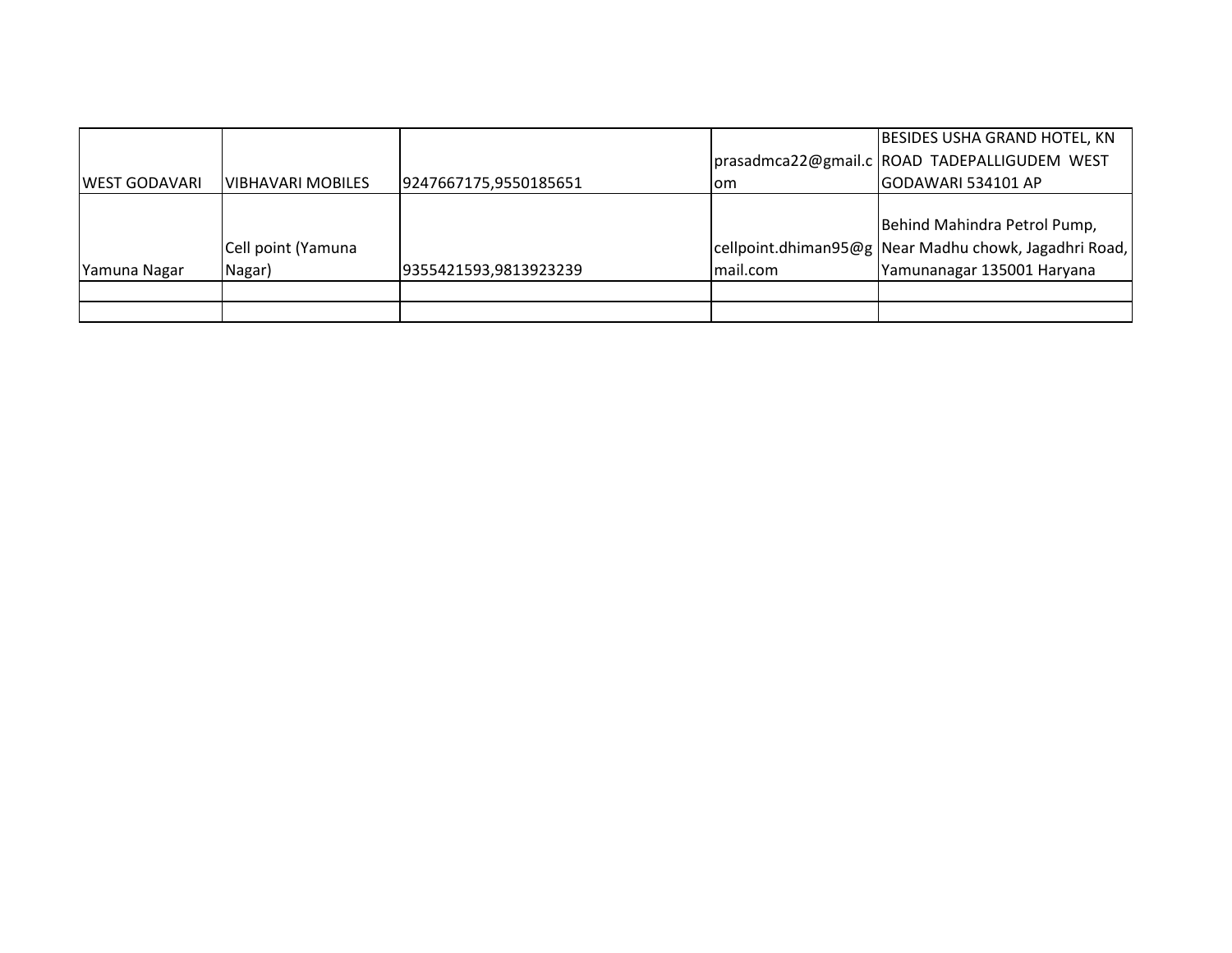| | | | | |
|---|---|---|---|---|
| WEST GODAVARI | VIBHAVARI MOBILES | 9247667175,9550185651 | prasadmca22@gmail.com | BESIDES USHA GRAND HOTEL, KN ROAD TADEPALLIGUDEM WEST GODAWARI 534101 AP |
| Yamuna Nagar | Cell point (Yamuna Nagar) | 9355421593,9813923239 | cellpoint.dhiman95@gmail.com | Behind Mahindra Petrol Pump, Near Madhu chowk, Jagadhri Road, Yamunanagar 135001 Haryana |
| | | | | |
| | | | | |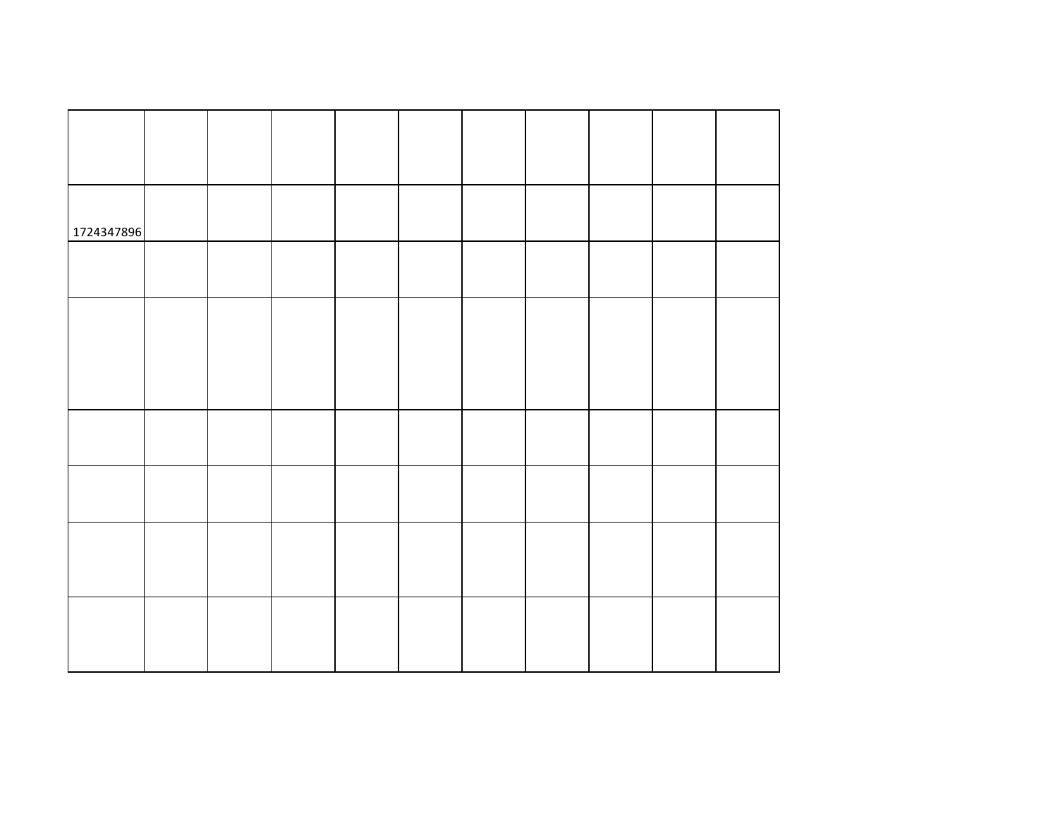| | | | | | | | | | | |
|---|---|---|---|---|---|---|---|---|---|---|
| 1724347896 | | | | | | | | | | |
| | | | | | | | | | | |
| | | | | | | | | | | |
| | | | | | | | | | | |
| | | | | | | | | | | |
| | | | | | | | | | | |
| | | | | | | | | | | |